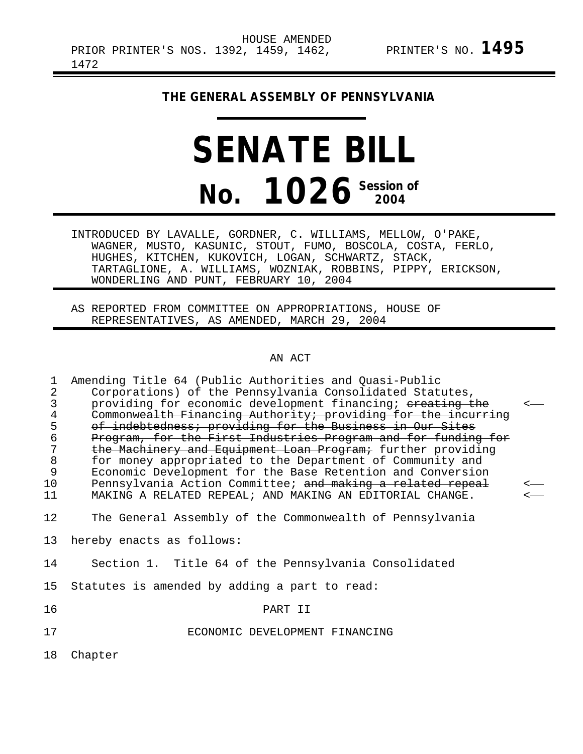HOUSE AMENDED
PRIOR PRINTER'S NOS. 1392, 1459, 1462, 1472 PRINTER'S NO. **1495**

**THE GENERAL ASSEMBLY OF PENNSYLVANIA**

# SENATE BILL

# No. 1026 Session of 2004

INTRODUCED BY LAVALLE, GORDNER, C. WILLIAMS, MELLOW, O'PAKE, WAGNER, MUSTO, KASUNIC, STOUT, FUMO, BOSCOLA, COSTA, FERLO, HUGHES, KITCHEN, KUKOVICH, LOGAN, SCHWARTZ, STACK, TARTAGLIONE, A. WILLIAMS, WOZNIAK, ROBBINS, PIPPY, ERICKSON, WONDERLING AND PUNT, FEBRUARY 10, 2004

AS REPORTED FROM COMMITTEE ON APPROPRIATIONS, HOUSE OF REPRESENTATIVES, AS AMENDED, MARCH 29, 2004

AN ACT

1 Amending Title 64 (Public Authorities and Quasi-Public
2 Corporations) of the Pennsylvania Consolidated Statutes,
3 providing for economic development financing; ~~creating the~~ <—
4 ~~Commonwealth Financing Authority; providing for the incurring~~
5 ~~of indebtedness; providing for the Business in Our Sites~~
6 ~~Program, for the First Industries Program and for funding for~~
7 ~~the Machinery and Equipment Loan Program;~~ further providing
8 for money appropriated to the Department of Community and
9 Economic Development for the Base Retention and Conversion
10 Pennsylvania Action Committee; ~~and making a related repeal~~ <—
11 MAKING A RELATED REPEAL; AND MAKING AN EDITORIAL CHANGE. <—

12 The General Assembly of the Commonwealth of Pennsylvania
13 hereby enacts as follows:

14 Section 1. Title 64 of the Pennsylvania Consolidated
15 Statutes is amended by adding a part to read:

16 PART II

17 ECONOMIC DEVELOPMENT FINANCING

18 Chapter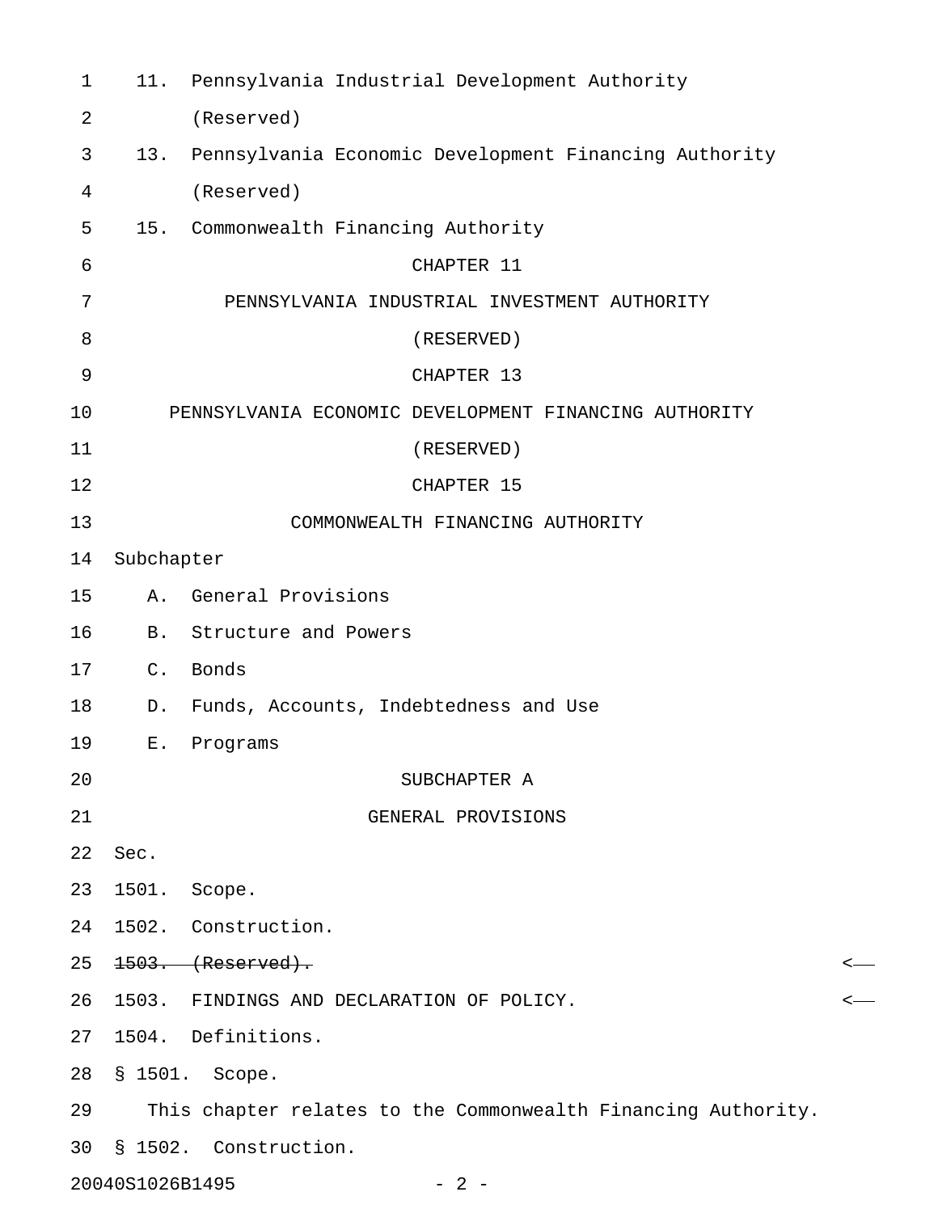11. Pennsylvania Industrial Development Authority (Reserved)

13. Pennsylvania Economic Development Financing Authority (Reserved)

15. Commonwealth Financing Authority

## CHAPTER 11

## PENNSYLVANIA INDUSTRIAL INVESTMENT AUTHORITY

## (RESERVED)

## CHAPTER 13

## PENNSYLVANIA ECONOMIC DEVELOPMENT FINANCING AUTHORITY

## (RESERVED)

## CHAPTER 15

## COMMONWEALTH FINANCING AUTHORITY

Subchapter

A. General Provisions

B. Structure and Powers

C. Bonds

D. Funds, Accounts, Indebtedness and Use

E. Programs

### SUBCHAPTER A

### GENERAL PROVISIONS

Sec.

1501. Scope.

1502. Construction.

~~1503. (Reserved).~~

1503. FINDINGS AND DECLARATION OF POLICY.

1504. Definitions.

§ 1501. Scope.

This chapter relates to the Commonwealth Financing Authority.

§ 1502. Construction.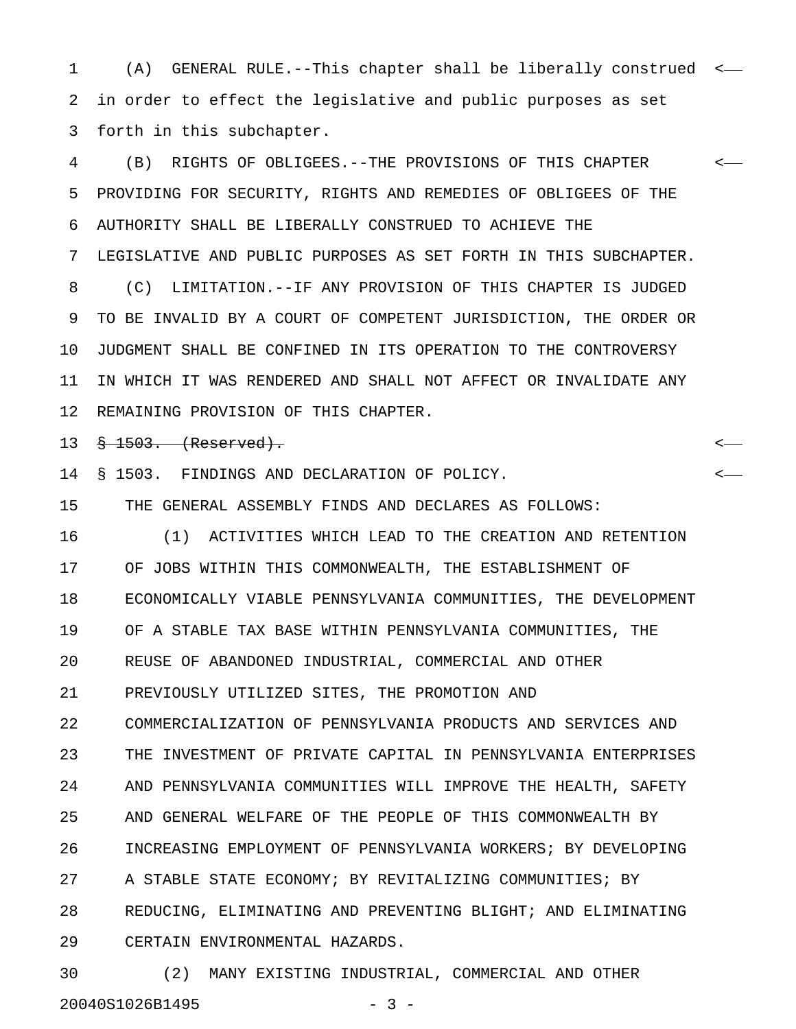(A) GENERAL RULE.--This chapter shall be liberally construed in order to effect the legislative and public purposes as set forth in this subchapter.

(B) RIGHTS OF OBLIGEES.--THE PROVISIONS OF THIS CHAPTER PROVIDING FOR SECURITY, RIGHTS AND REMEDIES OF OBLIGEES OF THE AUTHORITY SHALL BE LIBERALLY CONSTRUED TO ACHIEVE THE LEGISLATIVE AND PUBLIC PURPOSES AS SET FORTH IN THIS SUBCHAPTER.

(C) LIMITATION.--IF ANY PROVISION OF THIS CHAPTER IS JUDGED TO BE INVALID BY A COURT OF COMPETENT JURISDICTION, THE ORDER OR JUDGMENT SHALL BE CONFINED IN ITS OPERATION TO THE CONTROVERSY IN WHICH IT WAS RENDERED AND SHALL NOT AFFECT OR INVALIDATE ANY REMAINING PROVISION OF THIS CHAPTER.

~~§ 1503. (Reserved).~~

§ 1503. FINDINGS AND DECLARATION OF POLICY.

THE GENERAL ASSEMBLY FINDS AND DECLARES AS FOLLOWS:

(1) ACTIVITIES WHICH LEAD TO THE CREATION AND RETENTION OF JOBS WITHIN THIS COMMONWEALTH, THE ESTABLISHMENT OF ECONOMICALLY VIABLE PENNSYLVANIA COMMUNITIES, THE DEVELOPMENT OF A STABLE TAX BASE WITHIN PENNSYLVANIA COMMUNITIES, THE REUSE OF ABANDONED INDUSTRIAL, COMMERCIAL AND OTHER PREVIOUSLY UTILIZED SITES, THE PROMOTION AND COMMERCIALIZATION OF PENNSYLVANIA PRODUCTS AND SERVICES AND THE INVESTMENT OF PRIVATE CAPITAL IN PENNSYLVANIA ENTERPRISES AND PENNSYLVANIA COMMUNITIES WILL IMPROVE THE HEALTH, SAFETY AND GENERAL WELFARE OF THE PEOPLE OF THIS COMMONWEALTH BY INCREASING EMPLOYMENT OF PENNSYLVANIA WORKERS; BY DEVELOPING A STABLE STATE ECONOMY; BY REVITALIZING COMMUNITIES; BY REDUCING, ELIMINATING AND PREVENTING BLIGHT; AND ELIMINATING CERTAIN ENVIRONMENTAL HAZARDS.

(2) MANY EXISTING INDUSTRIAL, COMMERCIAL AND OTHER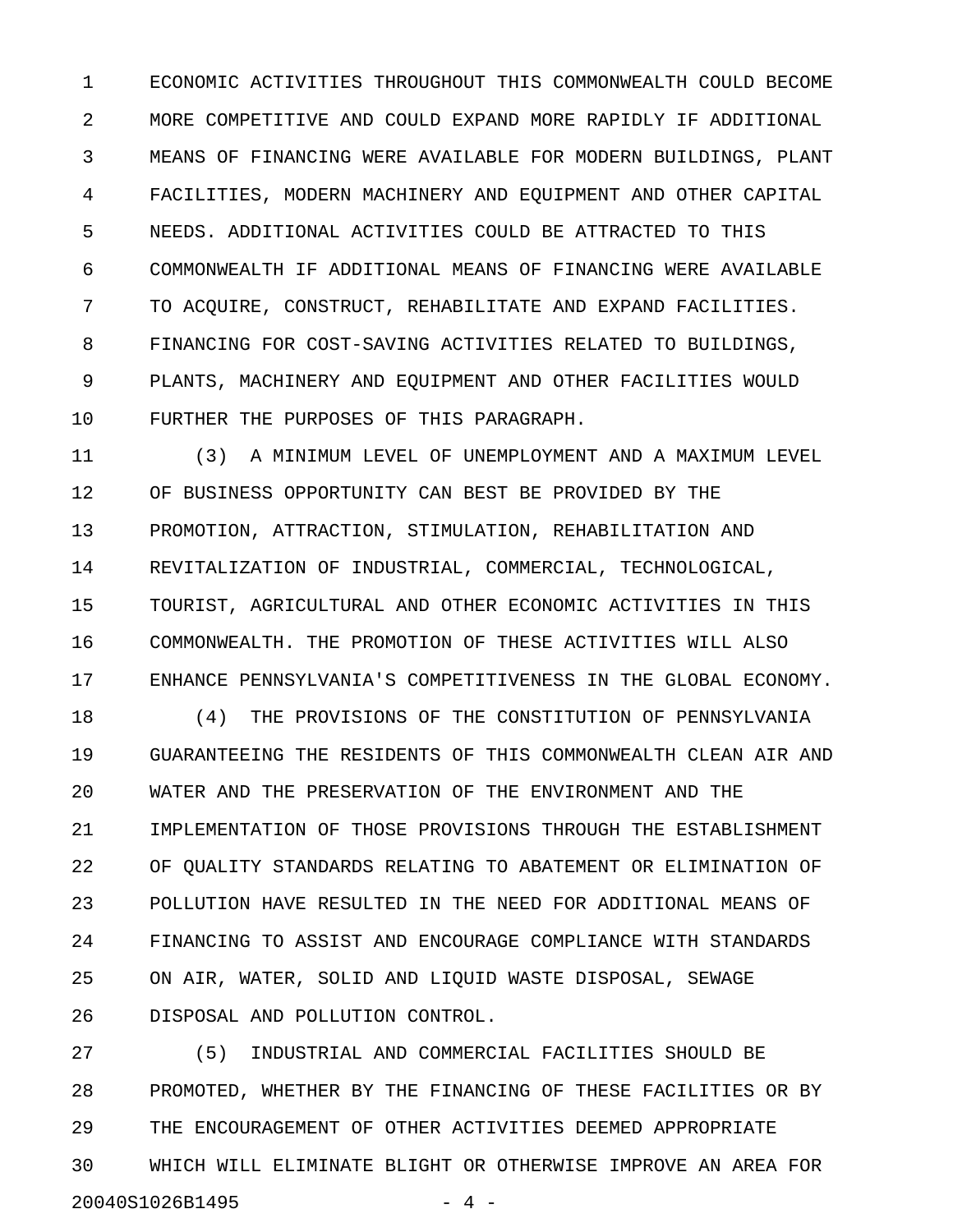ECONOMIC ACTIVITIES THROUGHOUT THIS COMMONWEALTH COULD BECOME MORE COMPETITIVE AND COULD EXPAND MORE RAPIDLY IF ADDITIONAL MEANS OF FINANCING WERE AVAILABLE FOR MODERN BUILDINGS, PLANT FACILITIES, MODERN MACHINERY AND EQUIPMENT AND OTHER CAPITAL NEEDS. ADDITIONAL ACTIVITIES COULD BE ATTRACTED TO THIS COMMONWEALTH IF ADDITIONAL MEANS OF FINANCING WERE AVAILABLE TO ACQUIRE, CONSTRUCT, REHABILITATE AND EXPAND FACILITIES. FINANCING FOR COST-SAVING ACTIVITIES RELATED TO BUILDINGS, PLANTS, MACHINERY AND EQUIPMENT AND OTHER FACILITIES WOULD FURTHER THE PURPOSES OF THIS PARAGRAPH.

(3) A MINIMUM LEVEL OF UNEMPLOYMENT AND A MAXIMUM LEVEL OF BUSINESS OPPORTUNITY CAN BEST BE PROVIDED BY THE PROMOTION, ATTRACTION, STIMULATION, REHABILITATION AND REVITALIZATION OF INDUSTRIAL, COMMERCIAL, TECHNOLOGICAL, TOURIST, AGRICULTURAL AND OTHER ECONOMIC ACTIVITIES IN THIS COMMONWEALTH. THE PROMOTION OF THESE ACTIVITIES WILL ALSO ENHANCE PENNSYLVANIA'S COMPETITIVENESS IN THE GLOBAL ECONOMY.

(4) THE PROVISIONS OF THE CONSTITUTION OF PENNSYLVANIA GUARANTEEING THE RESIDENTS OF THIS COMMONWEALTH CLEAN AIR AND WATER AND THE PRESERVATION OF THE ENVIRONMENT AND THE IMPLEMENTATION OF THOSE PROVISIONS THROUGH THE ESTABLISHMENT OF QUALITY STANDARDS RELATING TO ABATEMENT OR ELIMINATION OF POLLUTION HAVE RESULTED IN THE NEED FOR ADDITIONAL MEANS OF FINANCING TO ASSIST AND ENCOURAGE COMPLIANCE WITH STANDARDS ON AIR, WATER, SOLID AND LIQUID WASTE DISPOSAL, SEWAGE DISPOSAL AND POLLUTION CONTROL.

(5) INDUSTRIAL AND COMMERCIAL FACILITIES SHOULD BE PROMOTED, WHETHER BY THE FINANCING OF THESE FACILITIES OR BY THE ENCOURAGEMENT OF OTHER ACTIVITIES DEEMED APPROPRIATE WHICH WILL ELIMINATE BLIGHT OR OTHERWISE IMPROVE AN AREA FOR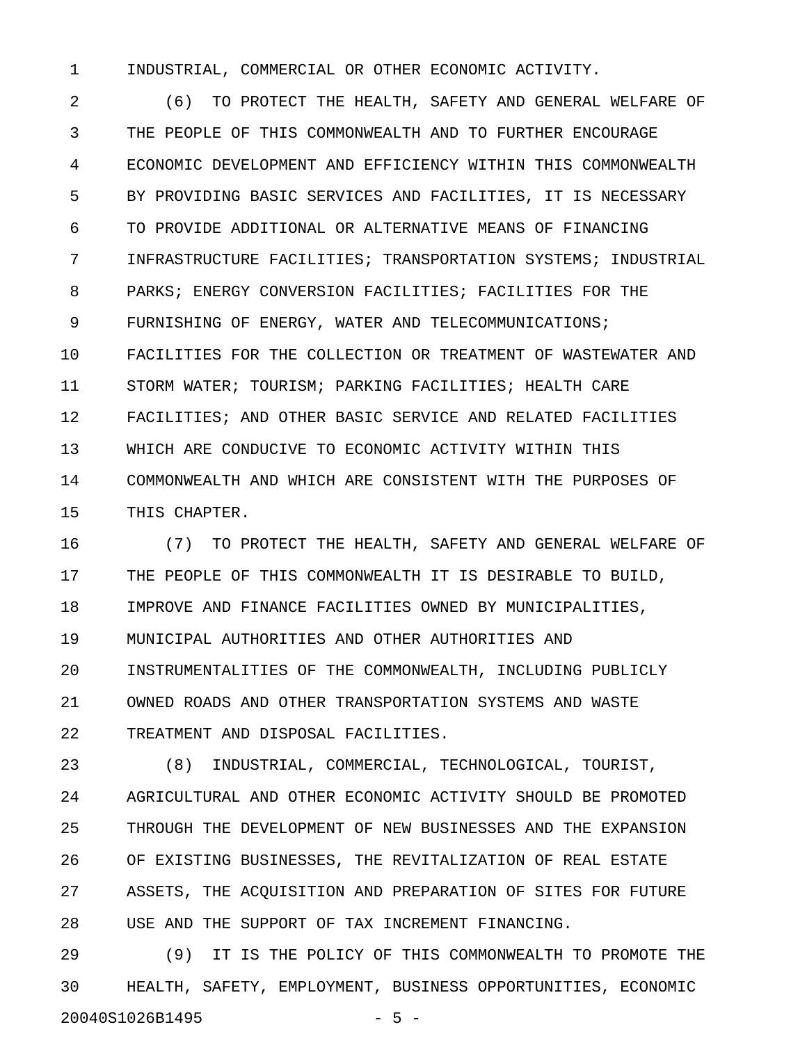INDUSTRIAL, COMMERCIAL OR OTHER ECONOMIC ACTIVITY.

(6) TO PROTECT THE HEALTH, SAFETY AND GENERAL WELFARE OF THE PEOPLE OF THIS COMMONWEALTH AND TO FURTHER ENCOURAGE ECONOMIC DEVELOPMENT AND EFFICIENCY WITHIN THIS COMMONWEALTH BY PROVIDING BASIC SERVICES AND FACILITIES, IT IS NECESSARY TO PROVIDE ADDITIONAL OR ALTERNATIVE MEANS OF FINANCING INFRASTRUCTURE FACILITIES; TRANSPORTATION SYSTEMS; INDUSTRIAL PARKS; ENERGY CONVERSION FACILITIES; FACILITIES FOR THE FURNISHING OF ENERGY, WATER AND TELECOMMUNICATIONS; FACILITIES FOR THE COLLECTION OR TREATMENT OF WASTEWATER AND STORM WATER; TOURISM; PARKING FACILITIES; HEALTH CARE FACILITIES; AND OTHER BASIC SERVICE AND RELATED FACILITIES WHICH ARE CONDUCIVE TO ECONOMIC ACTIVITY WITHIN THIS COMMONWEALTH AND WHICH ARE CONSISTENT WITH THE PURPOSES OF THIS CHAPTER.

(7) TO PROTECT THE HEALTH, SAFETY AND GENERAL WELFARE OF THE PEOPLE OF THIS COMMONWEALTH IT IS DESIRABLE TO BUILD, IMPROVE AND FINANCE FACILITIES OWNED BY MUNICIPALITIES, MUNICIPAL AUTHORITIES AND OTHER AUTHORITIES AND INSTRUMENTALITIES OF THE COMMONWEALTH, INCLUDING PUBLICLY OWNED ROADS AND OTHER TRANSPORTATION SYSTEMS AND WASTE TREATMENT AND DISPOSAL FACILITIES.

(8) INDUSTRIAL, COMMERCIAL, TECHNOLOGICAL, TOURIST, AGRICULTURAL AND OTHER ECONOMIC ACTIVITY SHOULD BE PROMOTED THROUGH THE DEVELOPMENT OF NEW BUSINESSES AND THE EXPANSION OF EXISTING BUSINESSES, THE REVITALIZATION OF REAL ESTATE ASSETS, THE ACQUISITION AND PREPARATION OF SITES FOR FUTURE USE AND THE SUPPORT OF TAX INCREMENT FINANCING.

(9) IT IS THE POLICY OF THIS COMMONWEALTH TO PROMOTE THE HEALTH, SAFETY, EMPLOYMENT, BUSINESS OPPORTUNITIES, ECONOMIC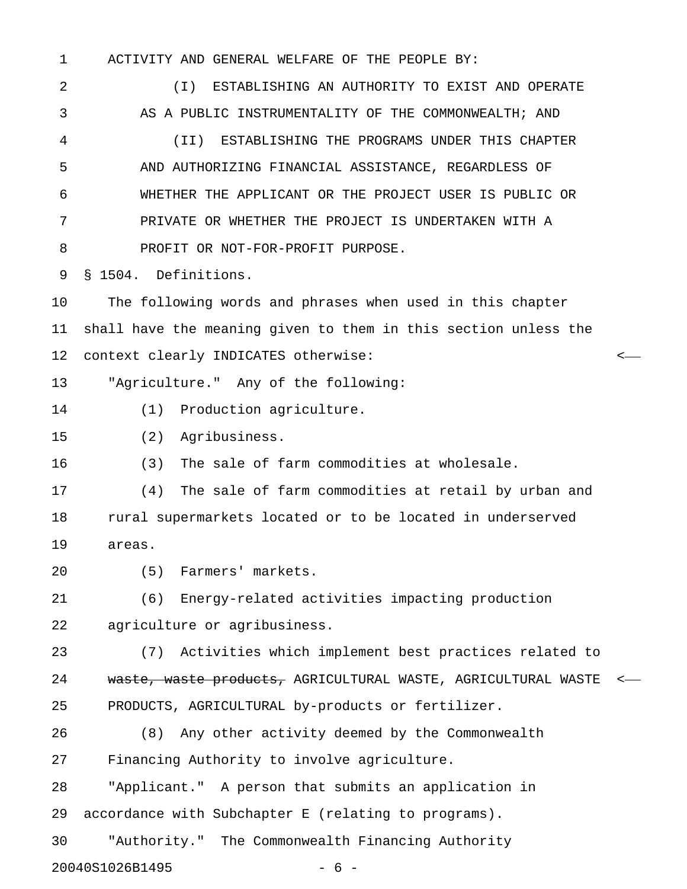ACTIVITY AND GENERAL WELFARE OF THE PEOPLE BY:

(I) ESTABLISHING AN AUTHORITY TO EXIST AND OPERATE AS A PUBLIC INSTRUMENTALITY OF THE COMMONWEALTH; AND

(II) ESTABLISHING THE PROGRAMS UNDER THIS CHAPTER AND AUTHORIZING FINANCIAL ASSISTANCE, REGARDLESS OF WHETHER THE APPLICANT OR THE PROJECT USER IS PUBLIC OR PRIVATE OR WHETHER THE PROJECT IS UNDERTAKEN WITH A PROFIT OR NOT-FOR-PROFIT PURPOSE.

§ 1504. Definitions.

The following words and phrases when used in this chapter shall have the meaning given to them in this section unless the context clearly INDICATES otherwise:

"Agriculture." Any of the following:

(1) Production agriculture.

(2) Agribusiness.

(3) The sale of farm commodities at wholesale.

(4) The sale of farm commodities at retail by urban and rural supermarkets located or to be located in underserved areas.

(5) Farmers' markets.

(6) Energy-related activities impacting production agriculture or agribusiness.

(7) Activities which implement best practices related to ~~waste, waste products,~~ AGRICULTURAL WASTE, AGRICULTURAL WASTE PRODUCTS, AGRICULTURAL by-products or fertilizer.

(8) Any other activity deemed by the Commonwealth Financing Authority to involve agriculture.

"Applicant." A person that submits an application in accordance with Subchapter E (relating to programs).

"Authority." The Commonwealth Financing Authority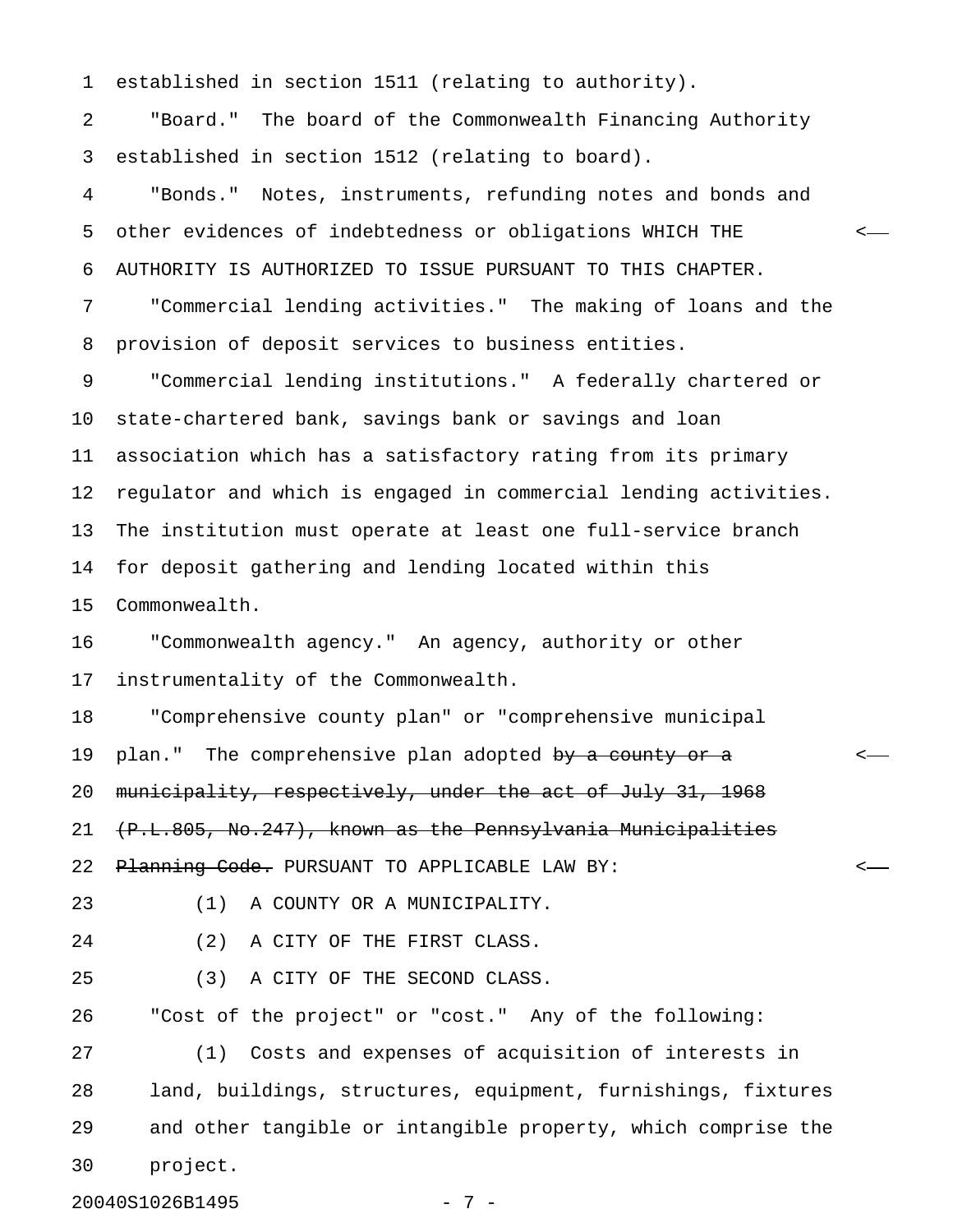established in section 1511 (relating to authority).

"Board." The board of the Commonwealth Financing Authority established in section 1512 (relating to board).

"Bonds." Notes, instruments, refunding notes and bonds and other evidences of indebtedness or obligations WHICH THE AUTHORITY IS AUTHORIZED TO ISSUE PURSUANT TO THIS CHAPTER.

"Commercial lending activities." The making of loans and the provision of deposit services to business entities.

"Commercial lending institutions." A federally chartered or state-chartered bank, savings bank or savings and loan association which has a satisfactory rating from its primary regulator and which is engaged in commercial lending activities. The institution must operate at least one full-service branch for deposit gathering and lending located within this Commonwealth.

"Commonwealth agency." An agency, authority or other instrumentality of the Commonwealth.

"Comprehensive county plan" or "comprehensive municipal plan." The comprehensive plan adopted ~~by a county or a municipality, respectively, under the act of July 31, 1968 (P.L.805, No.247), known as the Pennsylvania Municipalities Planning Code.~~ PURSUANT TO APPLICABLE LAW BY:

(1) A COUNTY OR A MUNICIPALITY.

(2) A CITY OF THE FIRST CLASS.

(3) A CITY OF THE SECOND CLASS.

"Cost of the project" or "cost." Any of the following:

(1) Costs and expenses of acquisition of interests in land, buildings, structures, equipment, furnishings, fixtures and other tangible or intangible property, which comprise the project.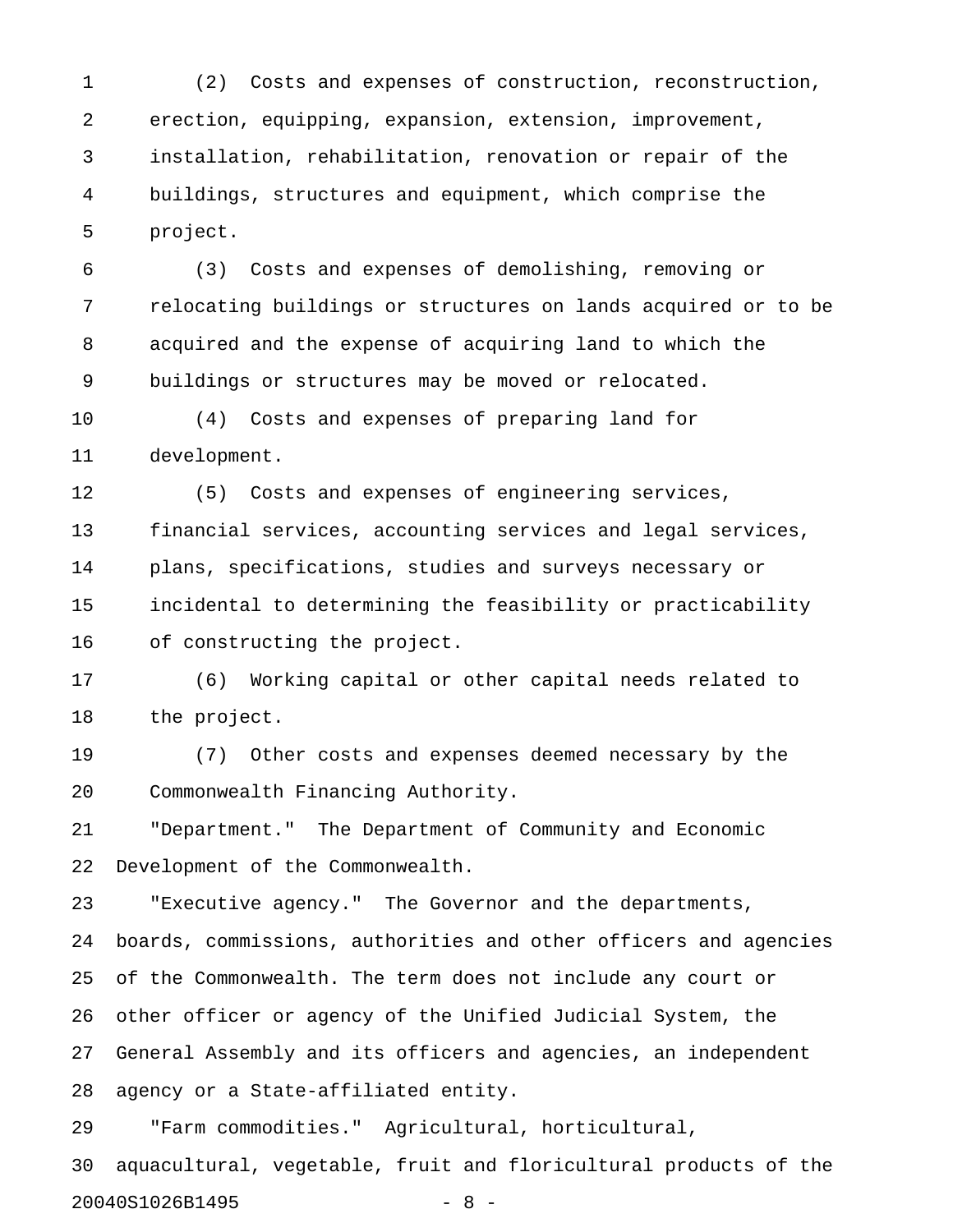(2) Costs and expenses of construction, reconstruction, erection, equipping, expansion, extension, improvement, installation, rehabilitation, renovation or repair of the buildings, structures and equipment, which comprise the project.

(3) Costs and expenses of demolishing, removing or relocating buildings or structures on lands acquired or to be acquired and the expense of acquiring land to which the buildings or structures may be moved or relocated.

(4) Costs and expenses of preparing land for development.

(5) Costs and expenses of engineering services, financial services, accounting services and legal services, plans, specifications, studies and surveys necessary or incidental to determining the feasibility or practicability of constructing the project.

(6) Working capital or other capital needs related to the project.

(7) Other costs and expenses deemed necessary by the Commonwealth Financing Authority.

"Department." The Department of Community and Economic Development of the Commonwealth.

"Executive agency." The Governor and the departments, boards, commissions, authorities and other officers and agencies of the Commonwealth. The term does not include any court or other officer or agency of the Unified Judicial System, the General Assembly and its officers and agencies, an independent agency or a State-affiliated entity.

"Farm commodities." Agricultural, horticultural, aquacultural, vegetable, fruit and floricultural products of the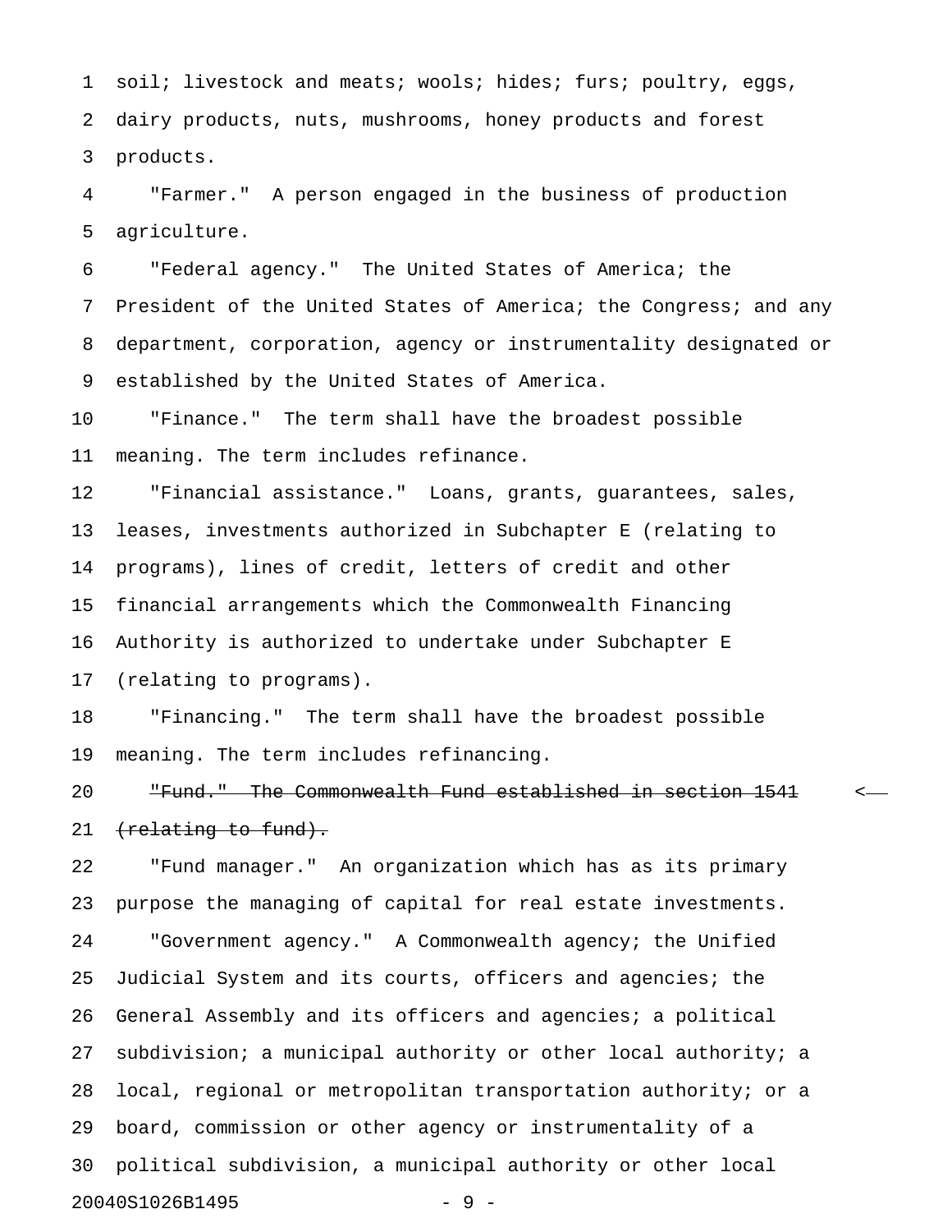soil; livestock and meats; wools; hides; furs; poultry, eggs, dairy products, nuts, mushrooms, honey products and forest products.

"Farmer." A person engaged in the business of production agriculture.

"Federal agency." The United States of America; the President of the United States of America; the Congress; and any department, corporation, agency or instrumentality designated or established by the United States of America.

"Finance." The term shall have the broadest possible meaning. The term includes refinance.

"Financial assistance." Loans, grants, guarantees, sales, leases, investments authorized in Subchapter E (relating to programs), lines of credit, letters of credit and other financial arrangements which the Commonwealth Financing Authority is authorized to undertake under Subchapter E (relating to programs).

"Financing." The term shall have the broadest possible meaning. The term includes refinancing.

~~"Fund." The Commonwealth Fund established in section 1541 (relating to fund).~~

"Fund manager." An organization which has as its primary purpose the managing of capital for real estate investments.

"Government agency." A Commonwealth agency; the Unified Judicial System and its courts, officers and agencies; the General Assembly and its officers and agencies; a political subdivision; a municipal authority or other local authority; a local, regional or metropolitan transportation authority; or a board, commission or other agency or instrumentality of a political subdivision, a municipal authority or other local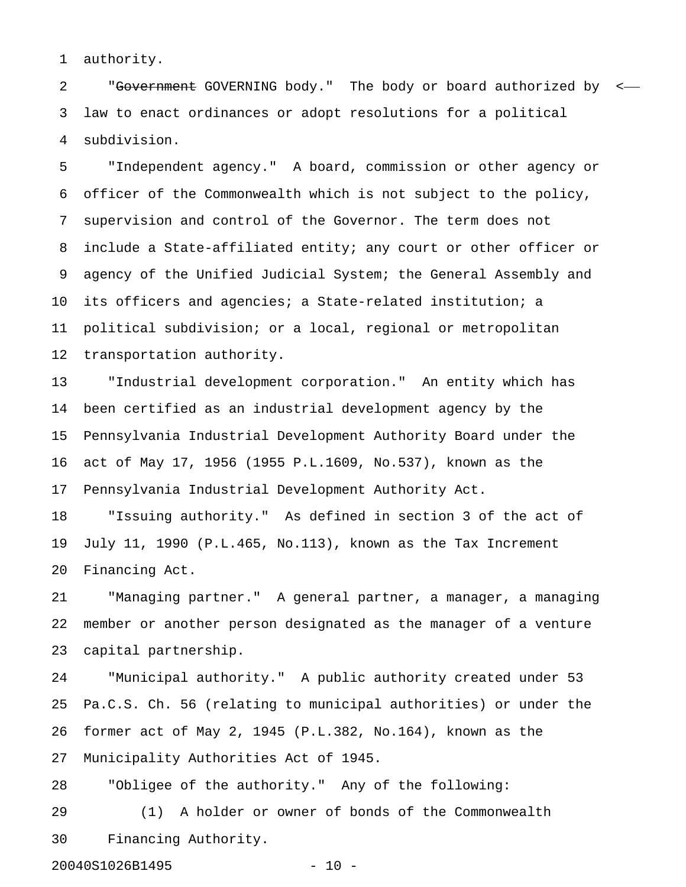authority.

"~~Government~~ GOVERNING body." The body or board authorized by law to enact ordinances or adopt resolutions for a political subdivision.

"Independent agency." A board, commission or other agency or officer of the Commonwealth which is not subject to the policy, supervision and control of the Governor. The term does not include a State-affiliated entity; any court or other officer or agency of the Unified Judicial System; the General Assembly and its officers and agencies; a State-related institution; a political subdivision; or a local, regional or metropolitan transportation authority.

"Industrial development corporation." An entity which has been certified as an industrial development agency by the Pennsylvania Industrial Development Authority Board under the act of May 17, 1956 (1955 P.L.1609, No.537), known as the Pennsylvania Industrial Development Authority Act.

"Issuing authority." As defined in section 3 of the act of July 11, 1990 (P.L.465, No.113), known as the Tax Increment Financing Act.

"Managing partner." A general partner, a manager, a managing member or another person designated as the manager of a venture capital partnership.

"Municipal authority." A public authority created under 53 Pa.C.S. Ch. 56 (relating to municipal authorities) or under the former act of May 2, 1945 (P.L.382, No.164), known as the Municipality Authorities Act of 1945.

"Obligee of the authority." Any of the following:

(1) A holder or owner of bonds of the Commonwealth Financing Authority.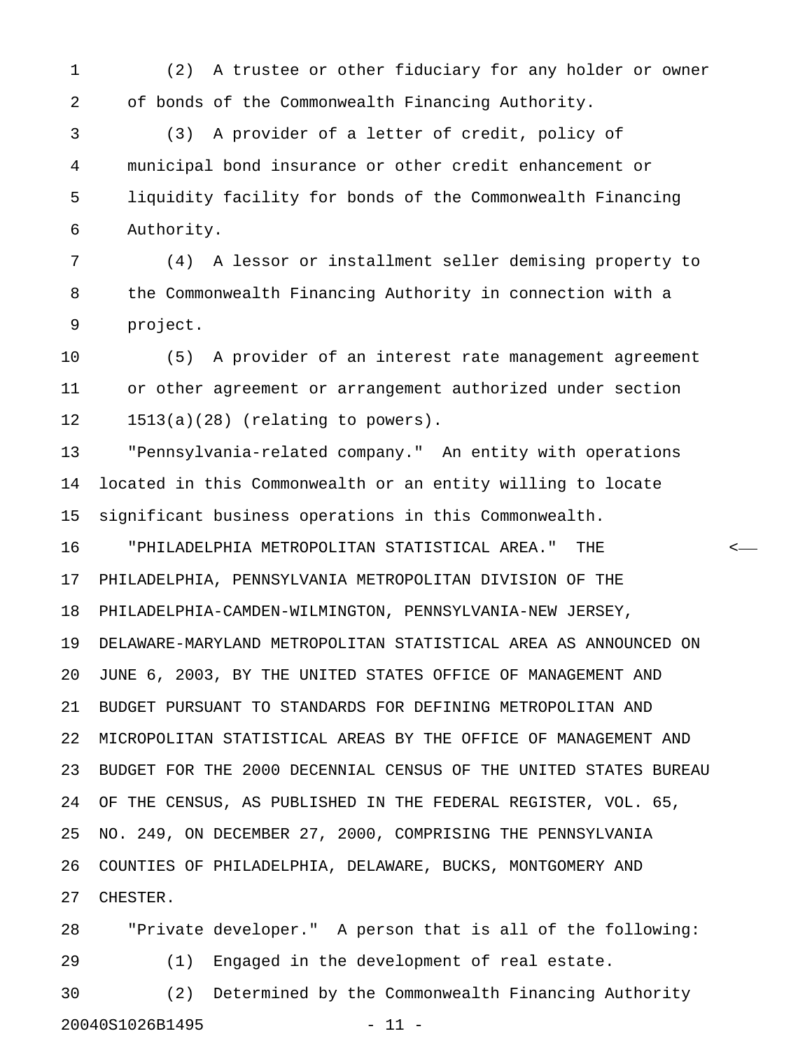(2) A trustee or other fiduciary for any holder or owner of bonds of the Commonwealth Financing Authority.

(3) A provider of a letter of credit, policy of municipal bond insurance or other credit enhancement or liquidity facility for bonds of the Commonwealth Financing Authority.

(4) A lessor or installment seller demising property to the Commonwealth Financing Authority in connection with a project.

(5) A provider of an interest rate management agreement or other agreement or arrangement authorized under section 1513(a)(28) (relating to powers).

"Pennsylvania-related company." An entity with operations located in this Commonwealth or an entity willing to locate significant business operations in this Commonwealth.

"PHILADELPHIA METROPOLITAN STATISTICAL AREA." THE PHILADELPHIA, PENNSYLVANIA METROPOLITAN DIVISION OF THE PHILADELPHIA-CAMDEN-WILMINGTON, PENNSYLVANIA-NEW JERSEY, DELAWARE-MARYLAND METROPOLITAN STATISTICAL AREA AS ANNOUNCED ON JUNE 6, 2003, BY THE UNITED STATES OFFICE OF MANAGEMENT AND BUDGET PURSUANT TO STANDARDS FOR DEFINING METROPOLITAN AND MICROPOLITAN STATISTICAL AREAS BY THE OFFICE OF MANAGEMENT AND BUDGET FOR THE 2000 DECENNIAL CENSUS OF THE UNITED STATES BUREAU OF THE CENSUS, AS PUBLISHED IN THE FEDERAL REGISTER, VOL. 65, NO. 249, ON DECEMBER 27, 2000, COMPRISING THE PENNSYLVANIA COUNTIES OF PHILADELPHIA, DELAWARE, BUCKS, MONTGOMERY AND CHESTER.

"Private developer." A person that is all of the following:

(1) Engaged in the development of real estate.

(2) Determined by the Commonwealth Financing Authority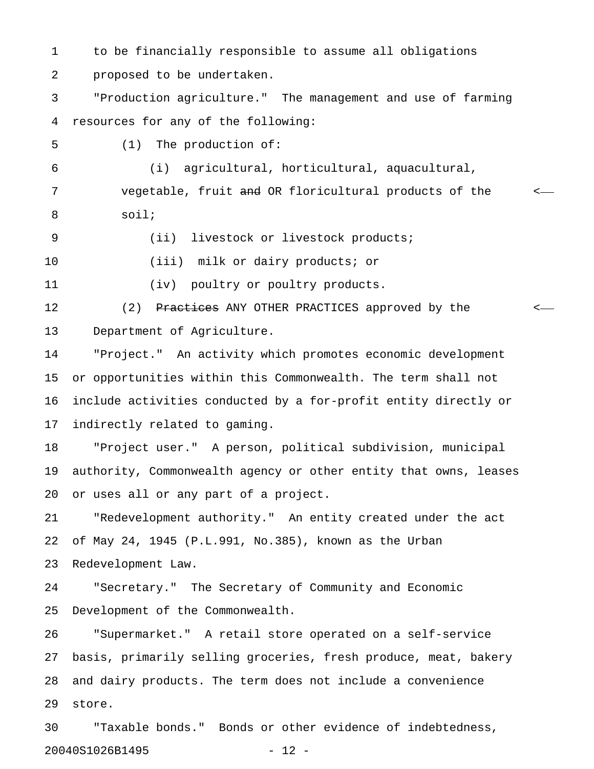to be financially responsible to assume all obligations proposed to be undertaken.

"Production agriculture." The management and use of farming resources for any of the following:

(1) The production of:

(i) agricultural, horticultural, aquacultural, vegetable, fruit ~~and~~ OR floricultural products of the soil;

(ii) livestock or livestock products;

(iii) milk or dairy products; or

(iv) poultry or poultry products.

(2) ~~Practices~~ ANY OTHER PRACTICES approved by the Department of Agriculture.

"Project." An activity which promotes economic development or opportunities within this Commonwealth. The term shall not include activities conducted by a for-profit entity directly or indirectly related to gaming.

"Project user." A person, political subdivision, municipal authority, Commonwealth agency or other entity that owns, leases or uses all or any part of a project.

"Redevelopment authority." An entity created under the act of May 24, 1945 (P.L.991, No.385), known as the Urban Redevelopment Law.

"Secretary." The Secretary of Community and Economic Development of the Commonwealth.

"Supermarket." A retail store operated on a self-service basis, primarily selling groceries, fresh produce, meat, bakery and dairy products. The term does not include a convenience store.

"Taxable bonds." Bonds or other evidence of indebtedness,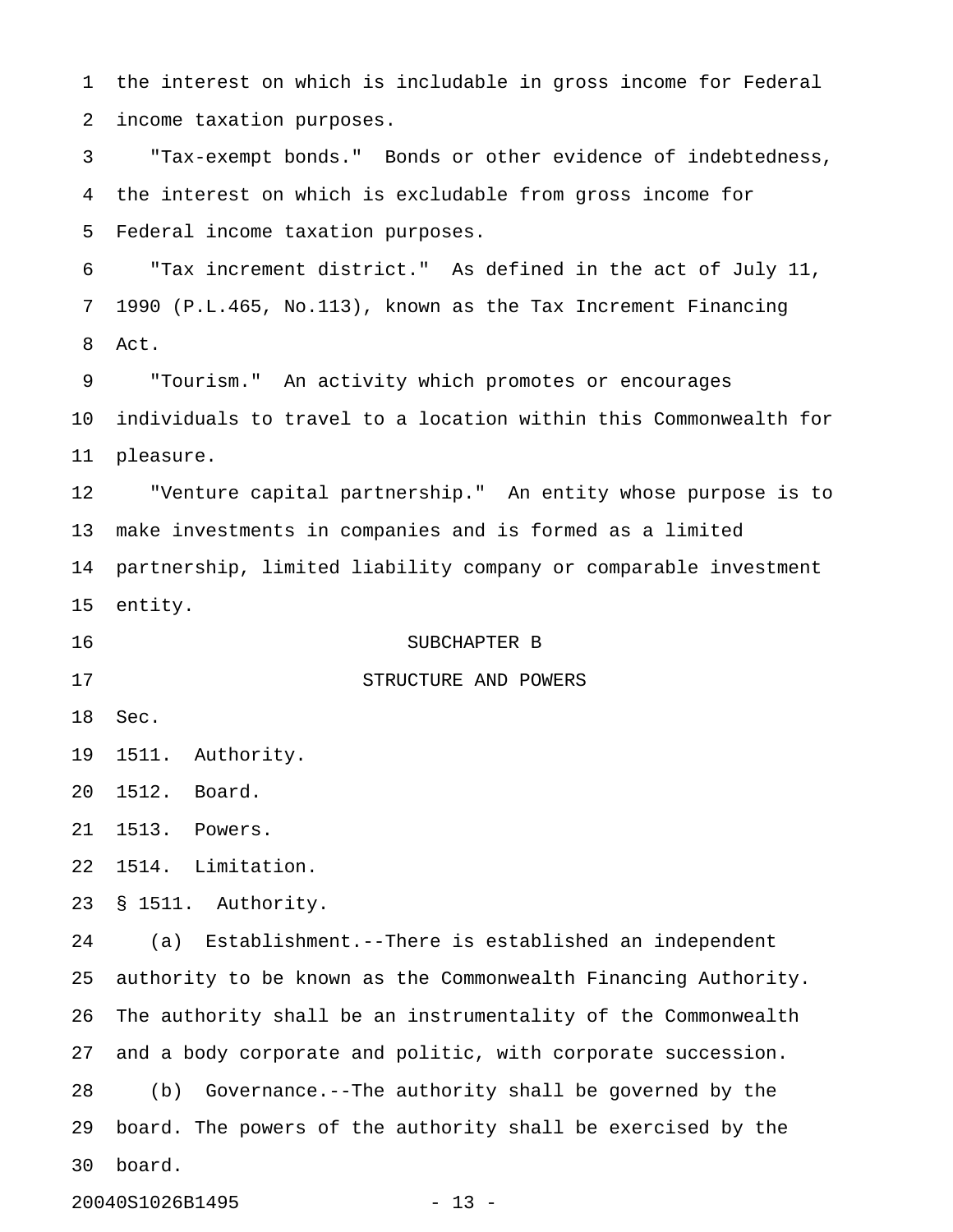the interest on which is includable in gross income for Federal income taxation purposes.

"Tax-exempt bonds." Bonds or other evidence of indebtedness, the interest on which is excludable from gross income for Federal income taxation purposes.

"Tax increment district." As defined in the act of July 11, 1990 (P.L.465, No.113), known as the Tax Increment Financing Act.

"Tourism." An activity which promotes or encourages individuals to travel to a location within this Commonwealth for pleasure.

"Venture capital partnership." An entity whose purpose is to make investments in companies and is formed as a limited partnership, limited liability company or comparable investment entity.

## SUBCHAPTER B
## STRUCTURE AND POWERS

Sec.

1511. Authority.

1512. Board.

1513. Powers.

1514. Limitation.

### § 1511. Authority.

(a) Establishment.--There is established an independent authority to be known as the Commonwealth Financing Authority. The authority shall be an instrumentality of the Commonwealth and a body corporate and politic, with corporate succession.

(b) Governance.--The authority shall be governed by the board. The powers of the authority shall be exercised by the board.

20040S1026B1495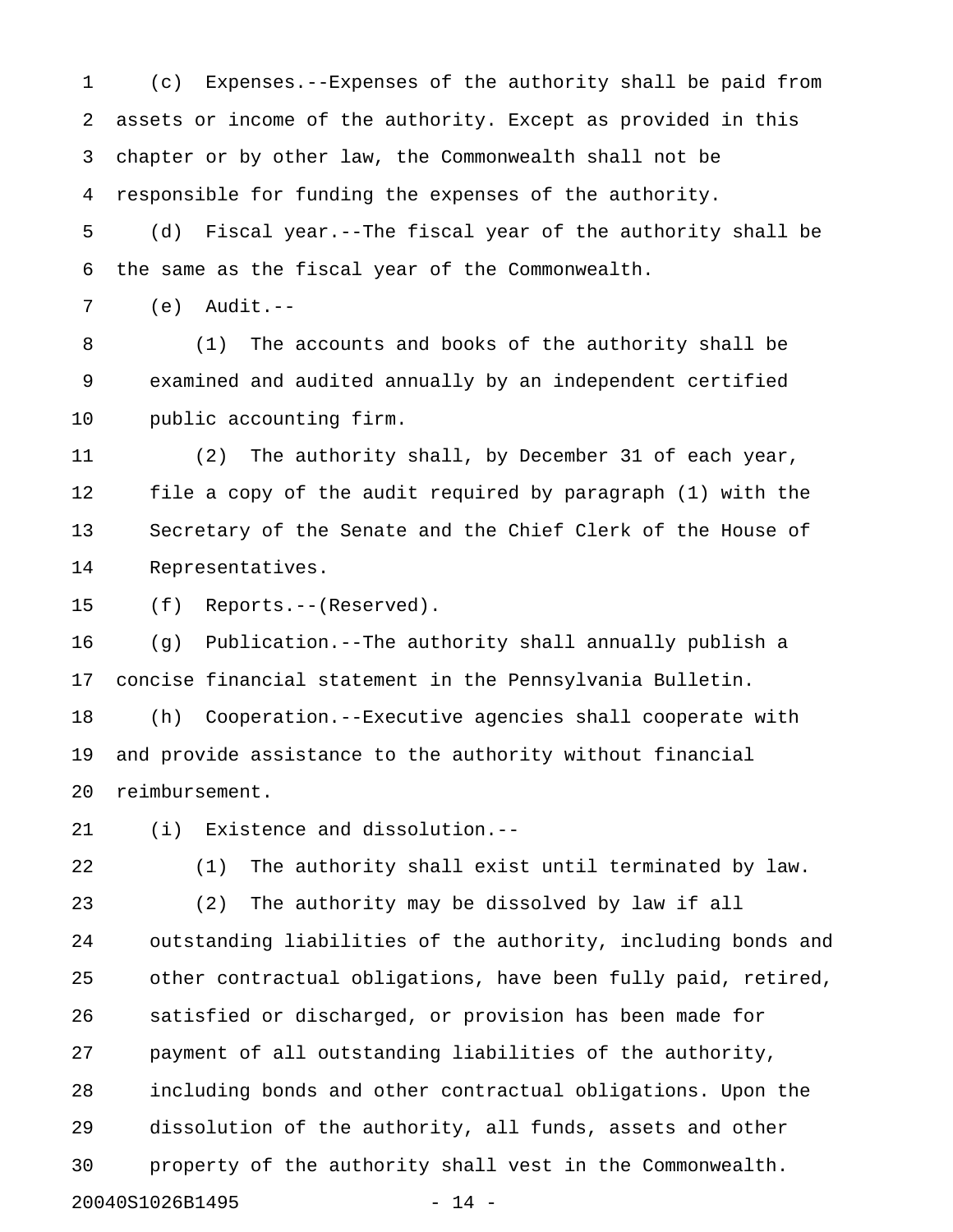(c) Expenses.--Expenses of the authority shall be paid from assets or income of the authority. Except as provided in this chapter or by other law, the Commonwealth shall not be responsible for funding the expenses of the authority.

(d) Fiscal year.--The fiscal year of the authority shall be the same as the fiscal year of the Commonwealth.

(e) Audit.--

(1) The accounts and books of the authority shall be examined and audited annually by an independent certified public accounting firm.

(2) The authority shall, by December 31 of each year, file a copy of the audit required by paragraph (1) with the Secretary of the Senate and the Chief Clerk of the House of Representatives.

(f) Reports.--(Reserved).

(g) Publication.--The authority shall annually publish a concise financial statement in the Pennsylvania Bulletin.

(h) Cooperation.--Executive agencies shall cooperate with and provide assistance to the authority without financial reimbursement.

(i) Existence and dissolution.--

(1) The authority shall exist until terminated by law.

(2) The authority may be dissolved by law if all outstanding liabilities of the authority, including bonds and other contractual obligations, have been fully paid, retired, satisfied or discharged, or provision has been made for payment of all outstanding liabilities of the authority, including bonds and other contractual obligations. Upon the dissolution of the authority, all funds, assets and other property of the authority shall vest in the Commonwealth.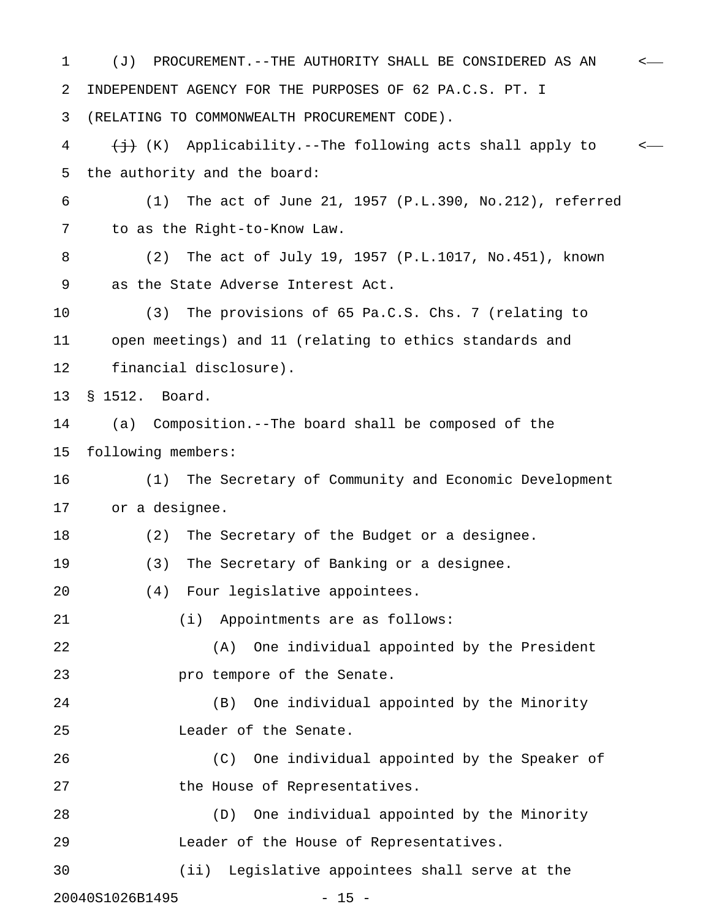(J) PROCUREMENT.--THE AUTHORITY SHALL BE CONSIDERED AS AN INDEPENDENT AGENCY FOR THE PURPOSES OF 62 PA.C.S. PT. I (RELATING TO COMMONWEALTH PROCUREMENT CODE).

~~(j)~~ (K) Applicability.--The following acts shall apply to the authority and the board:

(1) The act of June 21, 1957 (P.L.390, No.212), referred to as the Right-to-Know Law.

(2) The act of July 19, 1957 (P.L.1017, No.451), known as the State Adverse Interest Act.

(3) The provisions of 65 Pa.C.S. Chs. 7 (relating to open meetings) and 11 (relating to ethics standards and financial disclosure).

§ 1512. Board.

(a) Composition.--The board shall be composed of the following members:

(1) The Secretary of Community and Economic Development or a designee.

(2) The Secretary of the Budget or a designee.

(3) The Secretary of Banking or a designee.

(4) Four legislative appointees.

(i) Appointments are as follows:

(A) One individual appointed by the President pro tempore of the Senate.

(B) One individual appointed by the Minority Leader of the Senate.

(C) One individual appointed by the Speaker of the House of Representatives.

(D) One individual appointed by the Minority Leader of the House of Representatives.

(ii) Legislative appointees shall serve at the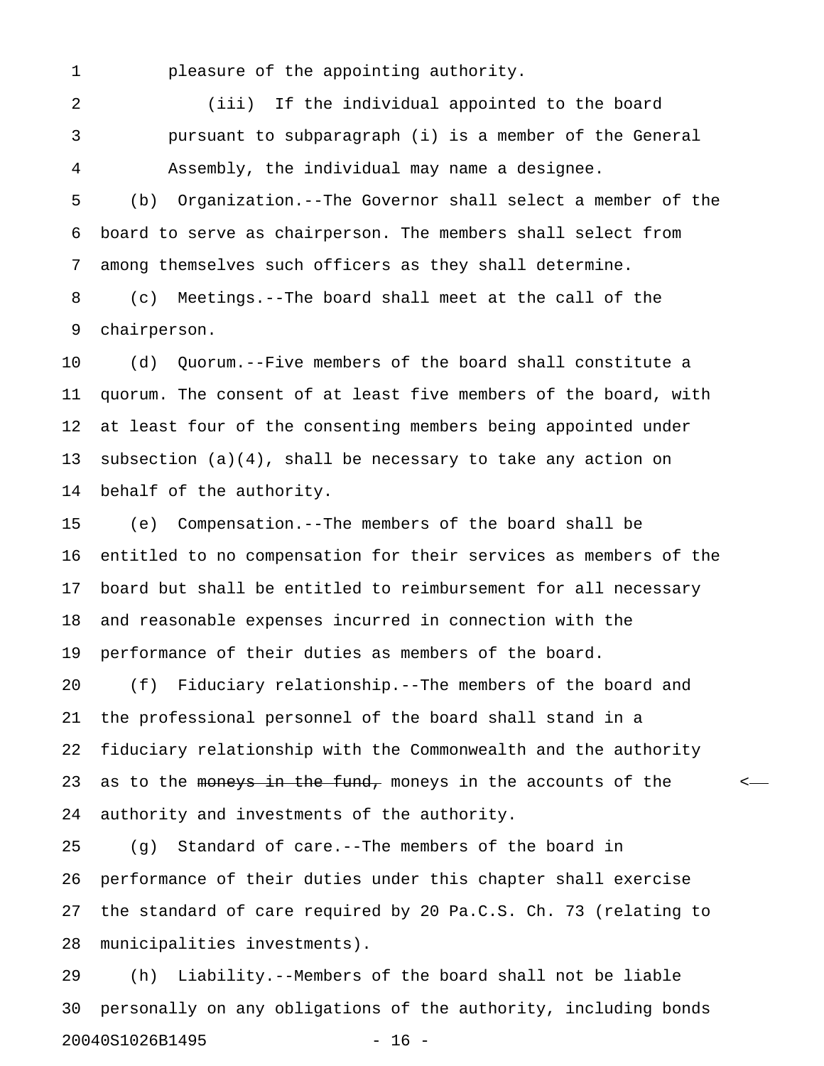pleasure of the appointing authority.

(iii) If the individual appointed to the board pursuant to subparagraph (i) is a member of the General Assembly, the individual may name a designee.

(b) Organization.--The Governor shall select a member of the board to serve as chairperson. The members shall select from among themselves such officers as they shall determine.

(c) Meetings.--The board shall meet at the call of the chairperson.

(d) Quorum.--Five members of the board shall constitute a quorum. The consent of at least five members of the board, with at least four of the consenting members being appointed under subsection (a)(4), shall be necessary to take any action on behalf of the authority.

(e) Compensation.--The members of the board shall be entitled to no compensation for their services as members of the board but shall be entitled to reimbursement for all necessary and reasonable expenses incurred in connection with the performance of their duties as members of the board.

(f) Fiduciary relationship.--The members of the board and the professional personnel of the board shall stand in a fiduciary relationship with the Commonwealth and the authority as to the ~~moneys in the fund,~~ moneys in the accounts of the authority and investments of the authority.

(g) Standard of care.--The members of the board in performance of their duties under this chapter shall exercise the standard of care required by 20 Pa.C.S. Ch. 73 (relating to municipalities investments).

(h) Liability.--Members of the board shall not be liable personally on any obligations of the authority, including bonds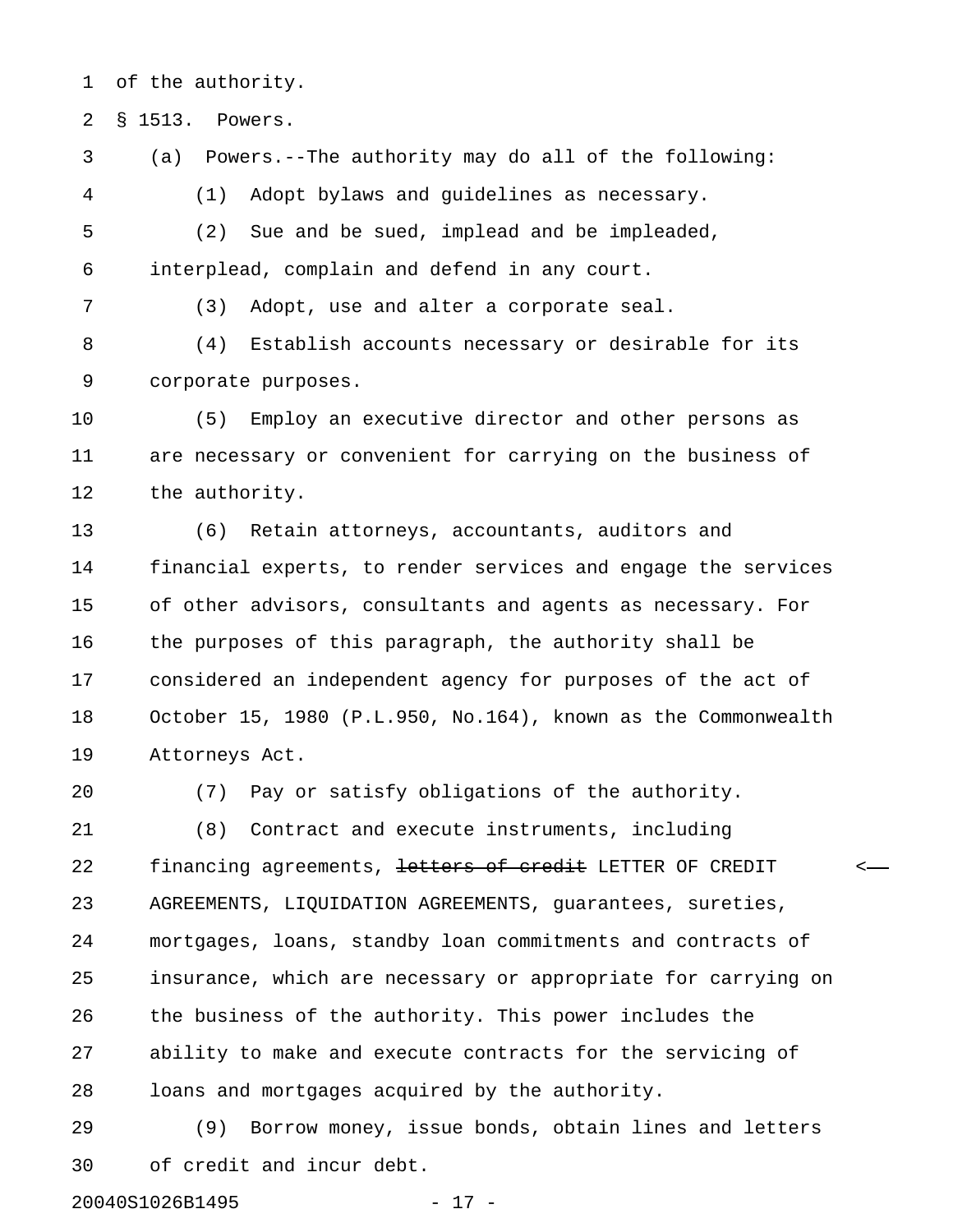of the authority.

§ 1513. Powers.

(a) Powers.--The authority may do all of the following:

(1) Adopt bylaws and guidelines as necessary.

(2) Sue and be sued, implead and be impleaded, interplead, complain and defend in any court.

(3) Adopt, use and alter a corporate seal.

(4) Establish accounts necessary or desirable for its corporate purposes.

(5) Employ an executive director and other persons as are necessary or convenient for carrying on the business of the authority.

(6) Retain attorneys, accountants, auditors and financial experts, to render services and engage the services of other advisors, consultants and agents as necessary. For the purposes of this paragraph, the authority shall be considered an independent agency for purposes of the act of October 15, 1980 (P.L.950, No.164), known as the Commonwealth Attorneys Act.

(7) Pay or satisfy obligations of the authority.

(8) Contract and execute instruments, including financing agreements, ~~letters of credit~~ LETTER OF CREDIT AGREEMENTS, LIQUIDATION AGREEMENTS, guarantees, sureties, mortgages, loans, standby loan commitments and contracts of insurance, which are necessary or appropriate for carrying on the business of the authority. This power includes the ability to make and execute contracts for the servicing of loans and mortgages acquired by the authority.

(9) Borrow money, issue bonds, obtain lines and letters of credit and incur debt.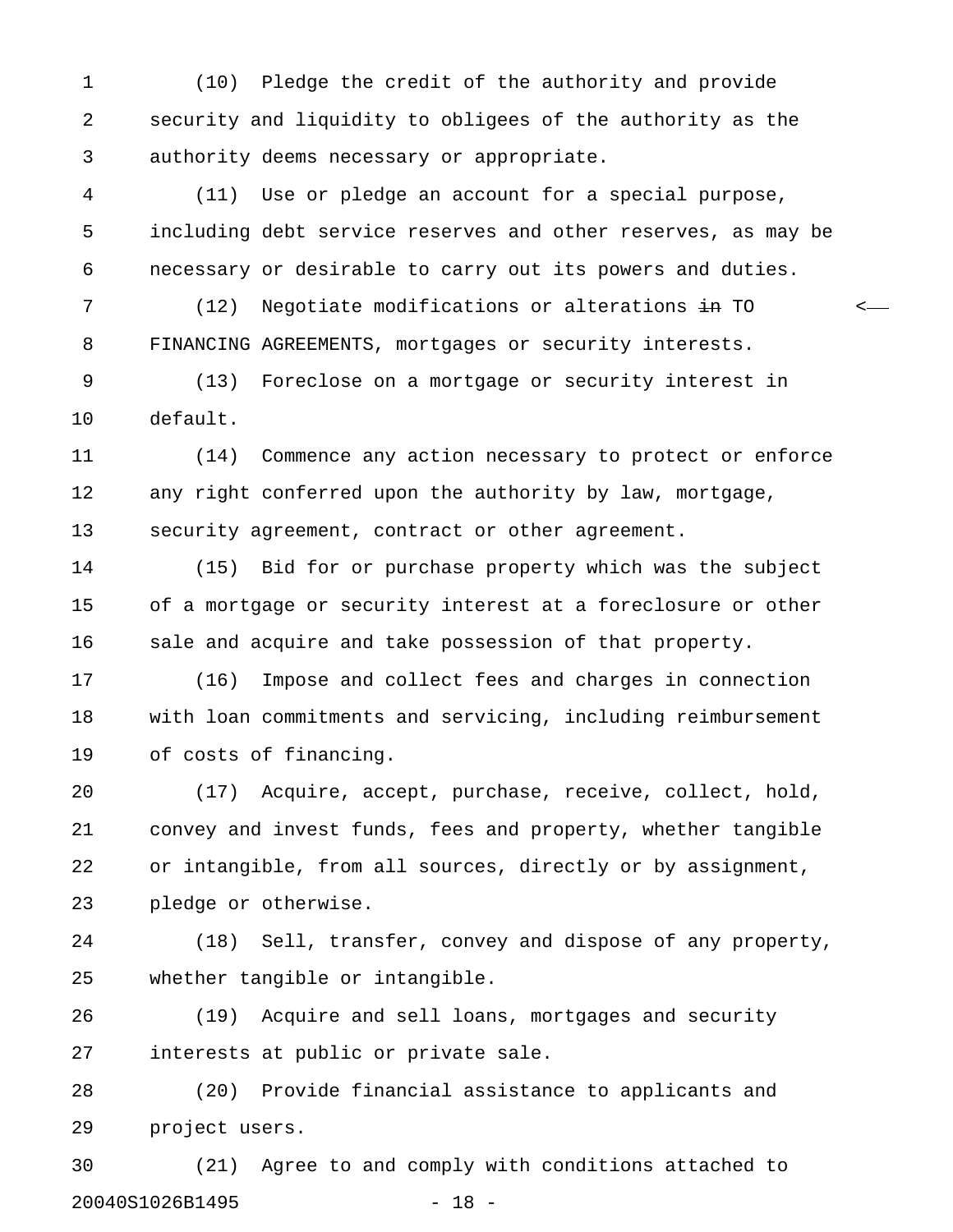(10) Pledge the credit of the authority and provide security and liquidity to obligees of the authority as the authority deems necessary or appropriate.

(11) Use or pledge an account for a special purpose, including debt service reserves and other reserves, as may be necessary or desirable to carry out its powers and duties.

(12) Negotiate modifications or alterations ~~in~~ TO FINANCING AGREEMENTS, mortgages or security interests.

(13) Foreclose on a mortgage or security interest in default.

(14) Commence any action necessary to protect or enforce any right conferred upon the authority by law, mortgage, security agreement, contract or other agreement.

(15) Bid for or purchase property which was the subject of a mortgage or security interest at a foreclosure or other sale and acquire and take possession of that property.

(16) Impose and collect fees and charges in connection with loan commitments and servicing, including reimbursement of costs of financing.

(17) Acquire, accept, purchase, receive, collect, hold, convey and invest funds, fees and property, whether tangible or intangible, from all sources, directly or by assignment, pledge or otherwise.

(18) Sell, transfer, convey and dispose of any property, whether tangible or intangible.

(19) Acquire and sell loans, mortgages and security interests at public or private sale.

(20) Provide financial assistance to applicants and project users.

(21) Agree to and comply with conditions attached to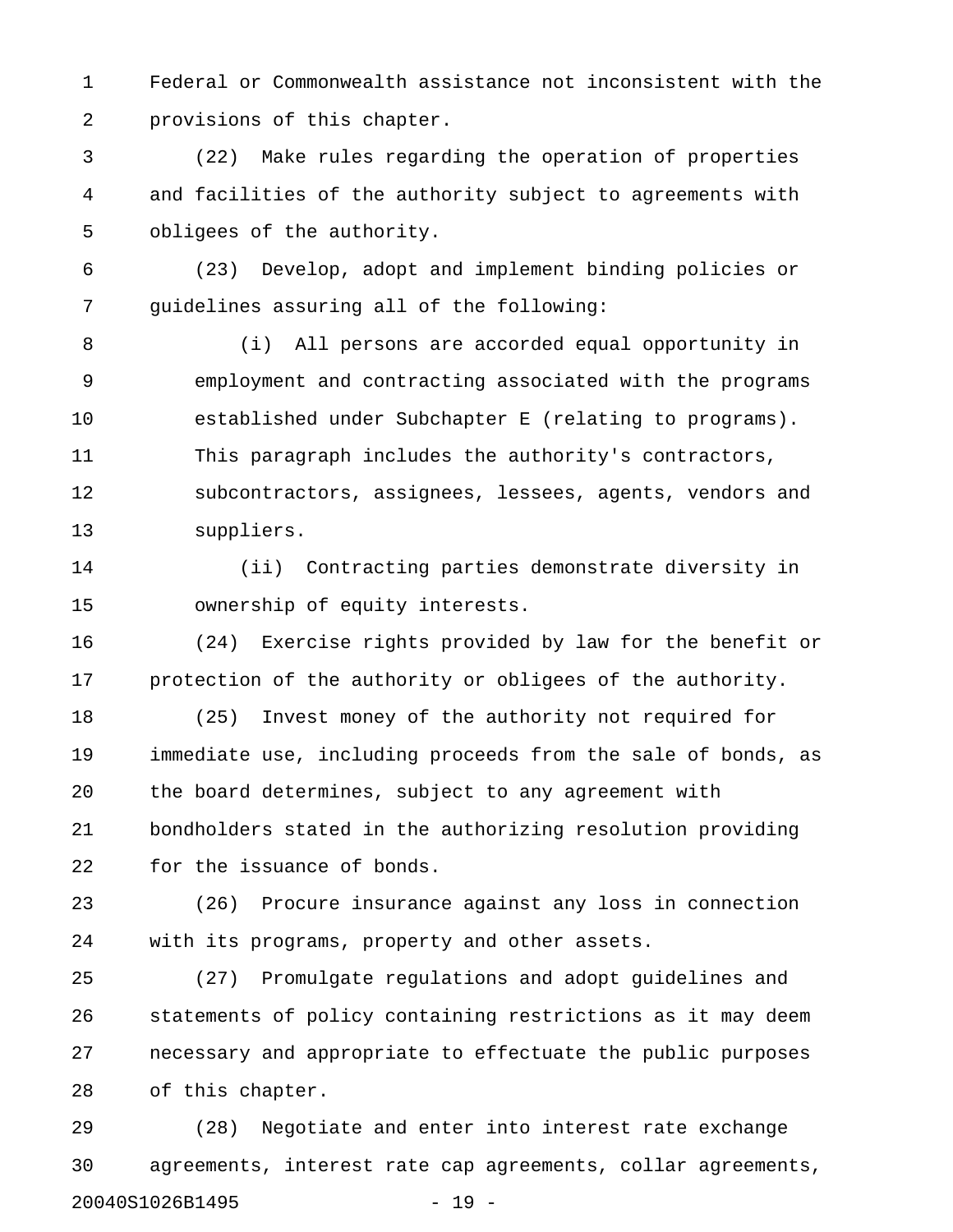Federal or Commonwealth assistance not inconsistent with the provisions of this chapter.

(22) Make rules regarding the operation of properties and facilities of the authority subject to agreements with obligees of the authority.

(23) Develop, adopt and implement binding policies or guidelines assuring all of the following:

(i) All persons are accorded equal opportunity in employment and contracting associated with the programs established under Subchapter E (relating to programs). This paragraph includes the authority's contractors, subcontractors, assignees, lessees, agents, vendors and suppliers.

(ii) Contracting parties demonstrate diversity in ownership of equity interests.

(24) Exercise rights provided by law for the benefit or protection of the authority or obligees of the authority.

(25) Invest money of the authority not required for immediate use, including proceeds from the sale of bonds, as the board determines, subject to any agreement with bondholders stated in the authorizing resolution providing for the issuance of bonds.

(26) Procure insurance against any loss in connection with its programs, property and other assets.

(27) Promulgate regulations and adopt guidelines and statements of policy containing restrictions as it may deem necessary and appropriate to effectuate the public purposes of this chapter.

(28) Negotiate and enter into interest rate exchange agreements, interest rate cap agreements, collar agreements,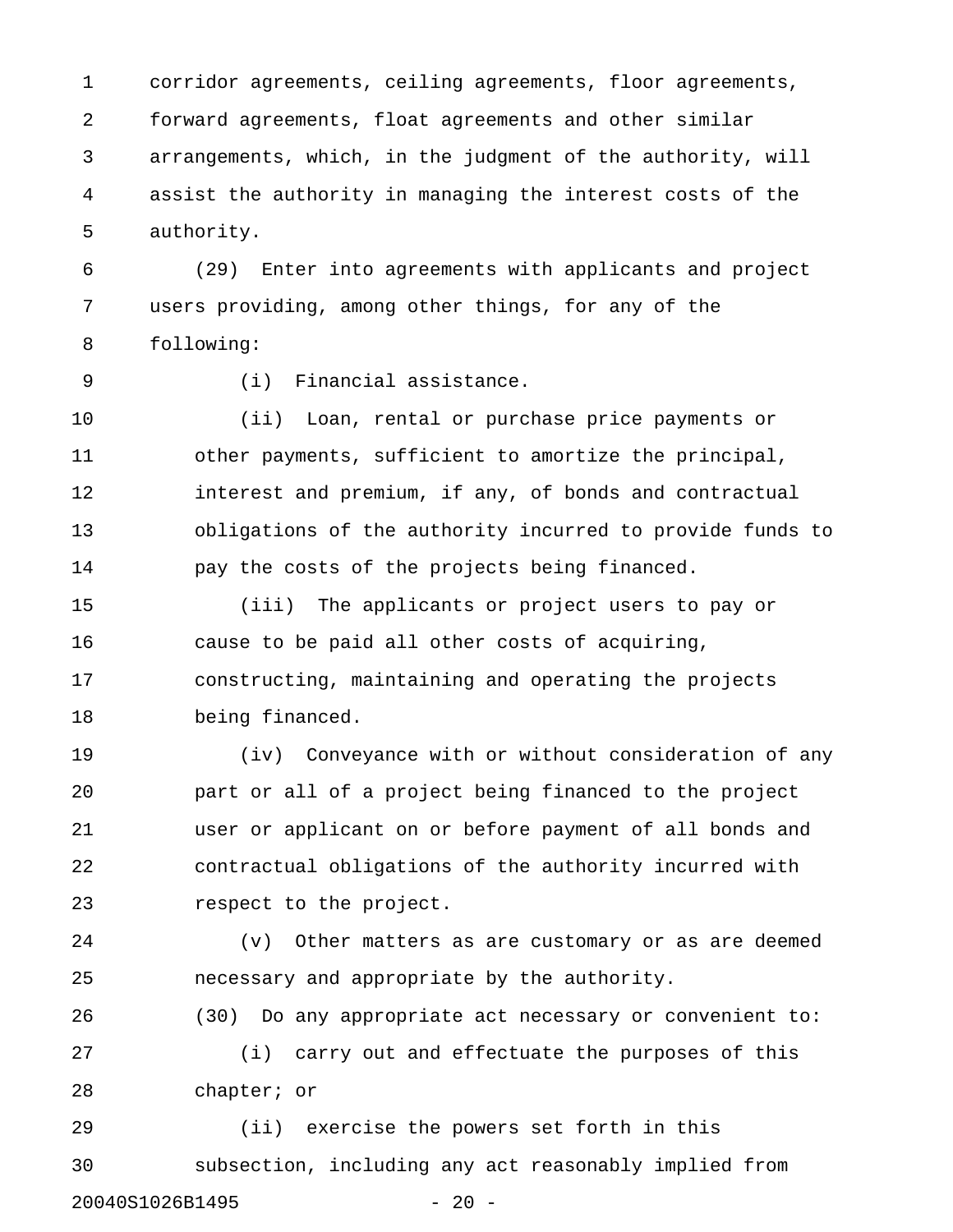corridor agreements, ceiling agreements, floor agreements, forward agreements, float agreements and other similar arrangements, which, in the judgment of the authority, will assist the authority in managing the interest costs of the authority.

(29) Enter into agreements with applicants and project users providing, among other things, for any of the following:

(i) Financial assistance.

(ii) Loan, rental or purchase price payments or other payments, sufficient to amortize the principal, interest and premium, if any, of bonds and contractual obligations of the authority incurred to provide funds to pay the costs of the projects being financed.

(iii) The applicants or project users to pay or cause to be paid all other costs of acquiring, constructing, maintaining and operating the projects being financed.

(iv) Conveyance with or without consideration of any part or all of a project being financed to the project user or applicant on or before payment of all bonds and contractual obligations of the authority incurred with respect to the project.

(v) Other matters as are customary or as are deemed necessary and appropriate by the authority.

(30) Do any appropriate act necessary or convenient to:

(i) carry out and effectuate the purposes of this chapter; or

(ii) exercise the powers set forth in this subsection, including any act reasonably implied from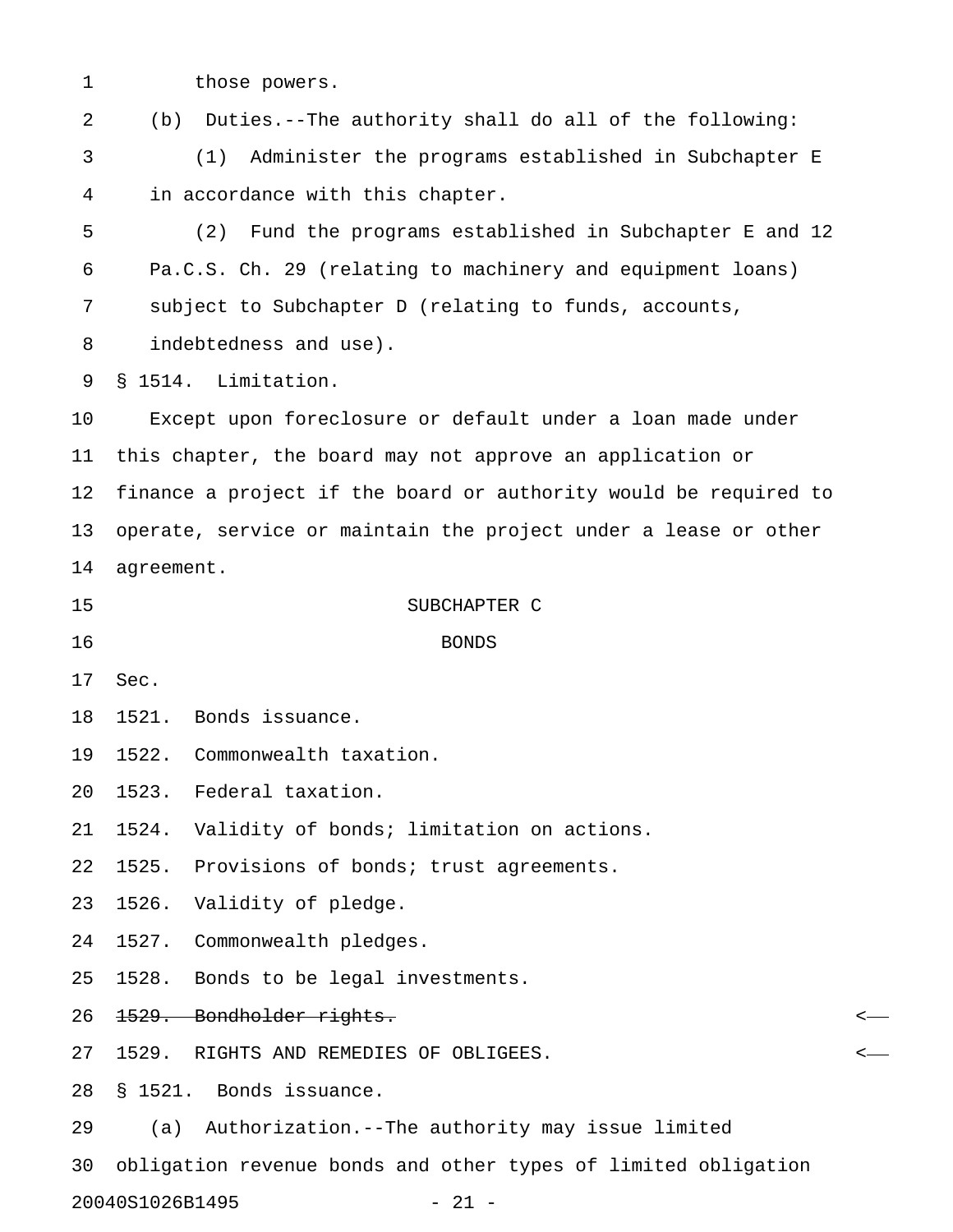those powers.

(b) Duties.--The authority shall do all of the following:

(1) Administer the programs established in Subchapter E in accordance with this chapter.

(2) Fund the programs established in Subchapter E and 12 Pa.C.S. Ch. 29 (relating to machinery and equipment loans) subject to Subchapter D (relating to funds, accounts, indebtedness and use).

§ 1514. Limitation.

Except upon foreclosure or default under a loan made under this chapter, the board may not approve an application or finance a project if the board or authority would be required to operate, service or maintain the project under a lease or other agreement.

SUBCHAPTER C

BONDS

Sec.

1521. Bonds issuance.

1522. Commonwealth taxation.

1523. Federal taxation.

1524. Validity of bonds; limitation on actions.

1525. Provisions of bonds; trust agreements.

1526. Validity of pledge.

1527. Commonwealth pledges.

1528. Bonds to be legal investments.

~~1529. Bondholder rights.~~ <——

1529. RIGHTS AND REMEDIES OF OBLIGEES. <——

§ 1521. Bonds issuance.

(a) Authorization.--The authority may issue limited obligation revenue bonds and other types of limited obligation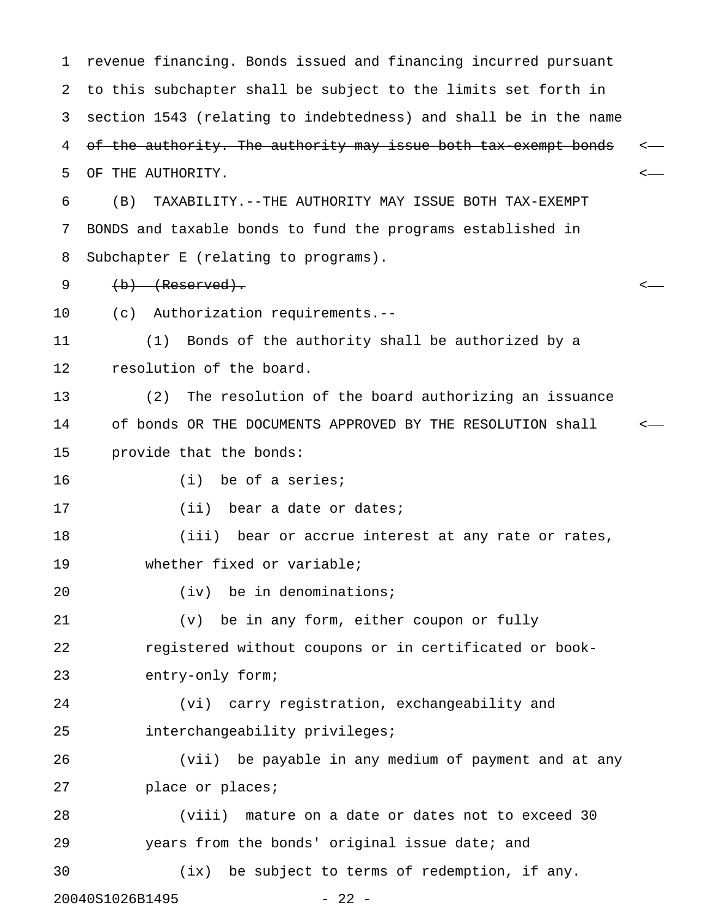revenue financing. Bonds issued and financing incurred pursuant to this subchapter shall be subject to the limits set forth in section 1543 (relating to indebtedness) and shall be in the name ~~of the authority. The authority may issue both tax-exempt bonds~~ OF THE AUTHORITY.

(B) TAXABILITY.--THE AUTHORITY MAY ISSUE BOTH TAX-EXEMPT BONDS and taxable bonds to fund the programs established in Subchapter E (relating to programs).

~~(b) (Reserved).~~

(c) Authorization requirements.--

(1) Bonds of the authority shall be authorized by a resolution of the board.

(2) The resolution of the board authorizing an issuance of bonds OR THE DOCUMENTS APPROVED BY THE RESOLUTION shall provide that the bonds:

(i) be of a series;

(ii) bear a date or dates;

(iii) bear or accrue interest at any rate or rates, whether fixed or variable;

(iv) be in denominations;

(v) be in any form, either coupon or fully registered without coupons or in certificated or book-entry-only form;

(vi) carry registration, exchangeability and interchangeability privileges;

(vii) be payable in any medium of payment and at any place or places;

(viii) mature on a date or dates not to exceed 30 years from the bonds' original issue date; and

(ix) be subject to terms of redemption, if any.

20040S1026B1495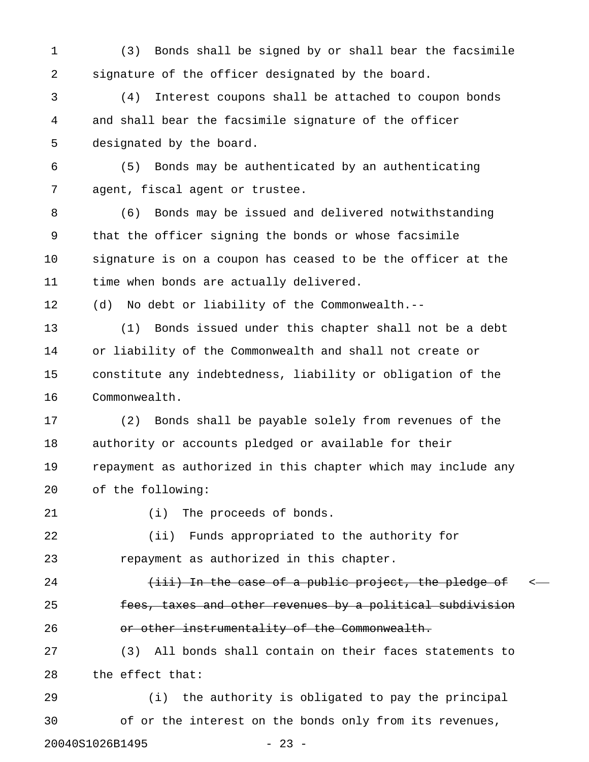(3) Bonds shall be signed by or shall bear the facsimile signature of the officer designated by the board.

(4) Interest coupons shall be attached to coupon bonds and shall bear the facsimile signature of the officer designated by the board.

(5) Bonds may be authenticated by an authenticating agent, fiscal agent or trustee.

(6) Bonds may be issued and delivered notwithstanding that the officer signing the bonds or whose facsimile signature is on a coupon has ceased to be the officer at the time when bonds are actually delivered.

(d) No debt or liability of the Commonwealth.--

(1) Bonds issued under this chapter shall not be a debt or liability of the Commonwealth and shall not create or constitute any indebtedness, liability or obligation of the Commonwealth.

(2) Bonds shall be payable solely from revenues of the authority or accounts pledged or available for their repayment as authorized in this chapter which may include any of the following:

(i) The proceeds of bonds.

(ii) Funds appropriated to the authority for repayment as authorized in this chapter.

~~(iii) In the case of a public project, the pledge of fees, taxes and other revenues by a political subdivision or other instrumentality of the Commonwealth.~~

(3) All bonds shall contain on their faces statements to the effect that:

(i) the authority is obligated to pay the principal of or the interest on the bonds only from its revenues,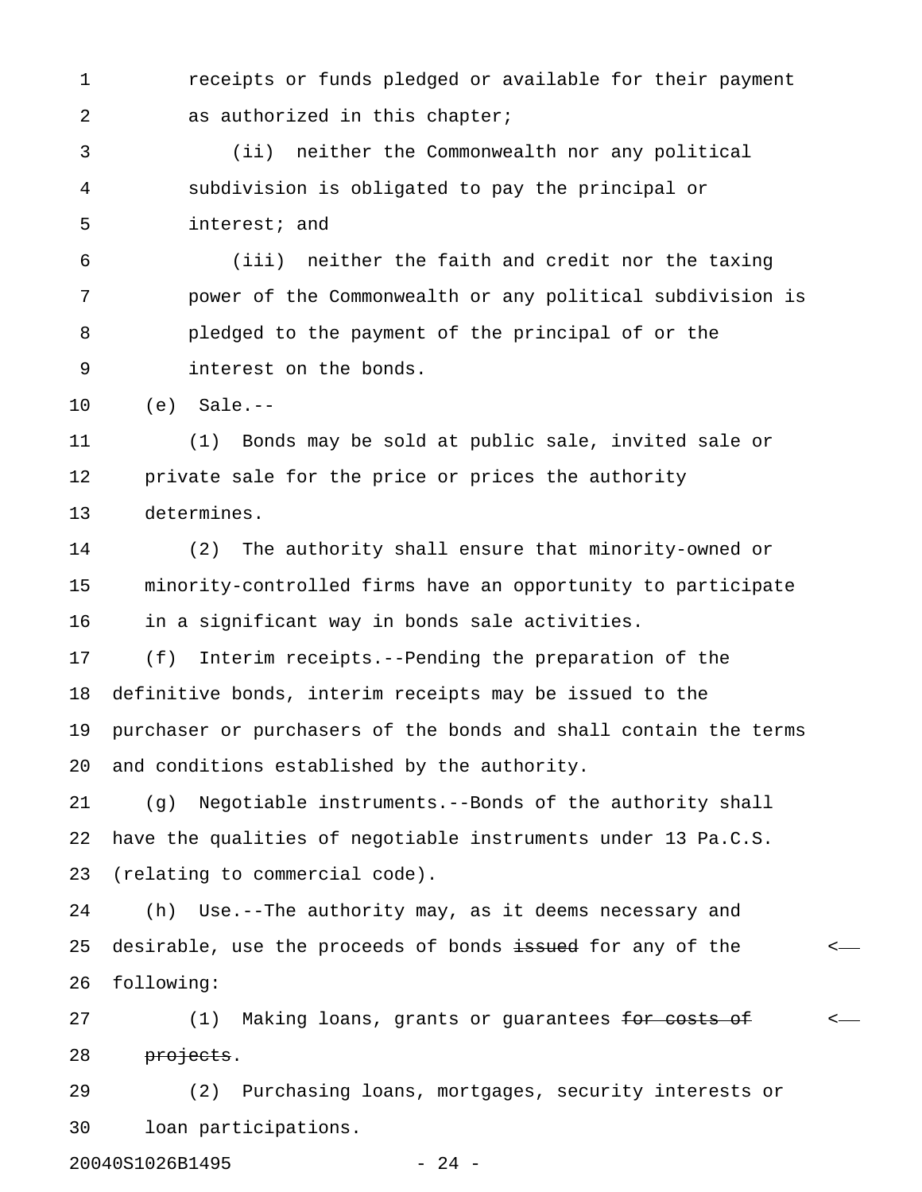receipts or funds pledged or available for their payment as authorized in this chapter;

(ii) neither the Commonwealth nor any political subdivision is obligated to pay the principal or interest; and

(iii) neither the faith and credit nor the taxing power of the Commonwealth or any political subdivision is pledged to the payment of the principal of or the interest on the bonds.

(e) Sale.--

(1) Bonds may be sold at public sale, invited sale or private sale for the price or prices the authority determines.

(2) The authority shall ensure that minority-owned or minority-controlled firms have an opportunity to participate in a significant way in bonds sale activities.

(f) Interim receipts.--Pending the preparation of the definitive bonds, interim receipts may be issued to the purchaser or purchasers of the bonds and shall contain the terms and conditions established by the authority.

(g) Negotiable instruments.--Bonds of the authority shall have the qualities of negotiable instruments under 13 Pa.C.S. (relating to commercial code).

(h) Use.--The authority may, as it deems necessary and desirable, use the proceeds of bonds ~~issued~~ for any of the following:

(1) Making loans, grants or guarantees ~~for costs of projects~~.

(2) Purchasing loans, mortgages, security interests or loan participations.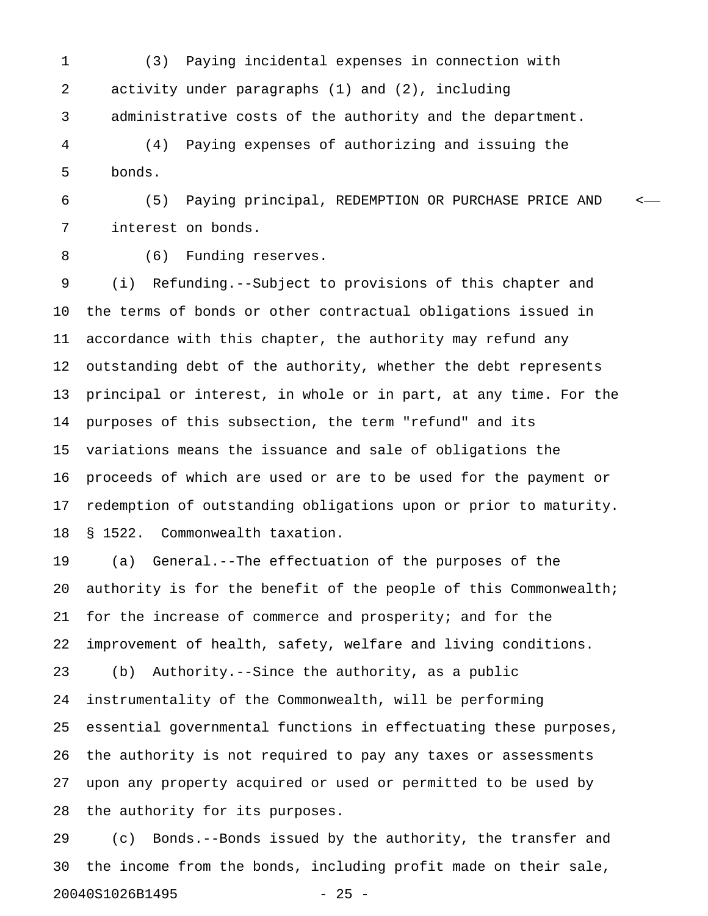(3) Paying incidental expenses in connection with activity under paragraphs (1) and (2), including administrative costs of the authority and the department.

(4) Paying expenses of authorizing and issuing the bonds.

(5) Paying principal, REDEMPTION OR PURCHASE PRICE AND interest on bonds.

(6) Funding reserves.

(i) Refunding.--Subject to provisions of this chapter and the terms of bonds or other contractual obligations issued in accordance with this chapter, the authority may refund any outstanding debt of the authority, whether the debt represents principal or interest, in whole or in part, at any time. For the purposes of this subsection, the term "refund" and its variations means the issuance and sale of obligations the proceeds of which are used or are to be used for the payment or redemption of outstanding obligations upon or prior to maturity.

§ 1522. Commonwealth taxation.

(a) General.--The effectuation of the purposes of the authority is for the benefit of the people of this Commonwealth; for the increase of commerce and prosperity; and for the improvement of health, safety, welfare and living conditions.

(b) Authority.--Since the authority, as a public instrumentality of the Commonwealth, will be performing essential governmental functions in effectuating these purposes, the authority is not required to pay any taxes or assessments upon any property acquired or used or permitted to be used by the authority for its purposes.

(c) Bonds.--Bonds issued by the authority, the transfer and the income from the bonds, including profit made on their sale,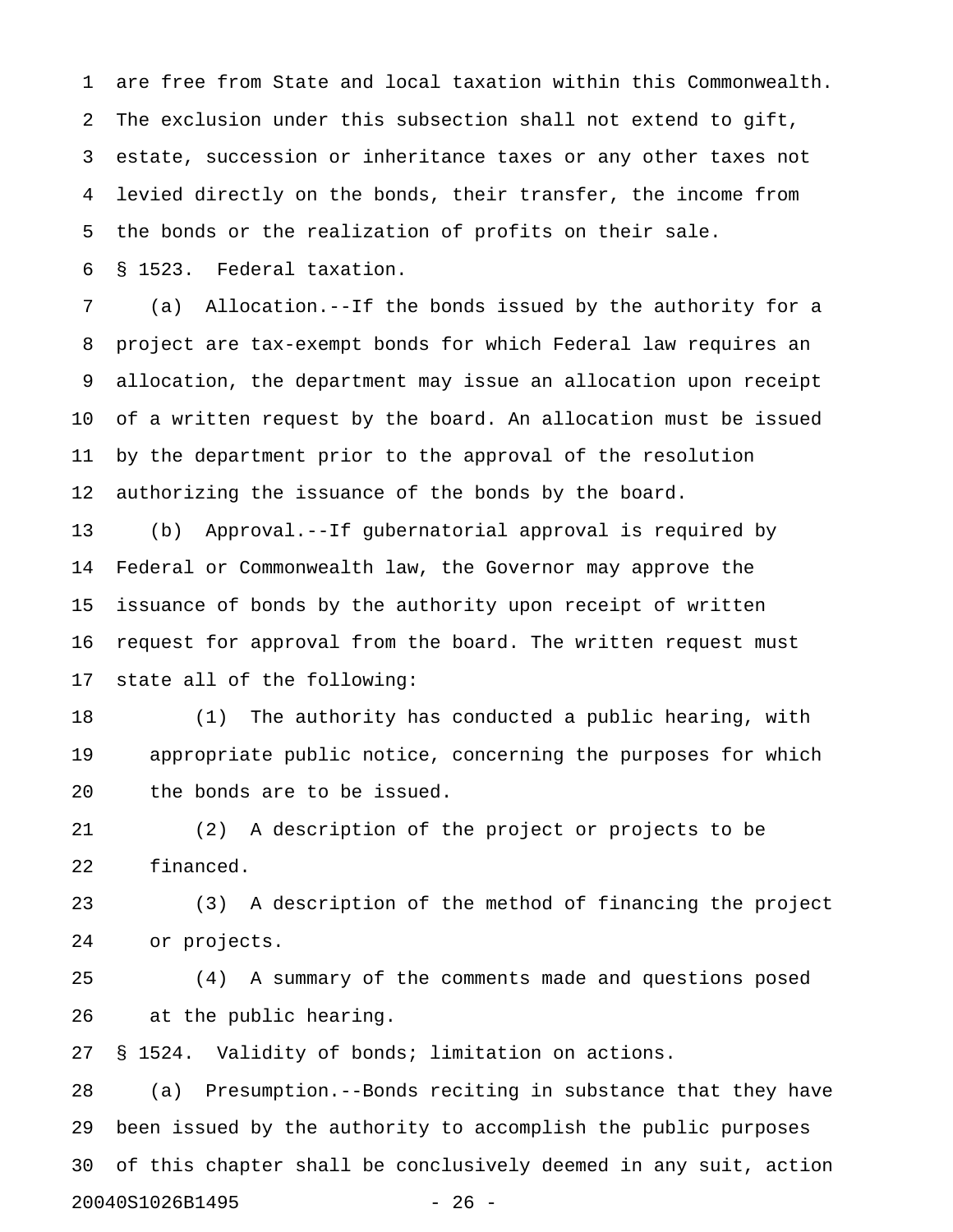are free from State and local taxation within this Commonwealth. The exclusion under this subsection shall not extend to gift, estate, succession or inheritance taxes or any other taxes not levied directly on the bonds, their transfer, the income from the bonds or the realization of profits on their sale.

§ 1523. Federal taxation.

(a) Allocation.--If the bonds issued by the authority for a project are tax-exempt bonds for which Federal law requires an allocation, the department may issue an allocation upon receipt of a written request by the board. An allocation must be issued by the department prior to the approval of the resolution authorizing the issuance of the bonds by the board.

(b) Approval.--If gubernatorial approval is required by Federal or Commonwealth law, the Governor may approve the issuance of bonds by the authority upon receipt of written request for approval from the board. The written request must state all of the following:

(1) The authority has conducted a public hearing, with appropriate public notice, concerning the purposes for which the bonds are to be issued.

(2) A description of the project or projects to be financed.

(3) A description of the method of financing the project or projects.

(4) A summary of the comments made and questions posed at the public hearing.

§ 1524. Validity of bonds; limitation on actions.

(a) Presumption.--Bonds reciting in substance that they have been issued by the authority to accomplish the public purposes of this chapter shall be conclusively deemed in any suit, action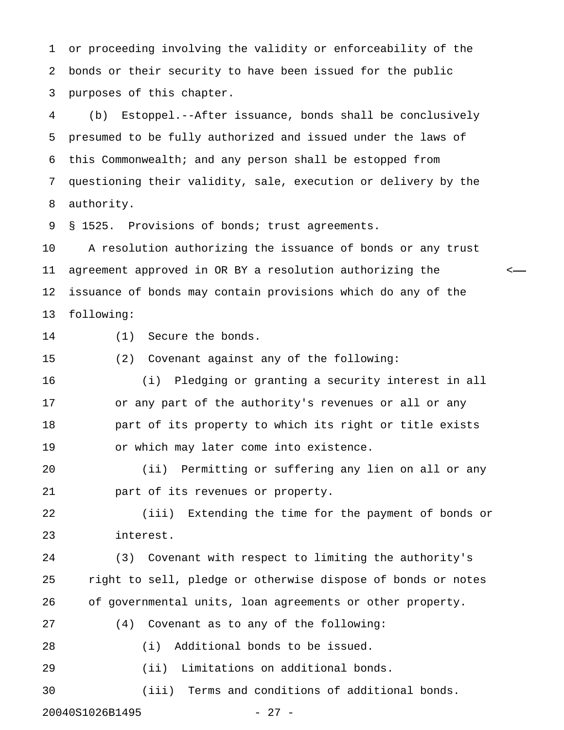or proceeding involving the validity or enforceability of the bonds or their security to have been issued for the public purposes of this chapter.

(b) Estoppel.--After issuance, bonds shall be conclusively presumed to be fully authorized and issued under the laws of this Commonwealth; and any person shall be estopped from questioning their validity, sale, execution or delivery by the authority.

§ 1525. Provisions of bonds; trust agreements.

A resolution authorizing the issuance of bonds or any trust agreement approved in OR BY a resolution authorizing the issuance of bonds may contain provisions which do any of the following:

(1) Secure the bonds.

(2) Covenant against any of the following:

(i) Pledging or granting a security interest in all or any part of the authority's revenues or all or any part of its property to which its right or title exists or which may later come into existence.

(ii) Permitting or suffering any lien on all or any part of its revenues or property.

(iii) Extending the time for the payment of bonds or interest.

(3) Covenant with respect to limiting the authority's right to sell, pledge or otherwise dispose of bonds or notes of governmental units, loan agreements or other property.

(4) Covenant as to any of the following:

(i) Additional bonds to be issued.

(ii) Limitations on additional bonds.

(iii) Terms and conditions of additional bonds.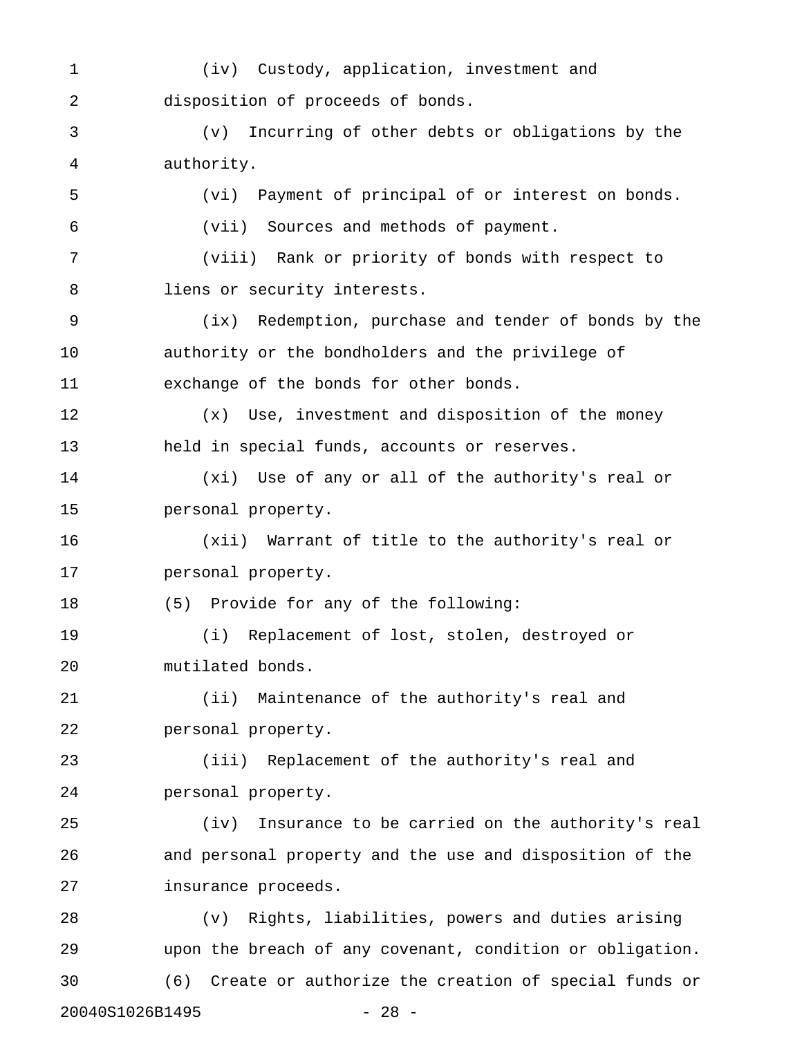(iv) Custody, application, investment and disposition of proceeds of bonds.

(v) Incurring of other debts or obligations by the authority.

(vi) Payment of principal of or interest on bonds.

(vii) Sources and methods of payment.

(viii) Rank or priority of bonds with respect to liens or security interests.

(ix) Redemption, purchase and tender of bonds by the authority or the bondholders and the privilege of exchange of the bonds for other bonds.

(x) Use, investment and disposition of the money held in special funds, accounts or reserves.

(xi) Use of any or all of the authority's real or personal property.

(xii) Warrant of title to the authority's real or personal property.

(5) Provide for any of the following:

(i) Replacement of lost, stolen, destroyed or mutilated bonds.

(ii) Maintenance of the authority's real and personal property.

(iii) Replacement of the authority's real and personal property.

(iv) Insurance to be carried on the authority's real and personal property and the use and disposition of the insurance proceeds.

(v) Rights, liabilities, powers and duties arising upon the breach of any covenant, condition or obligation.

(6) Create or authorize the creation of special funds or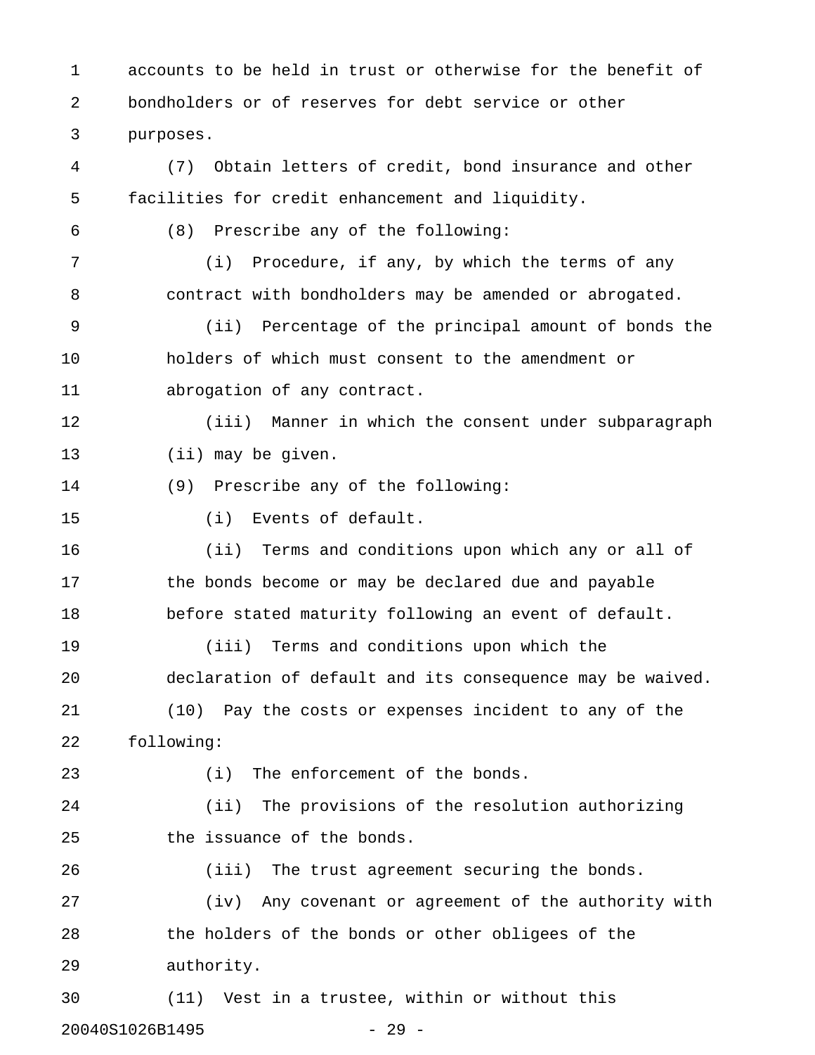accounts to be held in trust or otherwise for the benefit of bondholders or of reserves for debt service or other purposes.

(7) Obtain letters of credit, bond insurance and other facilities for credit enhancement and liquidity.

(8) Prescribe any of the following:

(i) Procedure, if any, by which the terms of any contract with bondholders may be amended or abrogated.

(ii) Percentage of the principal amount of bonds the holders of which must consent to the amendment or abrogation of any contract.

(iii) Manner in which the consent under subparagraph (ii) may be given.

(9) Prescribe any of the following:

(i) Events of default.

(ii) Terms and conditions upon which any or all of the bonds become or may be declared due and payable before stated maturity following an event of default.

(iii) Terms and conditions upon which the declaration of default and its consequence may be waived.

(10) Pay the costs or expenses incident to any of the following:

(i) The enforcement of the bonds.

(ii) The provisions of the resolution authorizing the issuance of the bonds.

(iii) The trust agreement securing the bonds.

(iv) Any covenant or agreement of the authority with the holders of the bonds or other obligees of the authority.

(11) Vest in a trustee, within or without this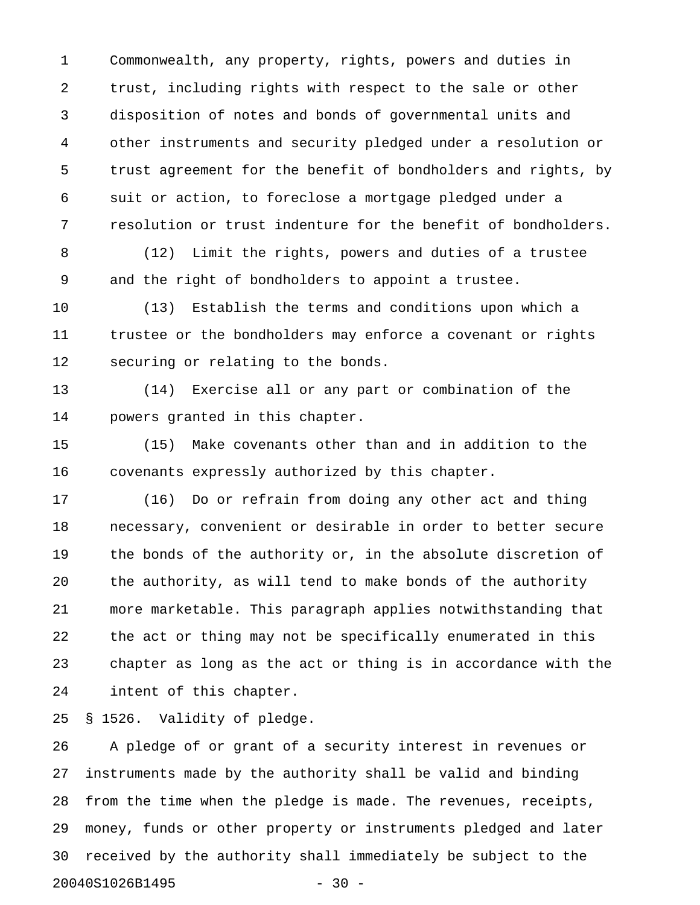Commonwealth, any property, rights, powers and duties in trust, including rights with respect to the sale or other disposition of notes and bonds of governmental units and other instruments and security pledged under a resolution or trust agreement for the benefit of bondholders and rights, by suit or action, to foreclose a mortgage pledged under a resolution or trust indenture for the benefit of bondholders.

(12) Limit the rights, powers and duties of a trustee and the right of bondholders to appoint a trustee.

(13) Establish the terms and conditions upon which a trustee or the bondholders may enforce a covenant or rights securing or relating to the bonds.

(14) Exercise all or any part or combination of the powers granted in this chapter.

(15) Make covenants other than and in addition to the covenants expressly authorized by this chapter.

(16) Do or refrain from doing any other act and thing necessary, convenient or desirable in order to better secure the bonds of the authority or, in the absolute discretion of the authority, as will tend to make bonds of the authority more marketable. This paragraph applies notwithstanding that the act or thing may not be specifically enumerated in this chapter as long as the act or thing is in accordance with the intent of this chapter.

§ 1526. Validity of pledge.

A pledge of or grant of a security interest in revenues or instruments made by the authority shall be valid and binding from the time when the pledge is made. The revenues, receipts, money, funds or other property or instruments pledged and later received by the authority shall immediately be subject to the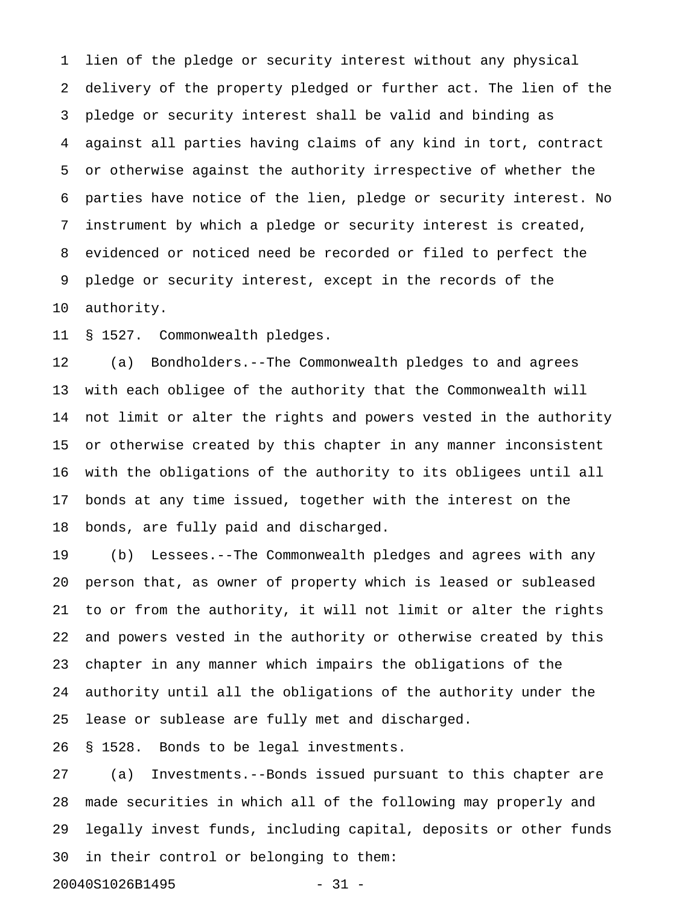lien of the pledge or security interest without any physical delivery of the property pledged or further act. The lien of the pledge or security interest shall be valid and binding as against all parties having claims of any kind in tort, contract or otherwise against the authority irrespective of whether the parties have notice of the lien, pledge or security interest. No instrument by which a pledge or security interest is created, evidenced or noticed need be recorded or filed to perfect the pledge or security interest, except in the records of the authority.

§ 1527. Commonwealth pledges.

(a) Bondholders.--The Commonwealth pledges to and agrees with each obligee of the authority that the Commonwealth will not limit or alter the rights and powers vested in the authority or otherwise created by this chapter in any manner inconsistent with the obligations of the authority to its obligees until all bonds at any time issued, together with the interest on the bonds, are fully paid and discharged.

(b) Lessees.--The Commonwealth pledges and agrees with any person that, as owner of property which is leased or subleased to or from the authority, it will not limit or alter the rights and powers vested in the authority or otherwise created by this chapter in any manner which impairs the obligations of the authority until all the obligations of the authority under the lease or sublease are fully met and discharged.

§ 1528. Bonds to be legal investments.

(a) Investments.--Bonds issued pursuant to this chapter are made securities in which all of the following may properly and legally invest funds, including capital, deposits or other funds in their control or belonging to them: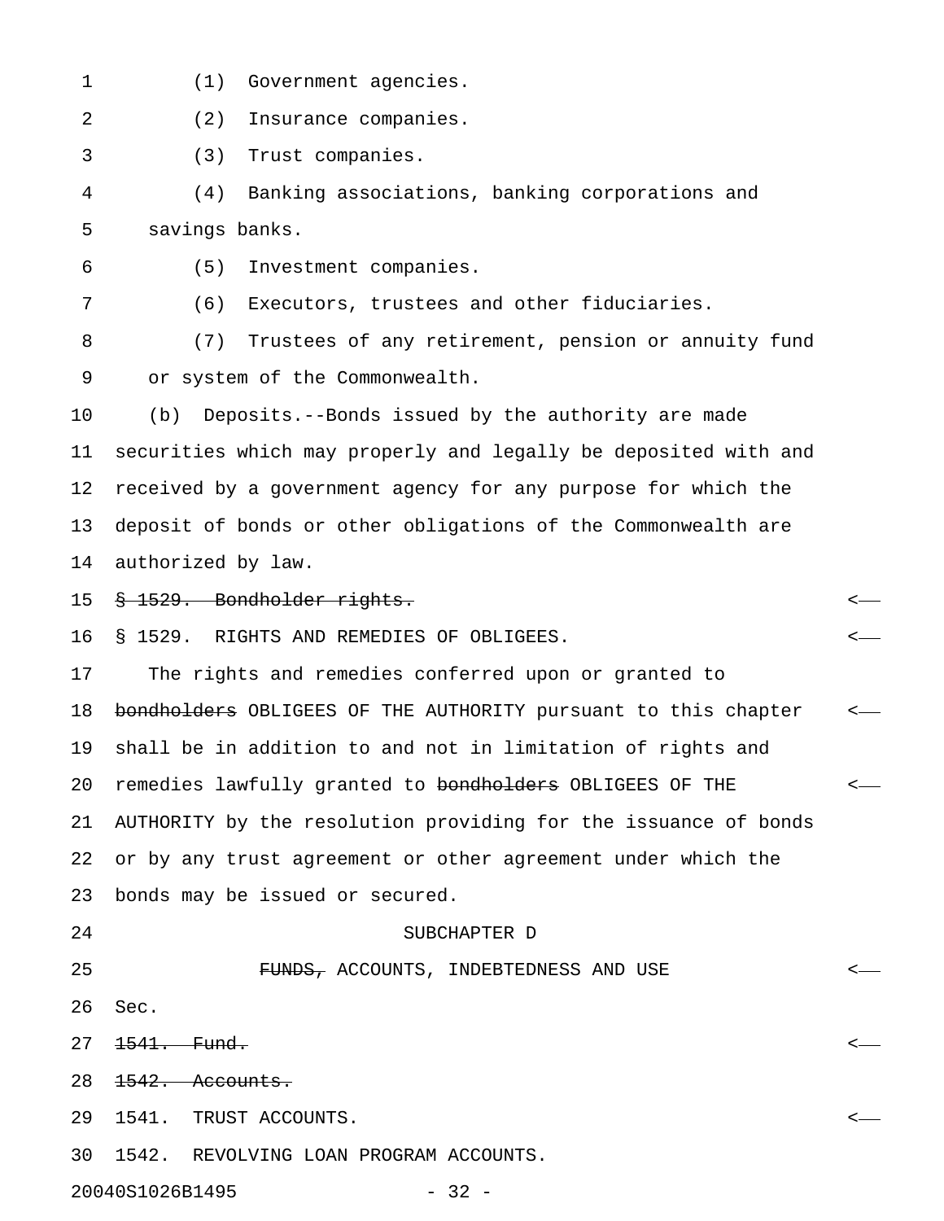(1) Government agencies.

(2) Insurance companies.

(3) Trust companies.

(4) Banking associations, banking corporations and savings banks.

(5) Investment companies.

(6) Executors, trustees and other fiduciaries.

(7) Trustees of any retirement, pension or annuity fund or system of the Commonwealth.

(b) Deposits.--Bonds issued by the authority are made securities which may properly and legally be deposited with and received by a government agency for any purpose for which the deposit of bonds or other obligations of the Commonwealth are authorized by law.

~~§ 1529. Bondholder rights.~~

§ 1529. RIGHTS AND REMEDIES OF OBLIGEES.

The rights and remedies conferred upon or granted to ~~bondholders~~ OBLIGEES OF THE AUTHORITY pursuant to this chapter shall be in addition to and not in limitation of rights and remedies lawfully granted to ~~bondholders~~ OBLIGEES OF THE AUTHORITY by the resolution providing for the issuance of bonds or by any trust agreement or other agreement under which the bonds may be issued or secured.

SUBCHAPTER D

~~FUNDS,~~ ACCOUNTS, INDEBTEDNESS AND USE

Sec.

~~1541. Fund.~~

~~1542. Accounts.~~

1541. TRUST ACCOUNTS.

1542. REVOLVING LOAN PROGRAM ACCOUNTS.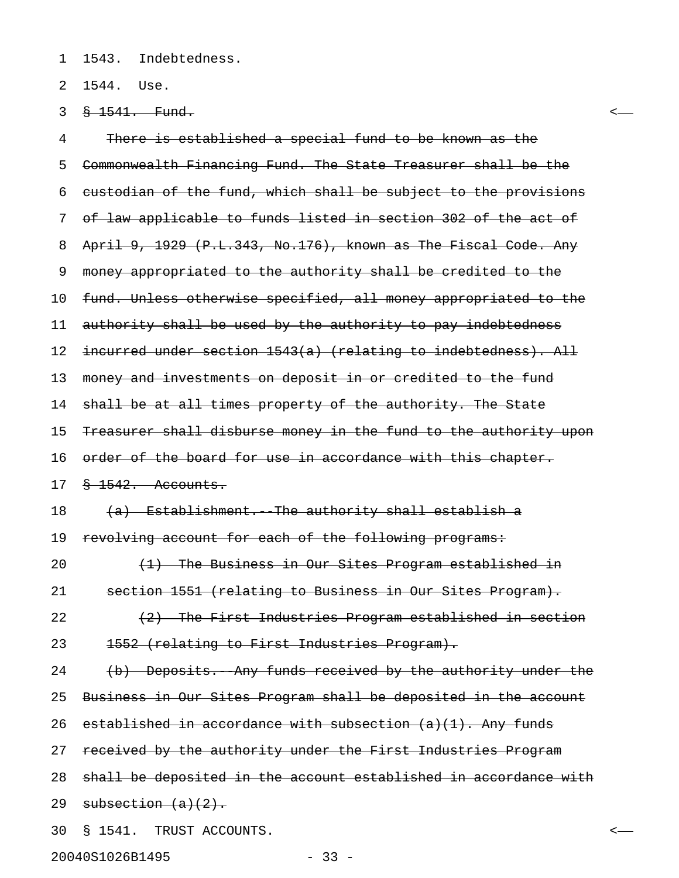1543. Indebtedness.

1544. Use.

~~§ 1541. Fund.~~

~~There is established a special fund to be known as the Commonwealth Financing Fund. The State Treasurer shall be the custodian of the fund, which shall be subject to the provisions of law applicable to funds listed in section 302 of the act of April 9, 1929 (P.L.343, No.176), known as The Fiscal Code. Any money appropriated to the authority shall be credited to the fund. Unless otherwise specified, all money appropriated to the authority shall be used by the authority to pay indebtedness incurred under section 1543(a) (relating to indebtedness). All money and investments on deposit in or credited to the fund shall be at all times property of the authority. The State Treasurer shall disburse money in the fund to the authority upon order of the board for use in accordance with this chapter.~~

~~§ 1542. Accounts.~~

~~(a) Establishment.--The authority shall establish a revolving account for each of the following programs:~~

~~(1) The Business in Our Sites Program established in section 1551 (relating to Business in Our Sites Program).~~

~~(2) The First Industries Program established in section 1552 (relating to First Industries Program).~~

~~(b) Deposits.--Any funds received by the authority under the Business in Our Sites Program shall be deposited in the account established in accordance with subsection (a)(1). Any funds received by the authority under the First Industries Program shall be deposited in the account established in accordance with subsection (a)(2).~~

§ 1541. TRUST ACCOUNTS.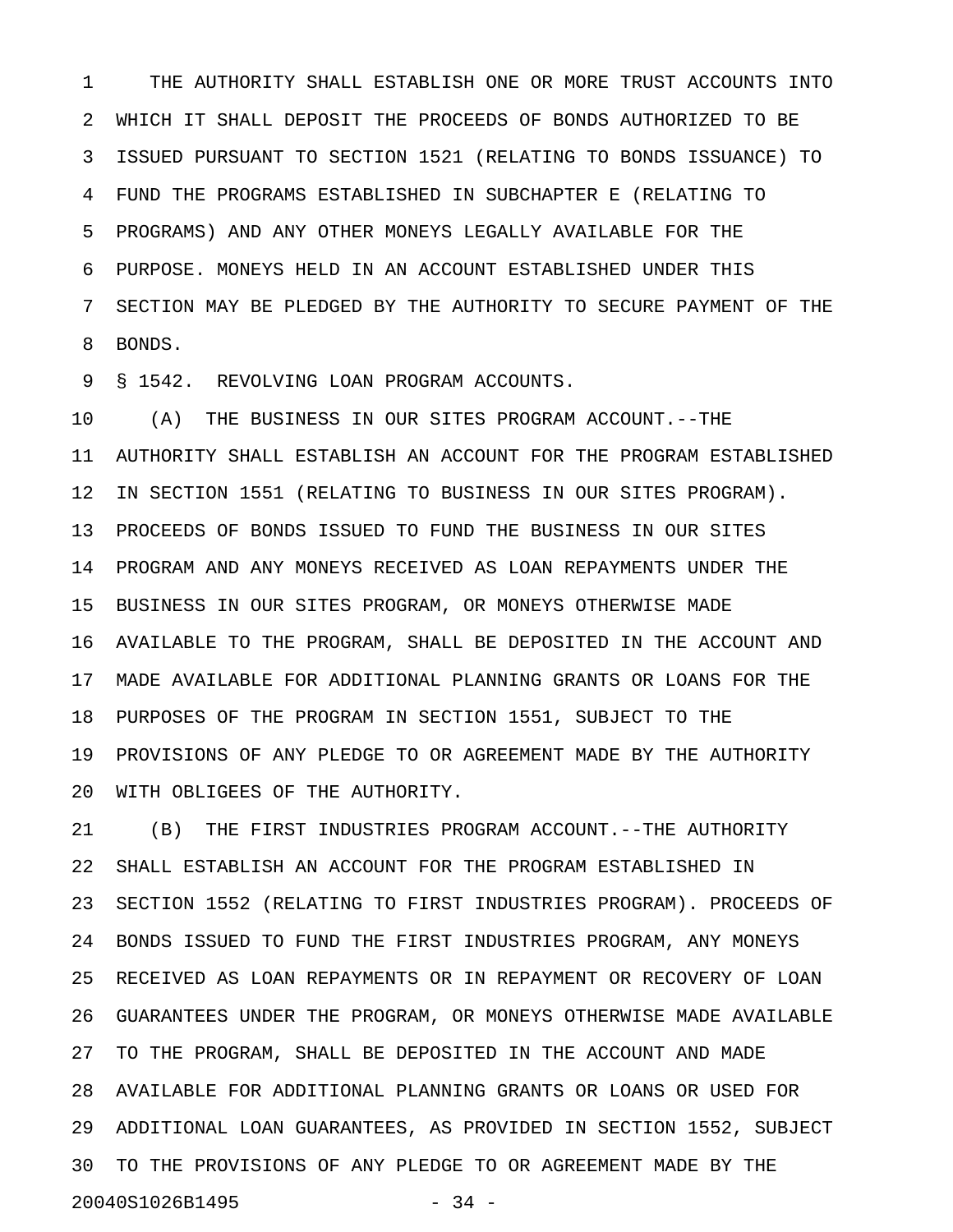THE AUTHORITY SHALL ESTABLISH ONE OR MORE TRUST ACCOUNTS INTO WHICH IT SHALL DEPOSIT THE PROCEEDS OF BONDS AUTHORIZED TO BE ISSUED PURSUANT TO SECTION 1521 (RELATING TO BONDS ISSUANCE) TO FUND THE PROGRAMS ESTABLISHED IN SUBCHAPTER E (RELATING TO PROGRAMS) AND ANY OTHER MONEYS LEGALLY AVAILABLE FOR THE PURPOSE. MONEYS HELD IN AN ACCOUNT ESTABLISHED UNDER THIS SECTION MAY BE PLEDGED BY THE AUTHORITY TO SECURE PAYMENT OF THE BONDS.

§ 1542. REVOLVING LOAN PROGRAM ACCOUNTS.

(A) THE BUSINESS IN OUR SITES PROGRAM ACCOUNT.--THE AUTHORITY SHALL ESTABLISH AN ACCOUNT FOR THE PROGRAM ESTABLISHED IN SECTION 1551 (RELATING TO BUSINESS IN OUR SITES PROGRAM). PROCEEDS OF BONDS ISSUED TO FUND THE BUSINESS IN OUR SITES PROGRAM AND ANY MONEYS RECEIVED AS LOAN REPAYMENTS UNDER THE BUSINESS IN OUR SITES PROGRAM, OR MONEYS OTHERWISE MADE AVAILABLE TO THE PROGRAM, SHALL BE DEPOSITED IN THE ACCOUNT AND MADE AVAILABLE FOR ADDITIONAL PLANNING GRANTS OR LOANS FOR THE PURPOSES OF THE PROGRAM IN SECTION 1551, SUBJECT TO THE PROVISIONS OF ANY PLEDGE TO OR AGREEMENT MADE BY THE AUTHORITY WITH OBLIGEES OF THE AUTHORITY.

(B) THE FIRST INDUSTRIES PROGRAM ACCOUNT.--THE AUTHORITY SHALL ESTABLISH AN ACCOUNT FOR THE PROGRAM ESTABLISHED IN SECTION 1552 (RELATING TO FIRST INDUSTRIES PROGRAM). PROCEEDS OF BONDS ISSUED TO FUND THE FIRST INDUSTRIES PROGRAM, ANY MONEYS RECEIVED AS LOAN REPAYMENTS OR IN REPAYMENT OR RECOVERY OF LOAN GUARANTEES UNDER THE PROGRAM, OR MONEYS OTHERWISE MADE AVAILABLE TO THE PROGRAM, SHALL BE DEPOSITED IN THE ACCOUNT AND MADE AVAILABLE FOR ADDITIONAL PLANNING GRANTS OR LOANS OR USED FOR ADDITIONAL LOAN GUARANTEES, AS PROVIDED IN SECTION 1552, SUBJECT TO THE PROVISIONS OF ANY PLEDGE TO OR AGREEMENT MADE BY THE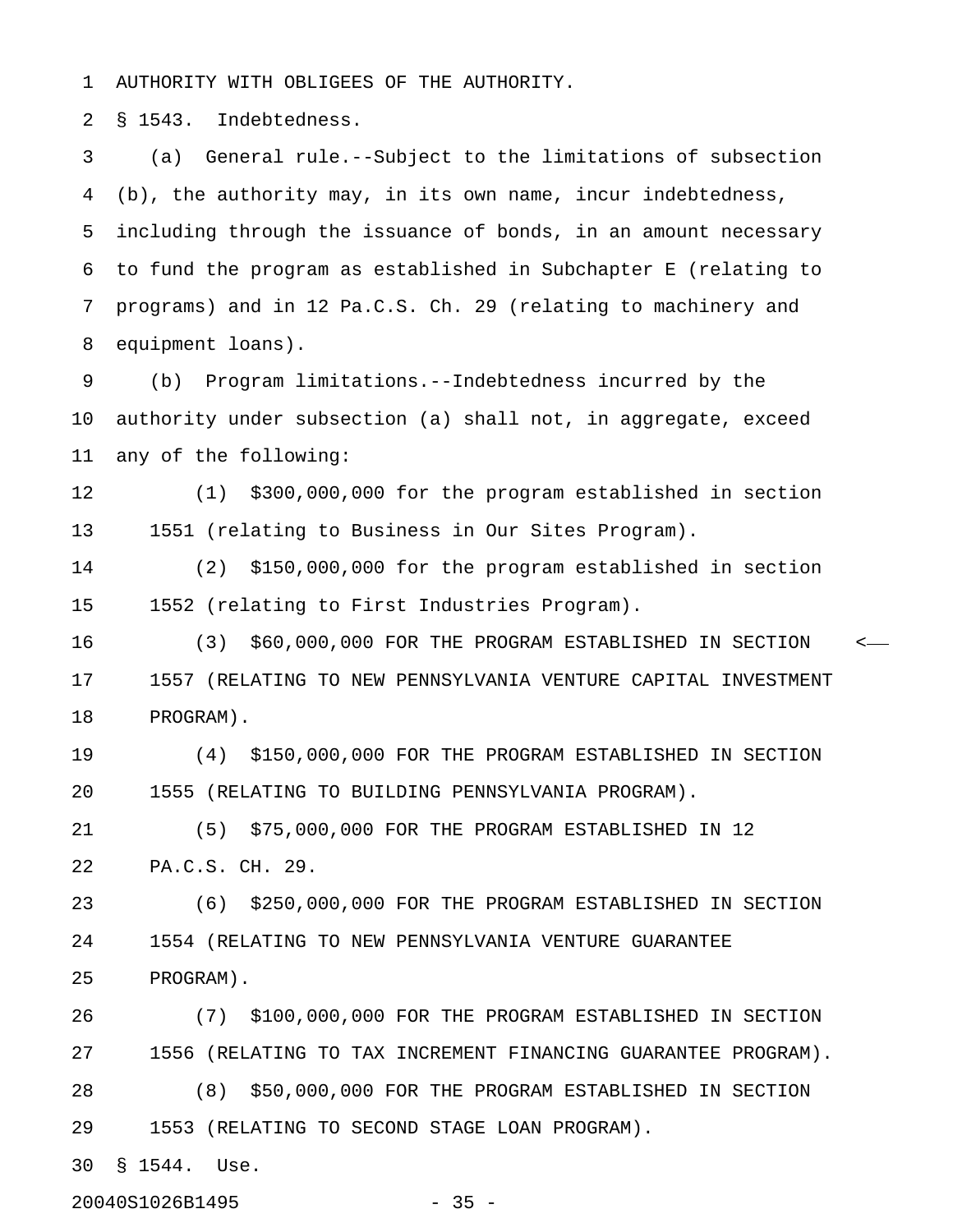AUTHORITY WITH OBLIGEES OF THE AUTHORITY.

§ 1543. Indebtedness.

(a) General rule.--Subject to the limitations of subsection (b), the authority may, in its own name, incur indebtedness, including through the issuance of bonds, in an amount necessary to fund the program as established in Subchapter E (relating to programs) and in 12 Pa.C.S. Ch. 29 (relating to machinery and equipment loans).

(b) Program limitations.--Indebtedness incurred by the authority under subsection (a) shall not, in aggregate, exceed any of the following:

(1) $300,000,000 for the program established in section 1551 (relating to Business in Our Sites Program).

(2) $150,000,000 for the program established in section 1552 (relating to First Industries Program).

(3) $60,000,000 FOR THE PROGRAM ESTABLISHED IN SECTION 1557 (RELATING TO NEW PENNSYLVANIA VENTURE CAPITAL INVESTMENT PROGRAM).

(4) $150,000,000 FOR THE PROGRAM ESTABLISHED IN SECTION 1555 (RELATING TO BUILDING PENNSYLVANIA PROGRAM).

(5) $75,000,000 FOR THE PROGRAM ESTABLISHED IN 12 PA.C.S. CH. 29.

(6) $250,000,000 FOR THE PROGRAM ESTABLISHED IN SECTION 1554 (RELATING TO NEW PENNSYLVANIA VENTURE GUARANTEE PROGRAM).

(7) $100,000,000 FOR THE PROGRAM ESTABLISHED IN SECTION 1556 (RELATING TO TAX INCREMENT FINANCING GUARANTEE PROGRAM).

(8) $50,000,000 FOR THE PROGRAM ESTABLISHED IN SECTION 1553 (RELATING TO SECOND STAGE LOAN PROGRAM).

§ 1544. Use.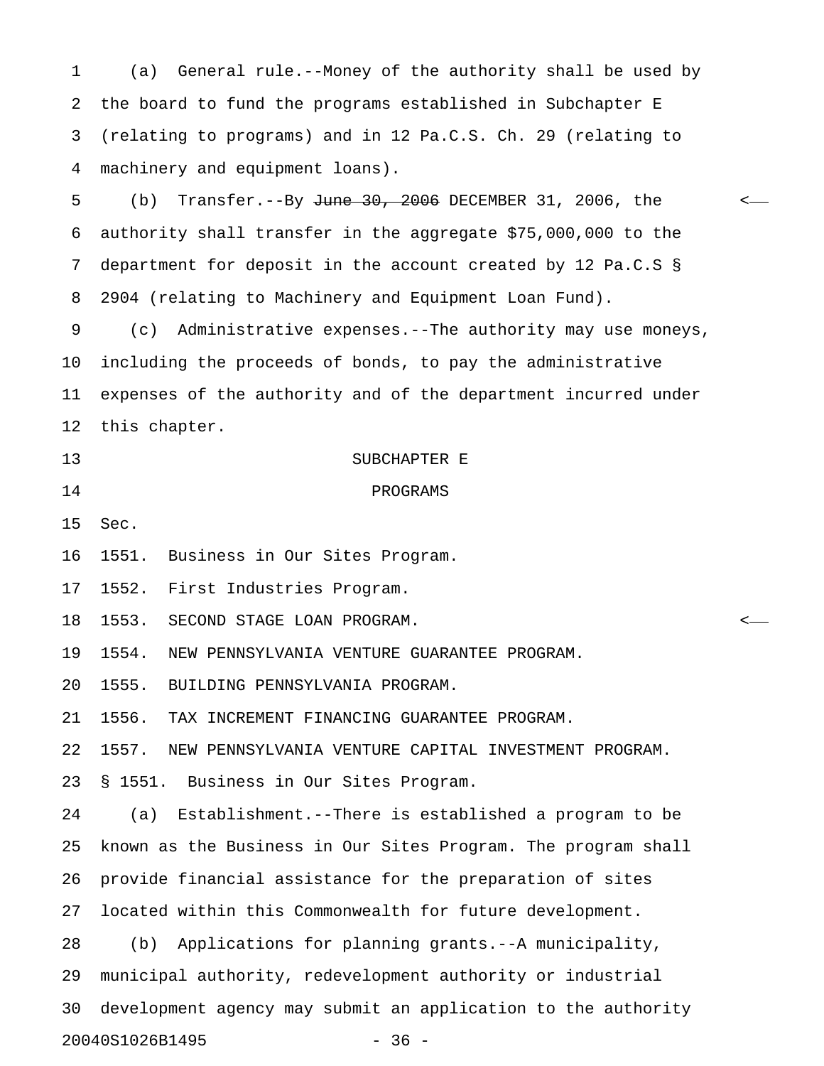(a) General rule.--Money of the authority shall be used by the board to fund the programs established in Subchapter E (relating to programs) and in 12 Pa.C.S. Ch. 29 (relating to machinery and equipment loans).

(b) Transfer.--By ~~June 30, 2006~~ DECEMBER 31, 2006, the authority shall transfer in the aggregate $75,000,000 to the department for deposit in the account created by 12 Pa.C.S § 2904 (relating to Machinery and Equipment Loan Fund).

(c) Administrative expenses.--The authority may use moneys, including the proceeds of bonds, to pay the administrative expenses of the authority and of the department incurred under this chapter.

SUBCHAPTER E

PROGRAMS

Sec.

1551. Business in Our Sites Program.

1552. First Industries Program.

1553. SECOND STAGE LOAN PROGRAM.

1554. NEW PENNSYLVANIA VENTURE GUARANTEE PROGRAM.

1555. BUILDING PENNSYLVANIA PROGRAM.

1556. TAX INCREMENT FINANCING GUARANTEE PROGRAM.

1557. NEW PENNSYLVANIA VENTURE CAPITAL INVESTMENT PROGRAM.

§ 1551. Business in Our Sites Program.

(a) Establishment.--There is established a program to be known as the Business in Our Sites Program. The program shall provide financial assistance for the preparation of sites located within this Commonwealth for future development.

(b) Applications for planning grants.--A municipality, municipal authority, redevelopment authority or industrial development agency may submit an application to the authority

20040S1026B1495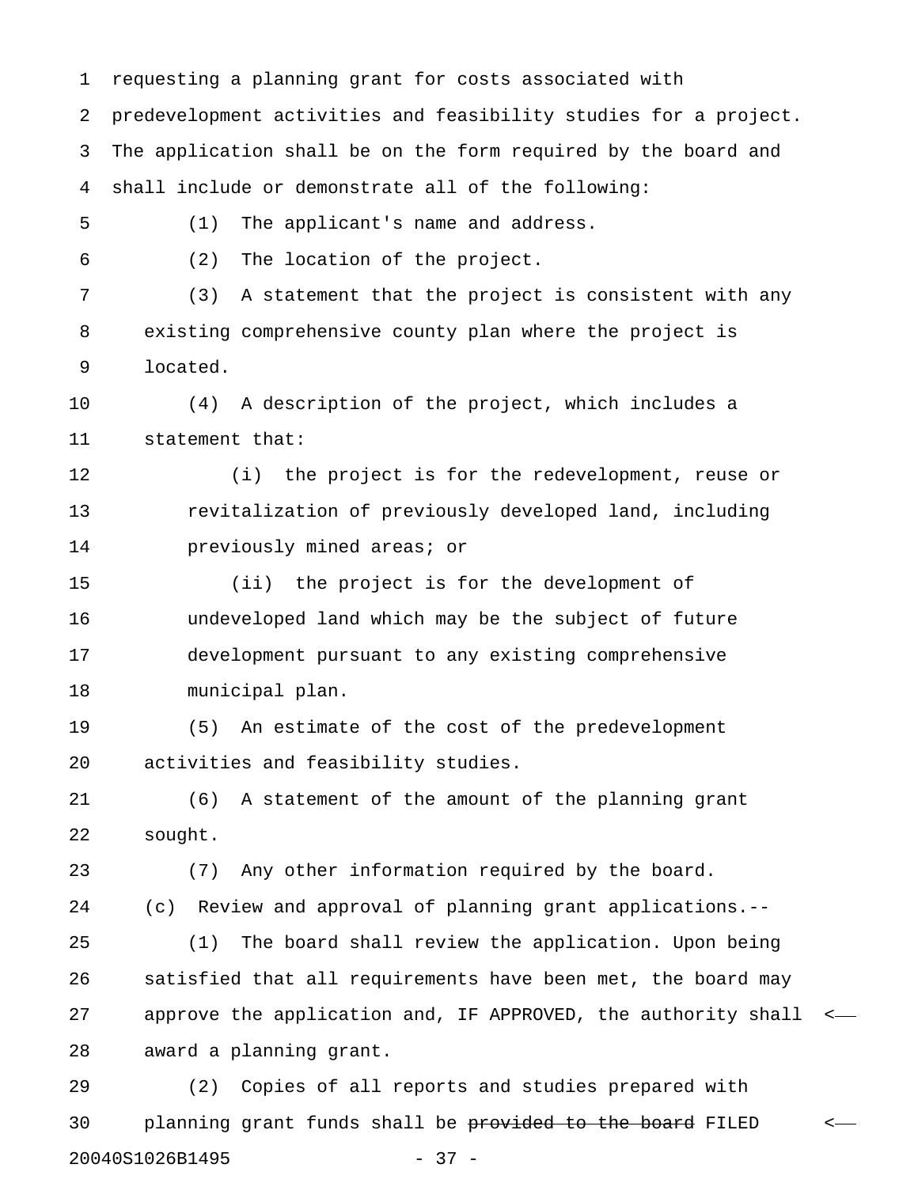requesting a planning grant for costs associated with predevelopment activities and feasibility studies for a project. The application shall be on the form required by the board and shall include or demonstrate all of the following:

(1) The applicant's name and address.

(2) The location of the project.

(3) A statement that the project is consistent with any existing comprehensive county plan where the project is located.

(4) A description of the project, which includes a statement that:

(i) the project is for the redevelopment, reuse or revitalization of previously developed land, including previously mined areas; or

(ii) the project is for the development of undeveloped land which may be the subject of future development pursuant to any existing comprehensive municipal plan.

(5) An estimate of the cost of the predevelopment activities and feasibility studies.

(6) A statement of the amount of the planning grant sought.

(7) Any other information required by the board.

(c) Review and approval of planning grant applications.--

(1) The board shall review the application. Upon being satisfied that all requirements have been met, the board may approve the application and, IF APPROVED, the authority shall award a planning grant.

(2) Copies of all reports and studies prepared with planning grant funds shall be ~~provided to the board~~ FILED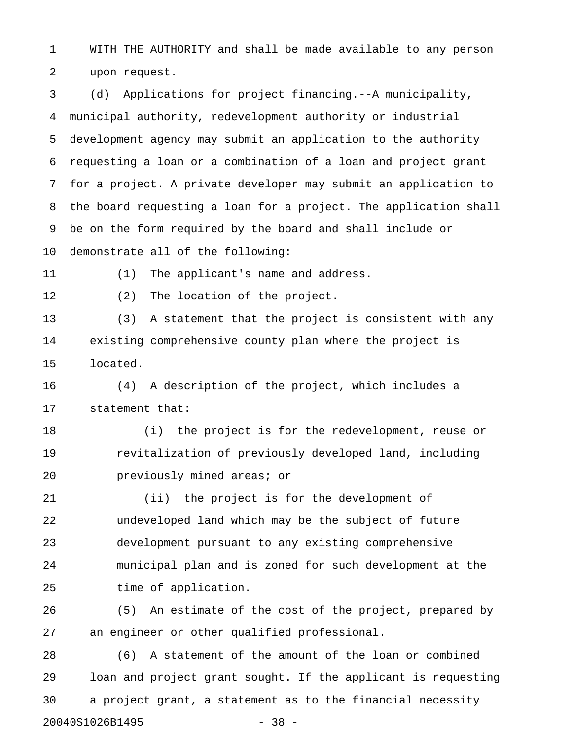WITH THE AUTHORITY and shall be made available to any person upon request.

(d) Applications for project financing.--A municipality, municipal authority, redevelopment authority or industrial development agency may submit an application to the authority requesting a loan or a combination of a loan and project grant for a project. A private developer may submit an application to the board requesting a loan for a project. The application shall be on the form required by the board and shall include or demonstrate all of the following:

(1) The applicant's name and address.

(2) The location of the project.

(3) A statement that the project is consistent with any existing comprehensive county plan where the project is located.

(4) A description of the project, which includes a statement that:

(i) the project is for the redevelopment, reuse or revitalization of previously developed land, including previously mined areas; or

(ii) the project is for the development of undeveloped land which may be the subject of future development pursuant to any existing comprehensive municipal plan and is zoned for such development at the time of application.

(5) An estimate of the cost of the project, prepared by an engineer or other qualified professional.

(6) A statement of the amount of the loan or combined loan and project grant sought. If the applicant is requesting a project grant, a statement as to the financial necessity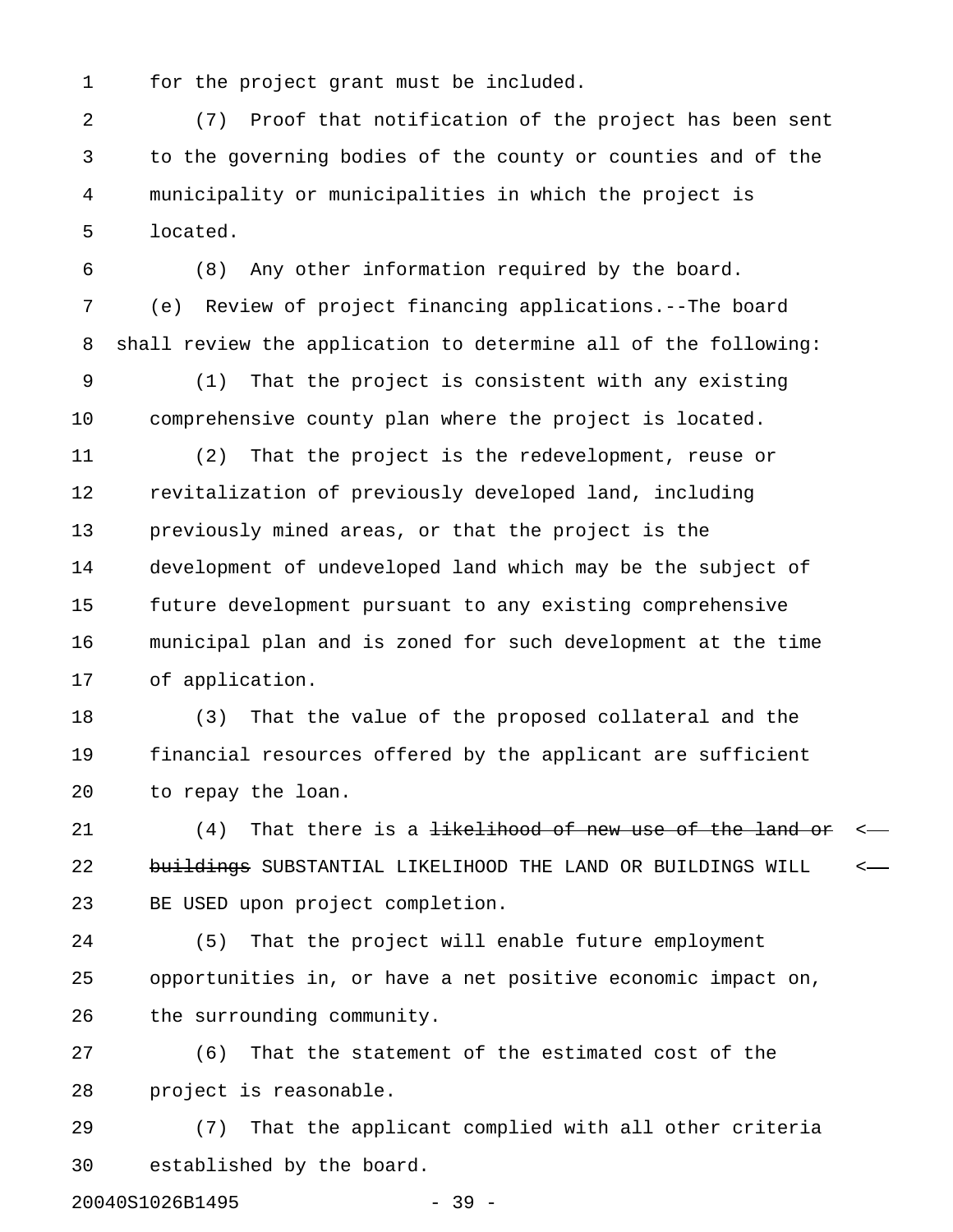for the project grant must be included.

(7) Proof that notification of the project has been sent to the governing bodies of the county or counties and of the municipality or municipalities in which the project is located.

(8) Any other information required by the board.

(e) Review of project financing applications.--The board shall review the application to determine all of the following:

(1) That the project is consistent with any existing comprehensive county plan where the project is located.

(2) That the project is the redevelopment, reuse or revitalization of previously developed land, including previously mined areas, or that the project is the development of undeveloped land which may be the subject of future development pursuant to any existing comprehensive municipal plan and is zoned for such development at the time of application.

(3) That the value of the proposed collateral and the financial resources offered by the applicant are sufficient to repay the loan.

(4) That there is a ~~likelihood of new use of the land or buildings~~ SUBSTANTIAL LIKELIHOOD THE LAND OR BUILDINGS WILL BE USED upon project completion.

(5) That the project will enable future employment opportunities in, or have a net positive economic impact on, the surrounding community.

(6) That the statement of the estimated cost of the project is reasonable.

(7) That the applicant complied with all other criteria established by the board.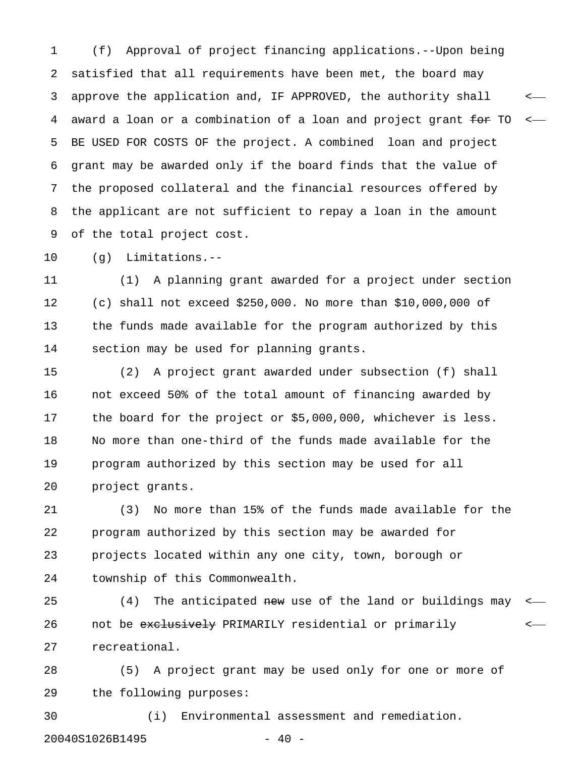(f) Approval of project financing applications.--Upon being satisfied that all requirements have been met, the board may approve the application and, IF APPROVED, the authority shall award a loan or a combination of a loan and project grant ~~for~~ TO BE USED FOR COSTS OF the project. A combined loan and project grant may be awarded only if the board finds that the value of the proposed collateral and the financial resources offered by the applicant are not sufficient to repay a loan in the amount of the total project cost.

(g) Limitations.--

(1) A planning grant awarded for a project under section (c) shall not exceed $250,000. No more than $10,000,000 of the funds made available for the program authorized by this section may be used for planning grants.

(2) A project grant awarded under subsection (f) shall not exceed 50% of the total amount of financing awarded by the board for the project or $5,000,000, whichever is less. No more than one-third of the funds made available for the program authorized by this section may be used for all project grants.

(3) No more than 15% of the funds made available for the program authorized by this section may be awarded for projects located within any one city, town, borough or township of this Commonwealth.

(4) The anticipated ~~new~~ use of the land or buildings may not be ~~exclusively~~ PRIMARILY residential or primarily recreational.

(5) A project grant may be used only for one or more of the following purposes:

(i) Environmental assessment and remediation.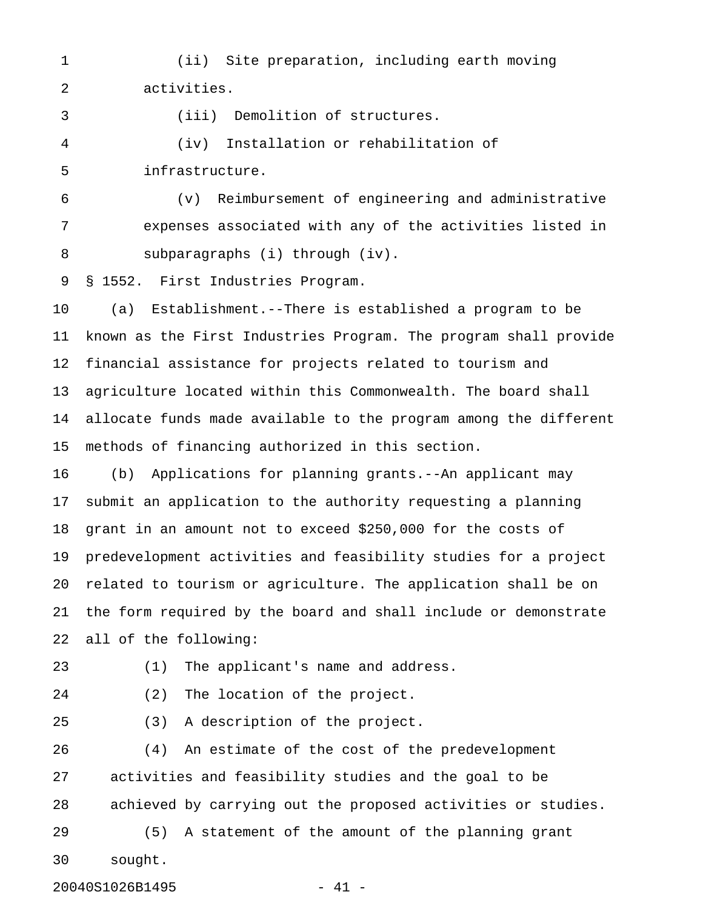(ii) Site preparation, including earth moving activities.

(iii) Demolition of structures.

(iv) Installation or rehabilitation of infrastructure.

(v) Reimbursement of engineering and administrative expenses associated with any of the activities listed in subparagraphs (i) through (iv).

§ 1552. First Industries Program.

(a) Establishment.--There is established a program to be known as the First Industries Program. The program shall provide financial assistance for projects related to tourism and agriculture located within this Commonwealth. The board shall allocate funds made available to the program among the different methods of financing authorized in this section.

(b) Applications for planning grants.--An applicant may submit an application to the authority requesting a planning grant in an amount not to exceed $250,000 for the costs of predevelopment activities and feasibility studies for a project related to tourism or agriculture. The application shall be on the form required by the board and shall include or demonstrate all of the following:

(1) The applicant's name and address.

(2) The location of the project.

(3) A description of the project.

(4) An estimate of the cost of the predevelopment activities and feasibility studies and the goal to be achieved by carrying out the proposed activities or studies.

(5) A statement of the amount of the planning grant sought.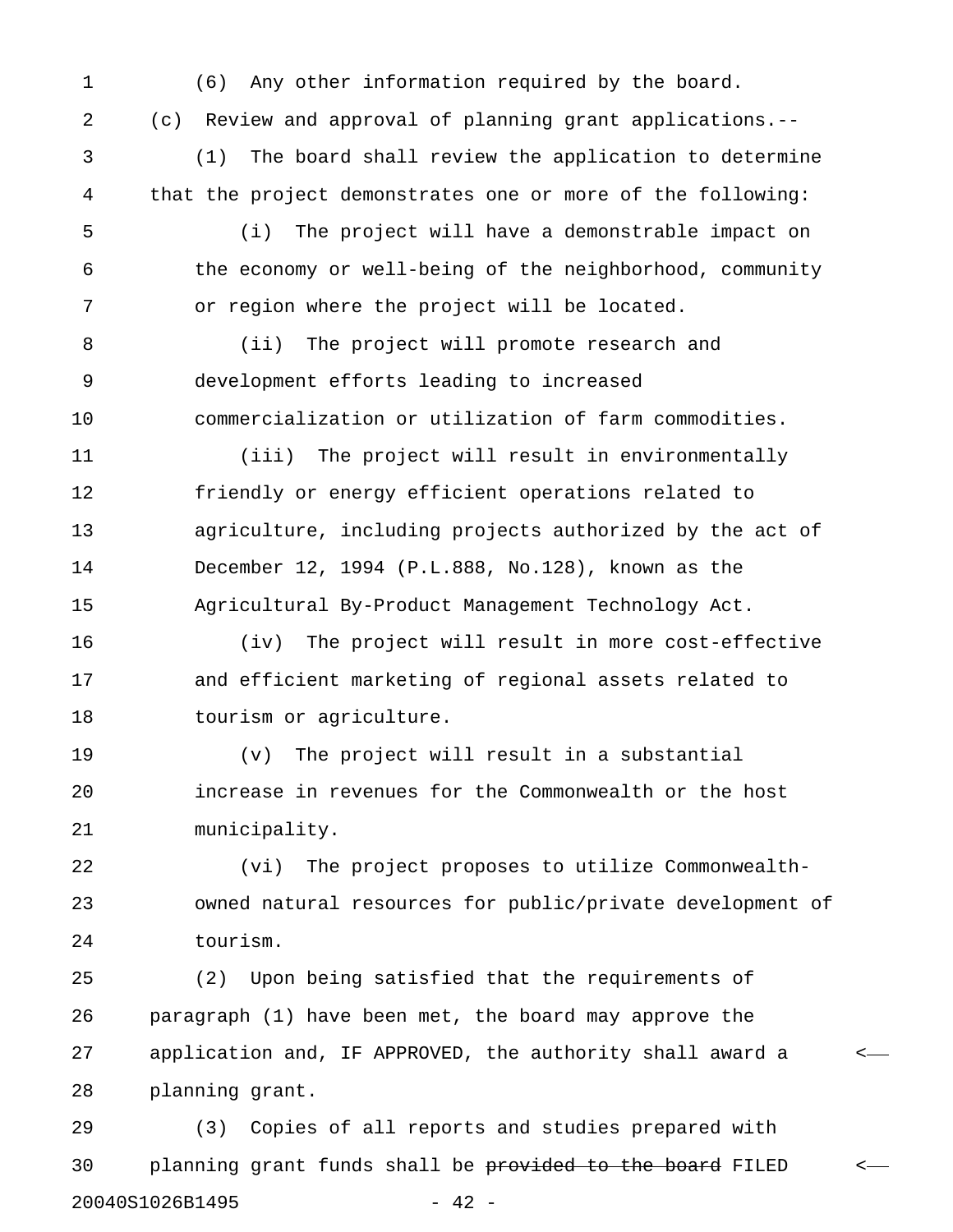(6) Any other information required by the board.

(c) Review and approval of planning grant applications.--

(1) The board shall review the application to determine that the project demonstrates one or more of the following:

(i) The project will have a demonstrable impact on the economy or well-being of the neighborhood, community or region where the project will be located.

(ii) The project will promote research and development efforts leading to increased commercialization or utilization of farm commodities.

(iii) The project will result in environmentally friendly or energy efficient operations related to agriculture, including projects authorized by the act of December 12, 1994 (P.L.888, No.128), known as the Agricultural By-Product Management Technology Act.

(iv) The project will result in more cost-effective and efficient marketing of regional assets related to tourism or agriculture.

(v) The project will result in a substantial increase in revenues for the Commonwealth or the host municipality.

(vi) The project proposes to utilize Commonwealth-owned natural resources for public/private development of tourism.

(2) Upon being satisfied that the requirements of paragraph (1) have been met, the board may approve the application and, IF APPROVED, the authority shall award a planning grant.

(3) Copies of all reports and studies prepared with planning grant funds shall be ~~provided to the board~~ FILED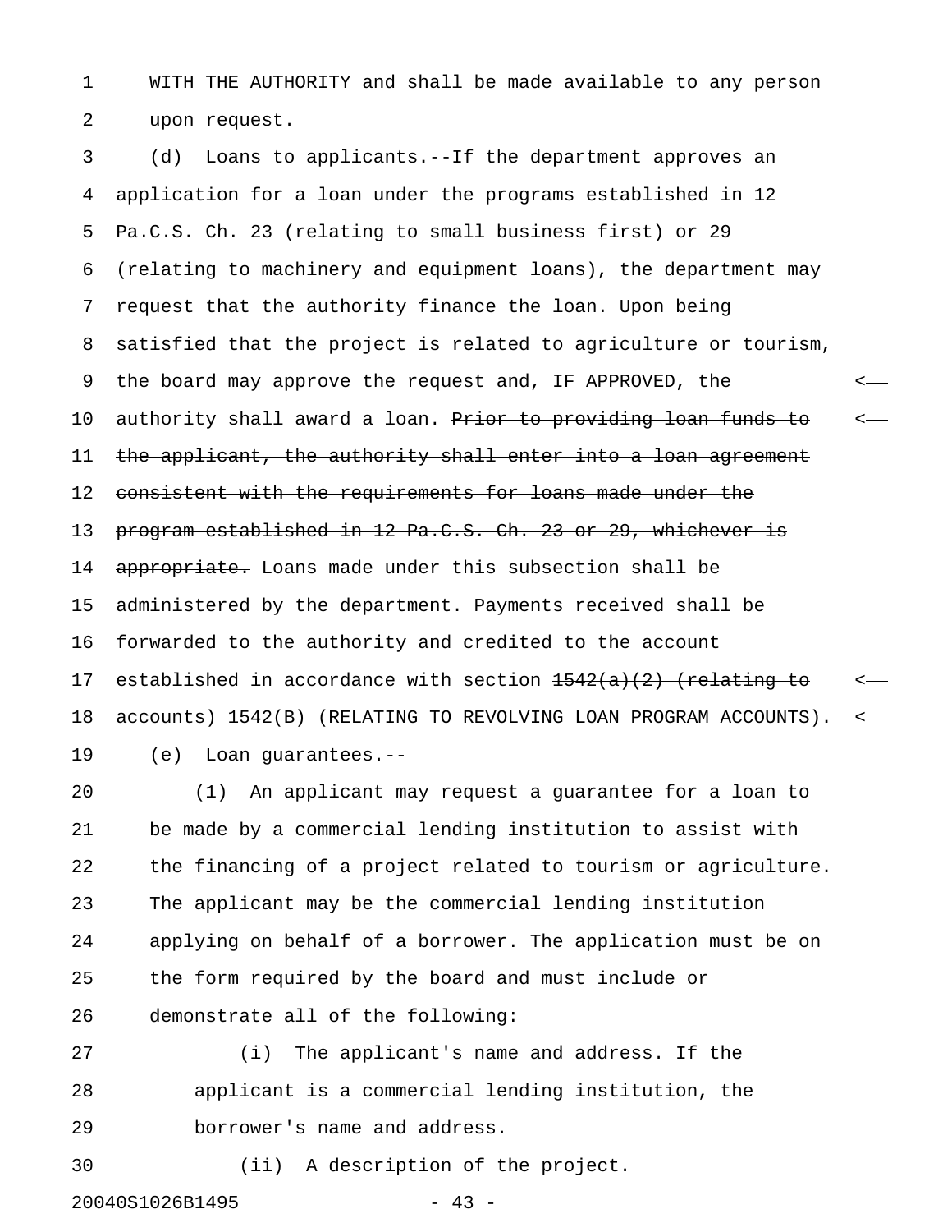WITH THE AUTHORITY and shall be made available to any person upon request.

(d) Loans to applicants.--If the department approves an application for a loan under the programs established in 12 Pa.C.S. Ch. 23 (relating to small business first) or 29 (relating to machinery and equipment loans), the department may request that the authority finance the loan. Upon being satisfied that the project is related to agriculture or tourism, the board may approve the request and, IF APPROVED, the authority shall award a loan. ~~Prior to providing loan funds to the applicant, the authority shall enter into a loan agreement consistent with the requirements for loans made under the program established in 12 Pa.C.S. Ch. 23 or 29, whichever is appropriate.~~ Loans made under this subsection shall be administered by the department. Payments received shall be forwarded to the authority and credited to the account established in accordance with section ~~1542(a)(2) (relating to accounts)~~ 1542(B) (RELATING TO REVOLVING LOAN PROGRAM ACCOUNTS).

(e) Loan guarantees.--

(1) An applicant may request a guarantee for a loan to be made by a commercial lending institution to assist with the financing of a project related to tourism or agriculture. The applicant may be the commercial lending institution applying on behalf of a borrower. The application must be on the form required by the board and must include or demonstrate all of the following:

(i) The applicant's name and address. If the applicant is a commercial lending institution, the borrower's name and address.

(ii) A description of the project.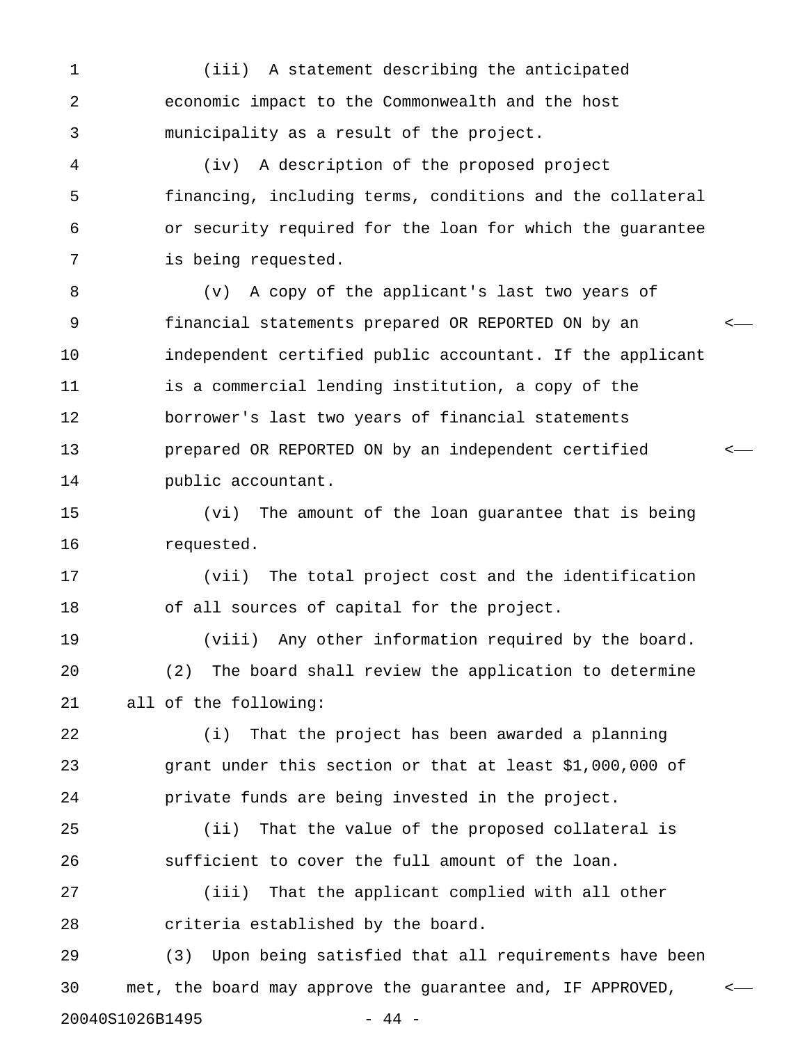(iii) A statement describing the anticipated economic impact to the Commonwealth and the host municipality as a result of the project.

(iv) A description of the proposed project financing, including terms, conditions and the collateral or security required for the loan for which the guarantee is being requested.

(v) A copy of the applicant's last two years of financial statements prepared OR REPORTED ON by an independent certified public accountant. If the applicant is a commercial lending institution, a copy of the borrower's last two years of financial statements prepared OR REPORTED ON by an independent certified public accountant.

(vi) The amount of the loan guarantee that is being requested.

(vii) The total project cost and the identification of all sources of capital for the project.

(viii) Any other information required by the board.

(2) The board shall review the application to determine all of the following:

(i) That the project has been awarded a planning grant under this section or that at least $1,000,000 of private funds are being invested in the project.

(ii) That the value of the proposed collateral is sufficient to cover the full amount of the loan.

(iii) That the applicant complied with all other criteria established by the board.

(3) Upon being satisfied that all requirements have been met, the board may approve the guarantee and, IF APPROVED,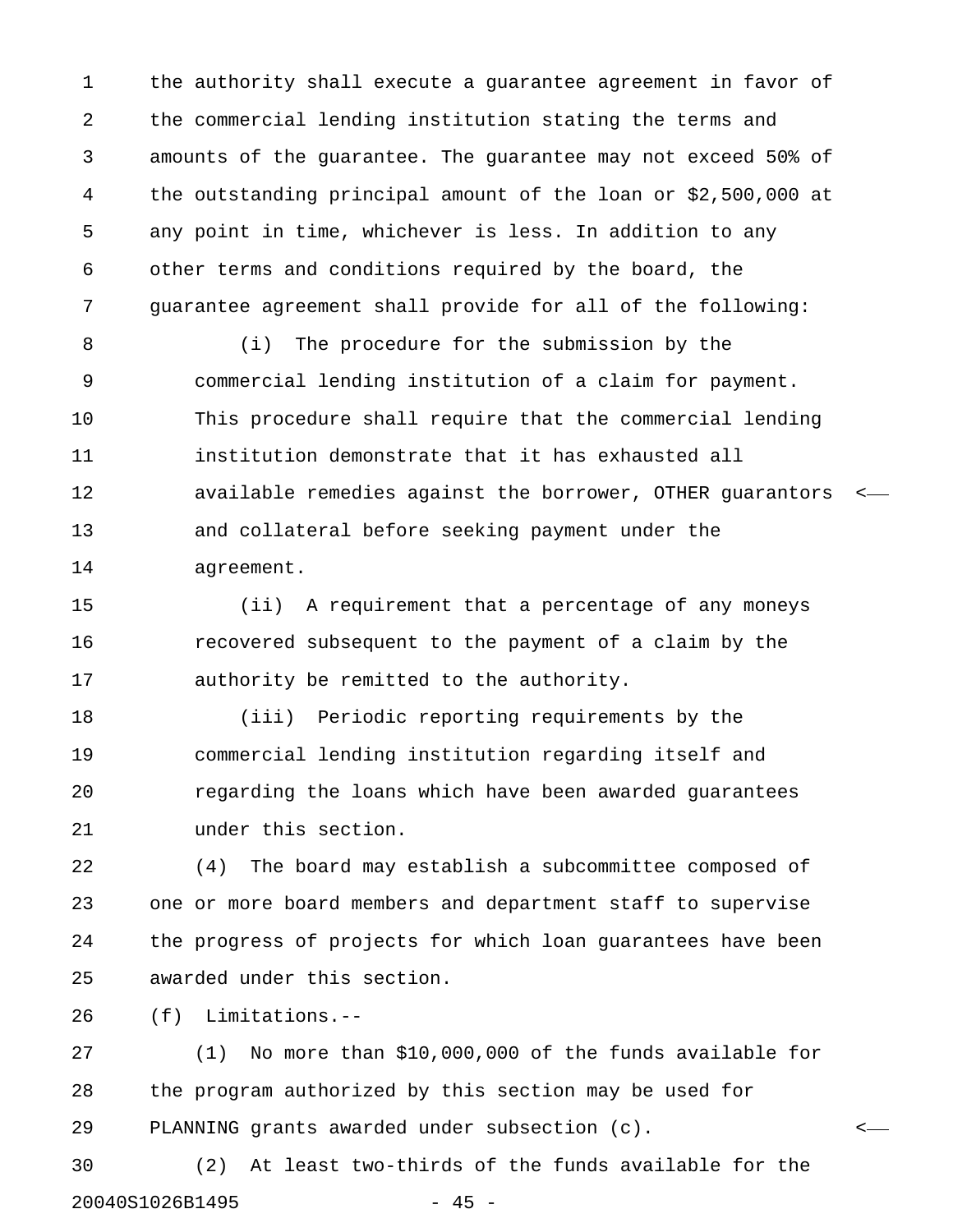the authority shall execute a guarantee agreement in favor of the commercial lending institution stating the terms and amounts of the guarantee. The guarantee may not exceed 50% of the outstanding principal amount of the loan or $2,500,000 at any point in time, whichever is less. In addition to any other terms and conditions required by the board, the guarantee agreement shall provide for all of the following:

(i) The procedure for the submission by the commercial lending institution of a claim for payment. This procedure shall require that the commercial lending institution demonstrate that it has exhausted all available remedies against the borrower, OTHER guarantors and collateral before seeking payment under the agreement.

(ii) A requirement that a percentage of any moneys recovered subsequent to the payment of a claim by the authority be remitted to the authority.

(iii) Periodic reporting requirements by the commercial lending institution regarding itself and regarding the loans which have been awarded guarantees under this section.

(4) The board may establish a subcommittee composed of one or more board members and department staff to supervise the progress of projects for which loan guarantees have been awarded under this section.

(f) Limitations.--

(1) No more than $10,000,000 of the funds available for the program authorized by this section may be used for PLANNING grants awarded under subsection (c).

(2) At least two-thirds of the funds available for the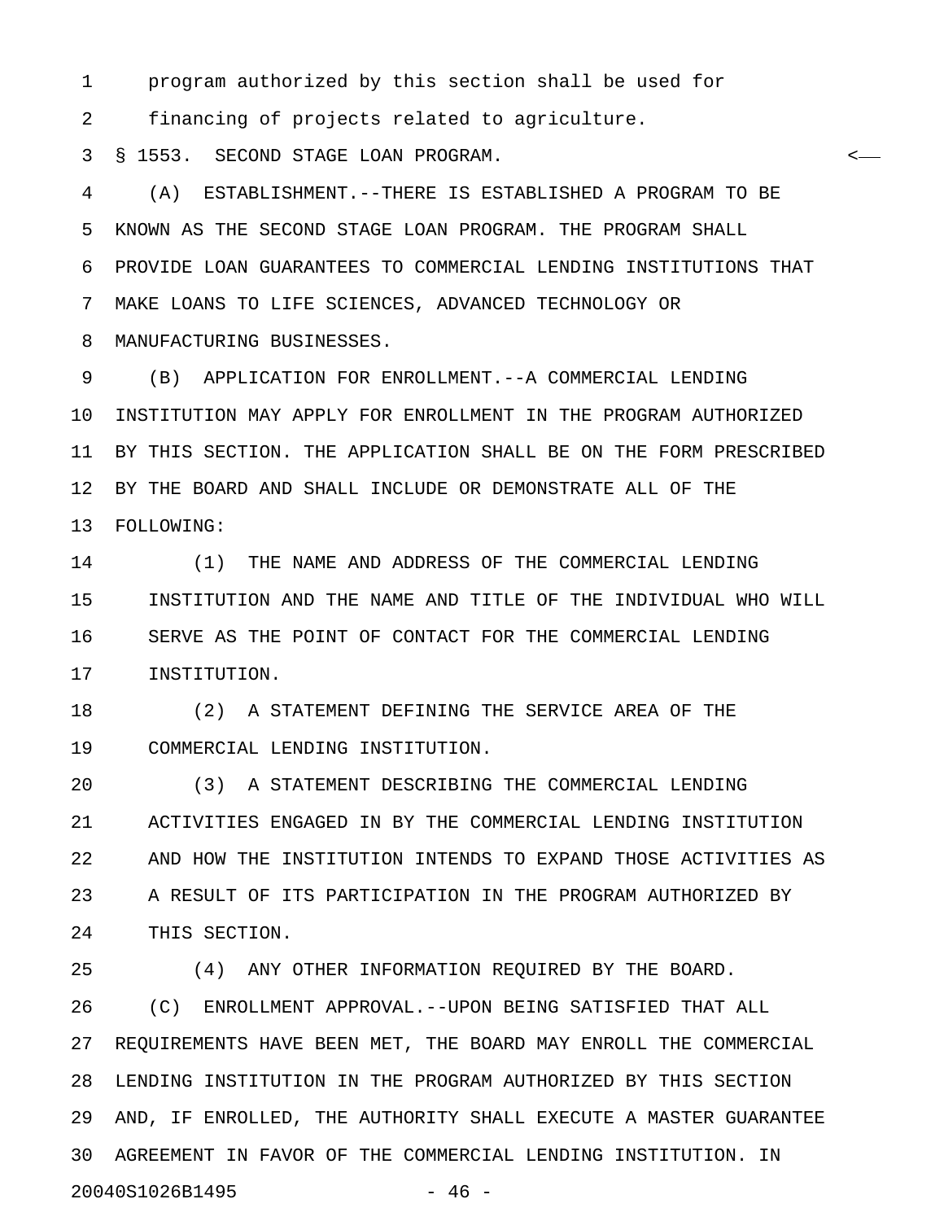program authorized by this section shall be used for financing of projects related to agriculture.

§ 1553. SECOND STAGE LOAN PROGRAM.

(A) ESTABLISHMENT.--THERE IS ESTABLISHED A PROGRAM TO BE KNOWN AS THE SECOND STAGE LOAN PROGRAM. THE PROGRAM SHALL PROVIDE LOAN GUARANTEES TO COMMERCIAL LENDING INSTITUTIONS THAT MAKE LOANS TO LIFE SCIENCES, ADVANCED TECHNOLOGY OR MANUFACTURING BUSINESSES.

(B) APPLICATION FOR ENROLLMENT.--A COMMERCIAL LENDING INSTITUTION MAY APPLY FOR ENROLLMENT IN THE PROGRAM AUTHORIZED BY THIS SECTION. THE APPLICATION SHALL BE ON THE FORM PRESCRIBED BY THE BOARD AND SHALL INCLUDE OR DEMONSTRATE ALL OF THE FOLLOWING:

(1) THE NAME AND ADDRESS OF THE COMMERCIAL LENDING INSTITUTION AND THE NAME AND TITLE OF THE INDIVIDUAL WHO WILL SERVE AS THE POINT OF CONTACT FOR THE COMMERCIAL LENDING INSTITUTION.

(2) A STATEMENT DEFINING THE SERVICE AREA OF THE COMMERCIAL LENDING INSTITUTION.

(3) A STATEMENT DESCRIBING THE COMMERCIAL LENDING ACTIVITIES ENGAGED IN BY THE COMMERCIAL LENDING INSTITUTION AND HOW THE INSTITUTION INTENDS TO EXPAND THOSE ACTIVITIES AS A RESULT OF ITS PARTICIPATION IN THE PROGRAM AUTHORIZED BY THIS SECTION.

(4) ANY OTHER INFORMATION REQUIRED BY THE BOARD.

(C) ENROLLMENT APPROVAL.--UPON BEING SATISFIED THAT ALL REQUIREMENTS HAVE BEEN MET, THE BOARD MAY ENROLL THE COMMERCIAL LENDING INSTITUTION IN THE PROGRAM AUTHORIZED BY THIS SECTION AND, IF ENROLLED, THE AUTHORITY SHALL EXECUTE A MASTER GUARANTEE AGREEMENT IN FAVOR OF THE COMMERCIAL LENDING INSTITUTION. IN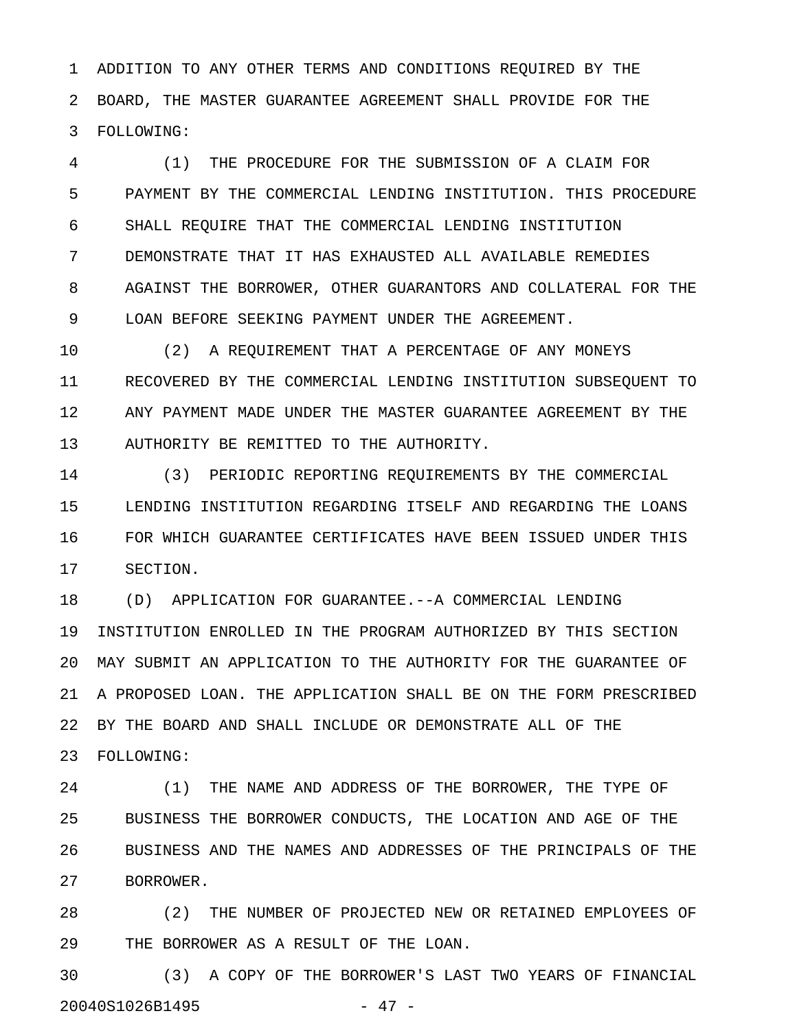ADDITION TO ANY OTHER TERMS AND CONDITIONS REQUIRED BY THE BOARD, THE MASTER GUARANTEE AGREEMENT SHALL PROVIDE FOR THE FOLLOWING:

(1) THE PROCEDURE FOR THE SUBMISSION OF A CLAIM FOR PAYMENT BY THE COMMERCIAL LENDING INSTITUTION. THIS PROCEDURE SHALL REQUIRE THAT THE COMMERCIAL LENDING INSTITUTION DEMONSTRATE THAT IT HAS EXHAUSTED ALL AVAILABLE REMEDIES AGAINST THE BORROWER, OTHER GUARANTORS AND COLLATERAL FOR THE LOAN BEFORE SEEKING PAYMENT UNDER THE AGREEMENT.

(2) A REQUIREMENT THAT A PERCENTAGE OF ANY MONEYS RECOVERED BY THE COMMERCIAL LENDING INSTITUTION SUBSEQUENT TO ANY PAYMENT MADE UNDER THE MASTER GUARANTEE AGREEMENT BY THE AUTHORITY BE REMITTED TO THE AUTHORITY.

(3) PERIODIC REPORTING REQUIREMENTS BY THE COMMERCIAL LENDING INSTITUTION REGARDING ITSELF AND REGARDING THE LOANS FOR WHICH GUARANTEE CERTIFICATES HAVE BEEN ISSUED UNDER THIS SECTION.

(D) APPLICATION FOR GUARANTEE.--A COMMERCIAL LENDING INSTITUTION ENROLLED IN THE PROGRAM AUTHORIZED BY THIS SECTION MAY SUBMIT AN APPLICATION TO THE AUTHORITY FOR THE GUARANTEE OF A PROPOSED LOAN. THE APPLICATION SHALL BE ON THE FORM PRESCRIBED BY THE BOARD AND SHALL INCLUDE OR DEMONSTRATE ALL OF THE FOLLOWING:

(1) THE NAME AND ADDRESS OF THE BORROWER, THE TYPE OF BUSINESS THE BORROWER CONDUCTS, THE LOCATION AND AGE OF THE BUSINESS AND THE NAMES AND ADDRESSES OF THE PRINCIPALS OF THE BORROWER.

(2) THE NUMBER OF PROJECTED NEW OR RETAINED EMPLOYEES OF THE BORROWER AS A RESULT OF THE LOAN.

(3) A COPY OF THE BORROWER'S LAST TWO YEARS OF FINANCIAL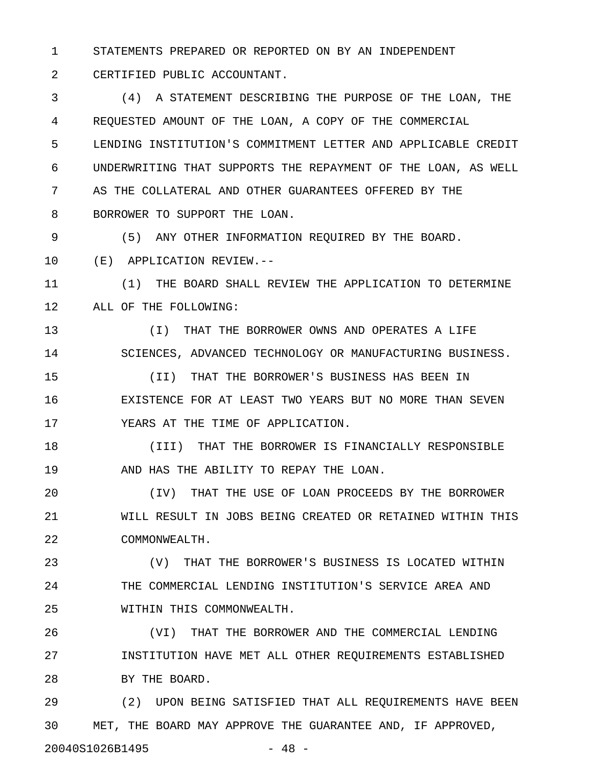STATEMENTS PREPARED OR REPORTED ON BY AN INDEPENDENT CERTIFIED PUBLIC ACCOUNTANT.

(4) A STATEMENT DESCRIBING THE PURPOSE OF THE LOAN, THE REQUESTED AMOUNT OF THE LOAN, A COPY OF THE COMMERCIAL LENDING INSTITUTION'S COMMITMENT LETTER AND APPLICABLE CREDIT UNDERWRITING THAT SUPPORTS THE REPAYMENT OF THE LOAN, AS WELL AS THE COLLATERAL AND OTHER GUARANTEES OFFERED BY THE BORROWER TO SUPPORT THE LOAN.

(5) ANY OTHER INFORMATION REQUIRED BY THE BOARD.

(E) APPLICATION REVIEW.--

(1) THE BOARD SHALL REVIEW THE APPLICATION TO DETERMINE ALL OF THE FOLLOWING:

(I) THAT THE BORROWER OWNS AND OPERATES A LIFE SCIENCES, ADVANCED TECHNOLOGY OR MANUFACTURING BUSINESS.

(II) THAT THE BORROWER'S BUSINESS HAS BEEN IN EXISTENCE FOR AT LEAST TWO YEARS BUT NO MORE THAN SEVEN YEARS AT THE TIME OF APPLICATION.

(III) THAT THE BORROWER IS FINANCIALLY RESPONSIBLE AND HAS THE ABILITY TO REPAY THE LOAN.

(IV) THAT THE USE OF LOAN PROCEEDS BY THE BORROWER WILL RESULT IN JOBS BEING CREATED OR RETAINED WITHIN THIS COMMONWEALTH.

(V) THAT THE BORROWER'S BUSINESS IS LOCATED WITHIN THE COMMERCIAL LENDING INSTITUTION'S SERVICE AREA AND WITHIN THIS COMMONWEALTH.

(VI) THAT THE BORROWER AND THE COMMERCIAL LENDING INSTITUTION HAVE MET ALL OTHER REQUIREMENTS ESTABLISHED BY THE BOARD.

(2) UPON BEING SATISFIED THAT ALL REQUIREMENTS HAVE BEEN MET, THE BOARD MAY APPROVE THE GUARANTEE AND, IF APPROVED,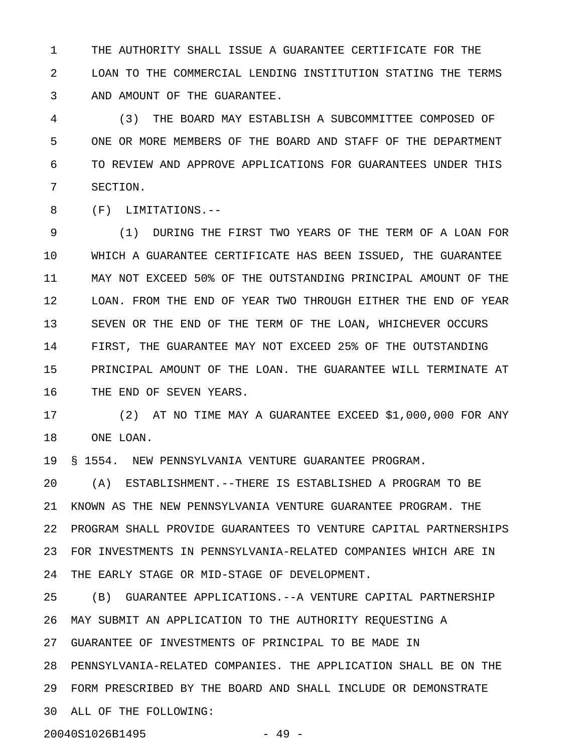THE AUTHORITY SHALL ISSUE A GUARANTEE CERTIFICATE FOR THE LOAN TO THE COMMERCIAL LENDING INSTITUTION STATING THE TERMS AND AMOUNT OF THE GUARANTEE.

(3) THE BOARD MAY ESTABLISH A SUBCOMMITTEE COMPOSED OF ONE OR MORE MEMBERS OF THE BOARD AND STAFF OF THE DEPARTMENT TO REVIEW AND APPROVE APPLICATIONS FOR GUARANTEES UNDER THIS SECTION.

(F) LIMITATIONS.--

(1) DURING THE FIRST TWO YEARS OF THE TERM OF A LOAN FOR WHICH A GUARANTEE CERTIFICATE HAS BEEN ISSUED, THE GUARANTEE MAY NOT EXCEED 50% OF THE OUTSTANDING PRINCIPAL AMOUNT OF THE LOAN. FROM THE END OF YEAR TWO THROUGH EITHER THE END OF YEAR SEVEN OR THE END OF THE TERM OF THE LOAN, WHICHEVER OCCURS FIRST, THE GUARANTEE MAY NOT EXCEED 25% OF THE OUTSTANDING PRINCIPAL AMOUNT OF THE LOAN. THE GUARANTEE WILL TERMINATE AT THE END OF SEVEN YEARS.

(2) AT NO TIME MAY A GUARANTEE EXCEED $1,000,000 FOR ANY ONE LOAN.

§ 1554. NEW PENNSYLVANIA VENTURE GUARANTEE PROGRAM.

(A) ESTABLISHMENT.--THERE IS ESTABLISHED A PROGRAM TO BE KNOWN AS THE NEW PENNSYLVANIA VENTURE GUARANTEE PROGRAM. THE PROGRAM SHALL PROVIDE GUARANTEES TO VENTURE CAPITAL PARTNERSHIPS FOR INVESTMENTS IN PENNSYLVANIA-RELATED COMPANIES WHICH ARE IN THE EARLY STAGE OR MID-STAGE OF DEVELOPMENT.

(B) GUARANTEE APPLICATIONS.--A VENTURE CAPITAL PARTNERSHIP MAY SUBMIT AN APPLICATION TO THE AUTHORITY REQUESTING A GUARANTEE OF INVESTMENTS OF PRINCIPAL TO BE MADE IN PENNSYLVANIA-RELATED COMPANIES. THE APPLICATION SHALL BE ON THE FORM PRESCRIBED BY THE BOARD AND SHALL INCLUDE OR DEMONSTRATE ALL OF THE FOLLOWING:

20040S1026B1495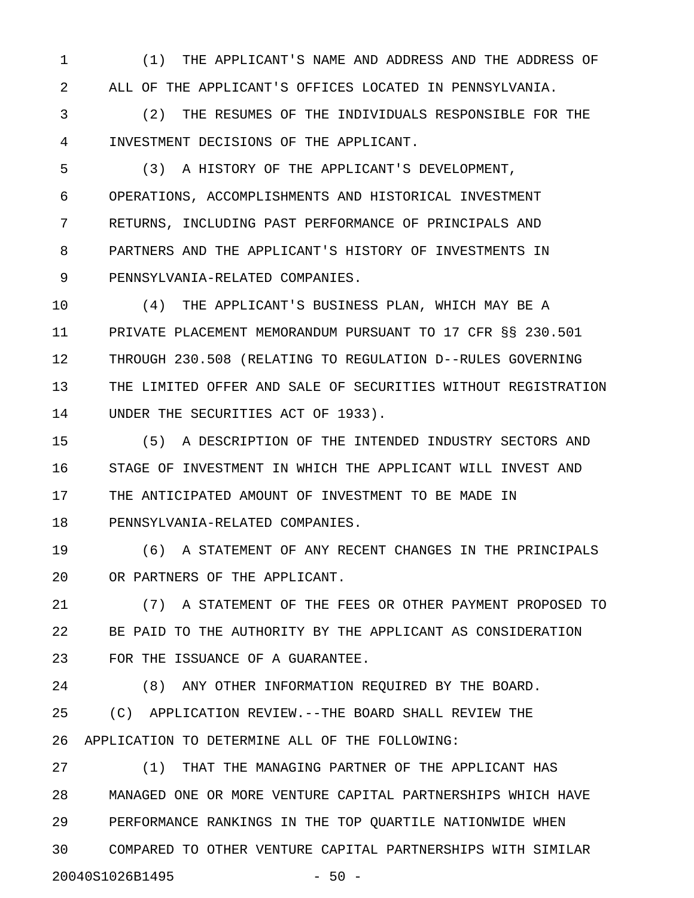(1) THE APPLICANT'S NAME AND ADDRESS AND THE ADDRESS OF ALL OF THE APPLICANT'S OFFICES LOCATED IN PENNSYLVANIA.

(2) THE RESUMES OF THE INDIVIDUALS RESPONSIBLE FOR THE INVESTMENT DECISIONS OF THE APPLICANT.

(3) A HISTORY OF THE APPLICANT'S DEVELOPMENT, OPERATIONS, ACCOMPLISHMENTS AND HISTORICAL INVESTMENT RETURNS, INCLUDING PAST PERFORMANCE OF PRINCIPALS AND PARTNERS AND THE APPLICANT'S HISTORY OF INVESTMENTS IN PENNSYLVANIA-RELATED COMPANIES.

(4) THE APPLICANT'S BUSINESS PLAN, WHICH MAY BE A PRIVATE PLACEMENT MEMORANDUM PURSUANT TO 17 CFR §§ 230.501 THROUGH 230.508 (RELATING TO REGULATION D--RULES GOVERNING THE LIMITED OFFER AND SALE OF SECURITIES WITHOUT REGISTRATION UNDER THE SECURITIES ACT OF 1933).

(5) A DESCRIPTION OF THE INTENDED INDUSTRY SECTORS AND STAGE OF INVESTMENT IN WHICH THE APPLICANT WILL INVEST AND THE ANTICIPATED AMOUNT OF INVESTMENT TO BE MADE IN PENNSYLVANIA-RELATED COMPANIES.

(6) A STATEMENT OF ANY RECENT CHANGES IN THE PRINCIPALS OR PARTNERS OF THE APPLICANT.

(7) A STATEMENT OF THE FEES OR OTHER PAYMENT PROPOSED TO BE PAID TO THE AUTHORITY BY THE APPLICANT AS CONSIDERATION FOR THE ISSUANCE OF A GUARANTEE.

(8) ANY OTHER INFORMATION REQUIRED BY THE BOARD.

(C) APPLICATION REVIEW.--THE BOARD SHALL REVIEW THE APPLICATION TO DETERMINE ALL OF THE FOLLOWING:

(1) THAT THE MANAGING PARTNER OF THE APPLICANT HAS MANAGED ONE OR MORE VENTURE CAPITAL PARTNERSHIPS WHICH HAVE PERFORMANCE RANKINGS IN THE TOP QUARTILE NATIONWIDE WHEN COMPARED TO OTHER VENTURE CAPITAL PARTNERSHIPS WITH SIMILAR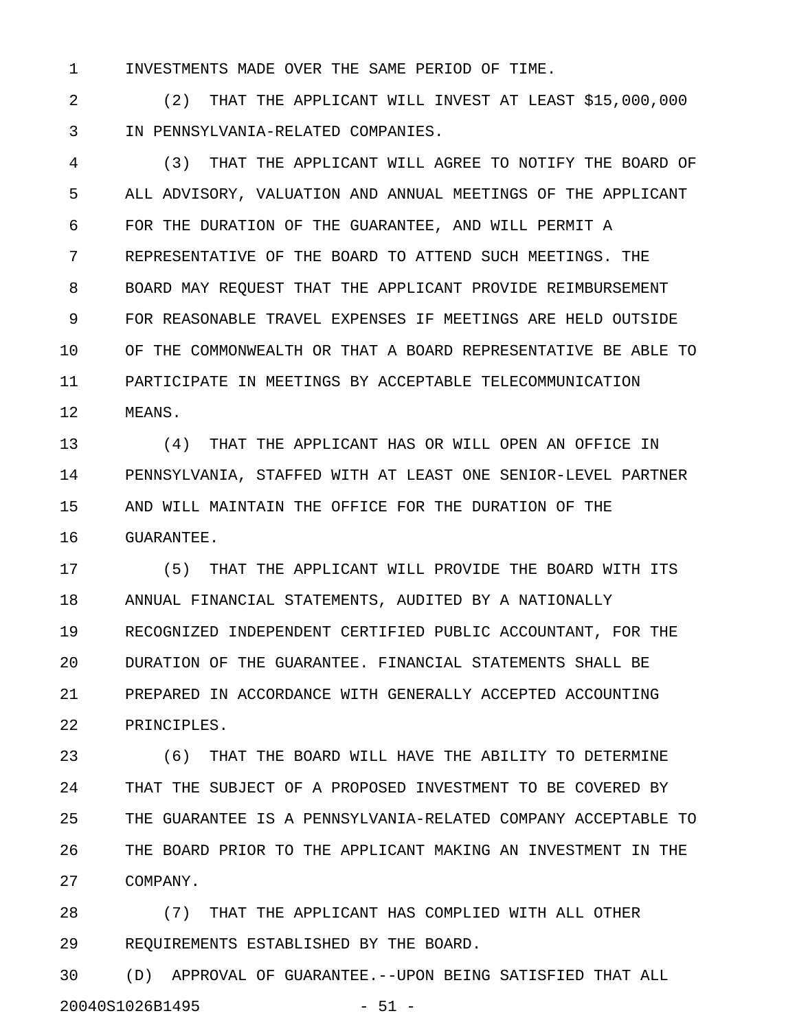INVESTMENTS MADE OVER THE SAME PERIOD OF TIME.

(2) THAT THE APPLICANT WILL INVEST AT LEAST $15,000,000 IN PENNSYLVANIA-RELATED COMPANIES.

(3) THAT THE APPLICANT WILL AGREE TO NOTIFY THE BOARD OF ALL ADVISORY, VALUATION AND ANNUAL MEETINGS OF THE APPLICANT FOR THE DURATION OF THE GUARANTEE, AND WILL PERMIT A REPRESENTATIVE OF THE BOARD TO ATTEND SUCH MEETINGS. THE BOARD MAY REQUEST THAT THE APPLICANT PROVIDE REIMBURSEMENT FOR REASONABLE TRAVEL EXPENSES IF MEETINGS ARE HELD OUTSIDE OF THE COMMONWEALTH OR THAT A BOARD REPRESENTATIVE BE ABLE TO PARTICIPATE IN MEETINGS BY ACCEPTABLE TELECOMMUNICATION MEANS.

(4) THAT THE APPLICANT HAS OR WILL OPEN AN OFFICE IN PENNSYLVANIA, STAFFED WITH AT LEAST ONE SENIOR-LEVEL PARTNER AND WILL MAINTAIN THE OFFICE FOR THE DURATION OF THE GUARANTEE.

(5) THAT THE APPLICANT WILL PROVIDE THE BOARD WITH ITS ANNUAL FINANCIAL STATEMENTS, AUDITED BY A NATIONALLY RECOGNIZED INDEPENDENT CERTIFIED PUBLIC ACCOUNTANT, FOR THE DURATION OF THE GUARANTEE. FINANCIAL STATEMENTS SHALL BE PREPARED IN ACCORDANCE WITH GENERALLY ACCEPTED ACCOUNTING PRINCIPLES.

(6) THAT THE BOARD WILL HAVE THE ABILITY TO DETERMINE THAT THE SUBJECT OF A PROPOSED INVESTMENT TO BE COVERED BY THE GUARANTEE IS A PENNSYLVANIA-RELATED COMPANY ACCEPTABLE TO THE BOARD PRIOR TO THE APPLICANT MAKING AN INVESTMENT IN THE COMPANY.

(7) THAT THE APPLICANT HAS COMPLIED WITH ALL OTHER REQUIREMENTS ESTABLISHED BY THE BOARD.

(D) APPROVAL OF GUARANTEE.--UPON BEING SATISFIED THAT ALL

20040S1026B1495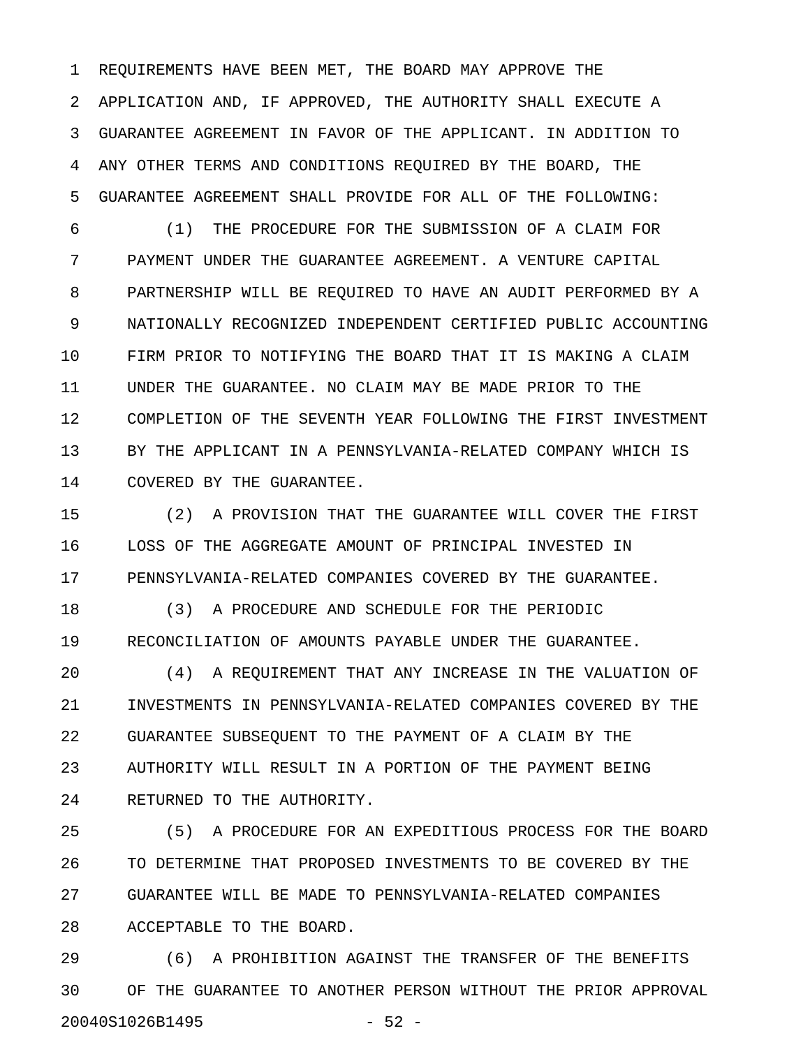REQUIREMENTS HAVE BEEN MET, THE BOARD MAY APPROVE THE APPLICATION AND, IF APPROVED, THE AUTHORITY SHALL EXECUTE A GUARANTEE AGREEMENT IN FAVOR OF THE APPLICANT. IN ADDITION TO ANY OTHER TERMS AND CONDITIONS REQUIRED BY THE BOARD, THE GUARANTEE AGREEMENT SHALL PROVIDE FOR ALL OF THE FOLLOWING:

(1) THE PROCEDURE FOR THE SUBMISSION OF A CLAIM FOR PAYMENT UNDER THE GUARANTEE AGREEMENT. A VENTURE CAPITAL PARTNERSHIP WILL BE REQUIRED TO HAVE AN AUDIT PERFORMED BY A NATIONALLY RECOGNIZED INDEPENDENT CERTIFIED PUBLIC ACCOUNTING FIRM PRIOR TO NOTIFYING THE BOARD THAT IT IS MAKING A CLAIM UNDER THE GUARANTEE. NO CLAIM MAY BE MADE PRIOR TO THE COMPLETION OF THE SEVENTH YEAR FOLLOWING THE FIRST INVESTMENT BY THE APPLICANT IN A PENNSYLVANIA-RELATED COMPANY WHICH IS COVERED BY THE GUARANTEE.

(2) A PROVISION THAT THE GUARANTEE WILL COVER THE FIRST LOSS OF THE AGGREGATE AMOUNT OF PRINCIPAL INVESTED IN PENNSYLVANIA-RELATED COMPANIES COVERED BY THE GUARANTEE.

(3) A PROCEDURE AND SCHEDULE FOR THE PERIODIC RECONCILIATION OF AMOUNTS PAYABLE UNDER THE GUARANTEE.

(4) A REQUIREMENT THAT ANY INCREASE IN THE VALUATION OF INVESTMENTS IN PENNSYLVANIA-RELATED COMPANIES COVERED BY THE GUARANTEE SUBSEQUENT TO THE PAYMENT OF A CLAIM BY THE AUTHORITY WILL RESULT IN A PORTION OF THE PAYMENT BEING RETURNED TO THE AUTHORITY.

(5) A PROCEDURE FOR AN EXPEDITIOUS PROCESS FOR THE BOARD TO DETERMINE THAT PROPOSED INVESTMENTS TO BE COVERED BY THE GUARANTEE WILL BE MADE TO PENNSYLVANIA-RELATED COMPANIES ACCEPTABLE TO THE BOARD.

(6) A PROHIBITION AGAINST THE TRANSFER OF THE BENEFITS OF THE GUARANTEE TO ANOTHER PERSON WITHOUT THE PRIOR APPROVAL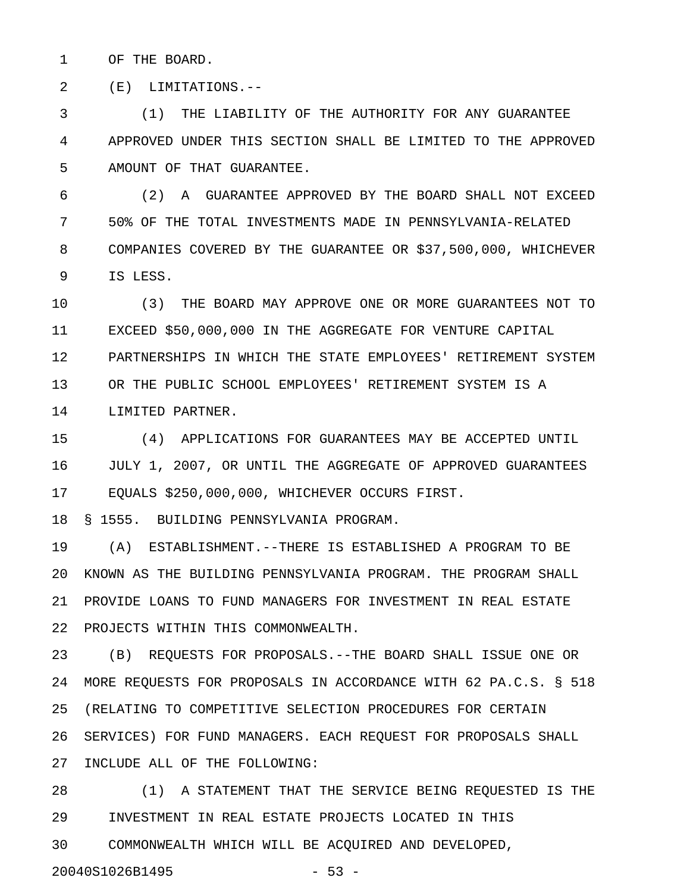OF THE BOARD.

(E) LIMITATIONS.--

(1) THE LIABILITY OF THE AUTHORITY FOR ANY GUARANTEE APPROVED UNDER THIS SECTION SHALL BE LIMITED TO THE APPROVED AMOUNT OF THAT GUARANTEE.

(2) A GUARANTEE APPROVED BY THE BOARD SHALL NOT EXCEED 50% OF THE TOTAL INVESTMENTS MADE IN PENNSYLVANIA-RELATED COMPANIES COVERED BY THE GUARANTEE OR $37,500,000, WHICHEVER IS LESS.

(3) THE BOARD MAY APPROVE ONE OR MORE GUARANTEES NOT TO EXCEED $50,000,000 IN THE AGGREGATE FOR VENTURE CAPITAL PARTNERSHIPS IN WHICH THE STATE EMPLOYEES' RETIREMENT SYSTEM OR THE PUBLIC SCHOOL EMPLOYEES' RETIREMENT SYSTEM IS A LIMITED PARTNER.

(4) APPLICATIONS FOR GUARANTEES MAY BE ACCEPTED UNTIL JULY 1, 2007, OR UNTIL THE AGGREGATE OF APPROVED GUARANTEES EQUALS $250,000,000, WHICHEVER OCCURS FIRST.

§ 1555. BUILDING PENNSYLVANIA PROGRAM.

(A) ESTABLISHMENT.--THERE IS ESTABLISHED A PROGRAM TO BE KNOWN AS THE BUILDING PENNSYLVANIA PROGRAM. THE PROGRAM SHALL PROVIDE LOANS TO FUND MANAGERS FOR INVESTMENT IN REAL ESTATE PROJECTS WITHIN THIS COMMONWEALTH.

(B) REQUESTS FOR PROPOSALS.--THE BOARD SHALL ISSUE ONE OR MORE REQUESTS FOR PROPOSALS IN ACCORDANCE WITH 62 PA.C.S. § 518 (RELATING TO COMPETITIVE SELECTION PROCEDURES FOR CERTAIN SERVICES) FOR FUND MANAGERS. EACH REQUEST FOR PROPOSALS SHALL INCLUDE ALL OF THE FOLLOWING:

(1) A STATEMENT THAT THE SERVICE BEING REQUESTED IS THE INVESTMENT IN REAL ESTATE PROJECTS LOCATED IN THIS COMMONWEALTH WHICH WILL BE ACQUIRED AND DEVELOPED,

20040S1026B1495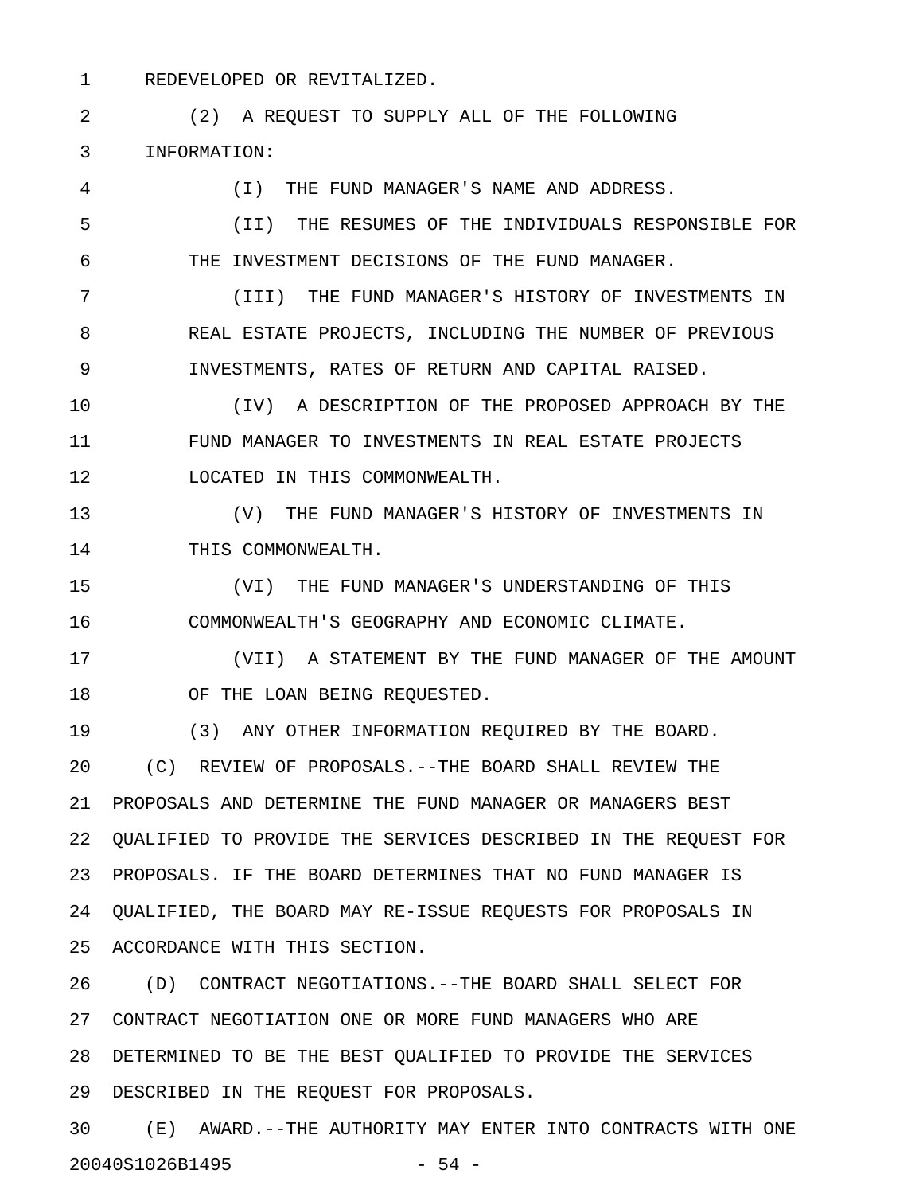REDEVELOPED OR REVITALIZED.

(2) A REQUEST TO SUPPLY ALL OF THE FOLLOWING INFORMATION:

(I) THE FUND MANAGER'S NAME AND ADDRESS.

(II) THE RESUMES OF THE INDIVIDUALS RESPONSIBLE FOR THE INVESTMENT DECISIONS OF THE FUND MANAGER.

(III) THE FUND MANAGER'S HISTORY OF INVESTMENTS IN REAL ESTATE PROJECTS, INCLUDING THE NUMBER OF PREVIOUS INVESTMENTS, RATES OF RETURN AND CAPITAL RAISED.

(IV) A DESCRIPTION OF THE PROPOSED APPROACH BY THE FUND MANAGER TO INVESTMENTS IN REAL ESTATE PROJECTS LOCATED IN THIS COMMONWEALTH.

(V) THE FUND MANAGER'S HISTORY OF INVESTMENTS IN THIS COMMONWEALTH.

(VI) THE FUND MANAGER'S UNDERSTANDING OF THIS COMMONWEALTH'S GEOGRAPHY AND ECONOMIC CLIMATE.

(VII) A STATEMENT BY THE FUND MANAGER OF THE AMOUNT OF THE LOAN BEING REQUESTED.

(3) ANY OTHER INFORMATION REQUIRED BY THE BOARD.

(C) REVIEW OF PROPOSALS.--THE BOARD SHALL REVIEW THE PROPOSALS AND DETERMINE THE FUND MANAGER OR MANAGERS BEST QUALIFIED TO PROVIDE THE SERVICES DESCRIBED IN THE REQUEST FOR PROPOSALS. IF THE BOARD DETERMINES THAT NO FUND MANAGER IS QUALIFIED, THE BOARD MAY RE-ISSUE REQUESTS FOR PROPOSALS IN ACCORDANCE WITH THIS SECTION.

(D) CONTRACT NEGOTIATIONS.--THE BOARD SHALL SELECT FOR CONTRACT NEGOTIATION ONE OR MORE FUND MANAGERS WHO ARE DETERMINED TO BE THE BEST QUALIFIED TO PROVIDE THE SERVICES DESCRIBED IN THE REQUEST FOR PROPOSALS.

(E) AWARD.--THE AUTHORITY MAY ENTER INTO CONTRACTS WITH ONE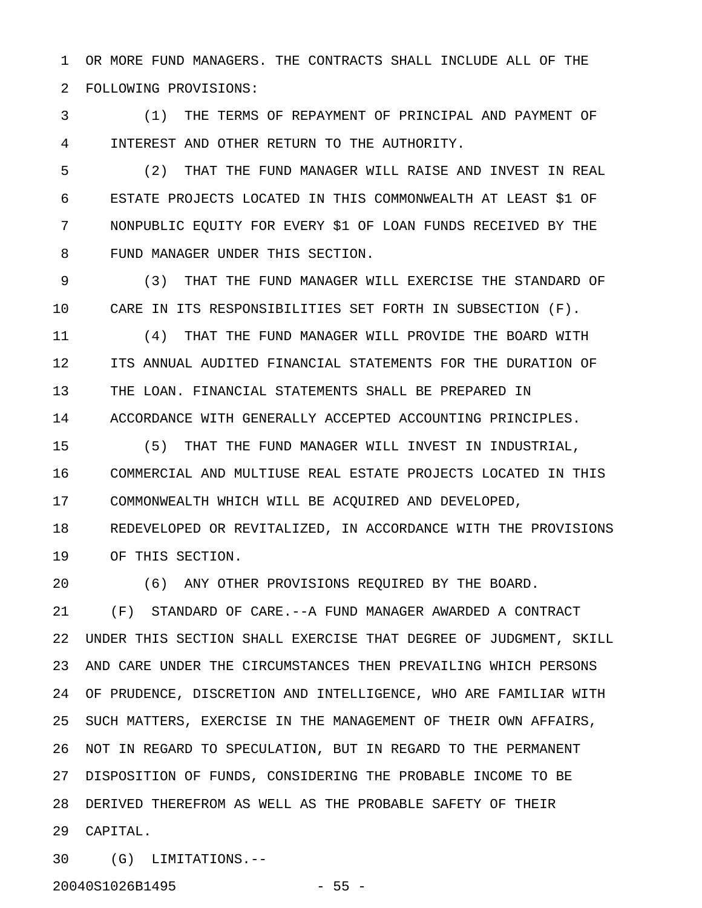OR MORE FUND MANAGERS. THE CONTRACTS SHALL INCLUDE ALL OF THE FOLLOWING PROVISIONS:

(1) THE TERMS OF REPAYMENT OF PRINCIPAL AND PAYMENT OF INTEREST AND OTHER RETURN TO THE AUTHORITY.

(2) THAT THE FUND MANAGER WILL RAISE AND INVEST IN REAL ESTATE PROJECTS LOCATED IN THIS COMMONWEALTH AT LEAST $1 OF NONPUBLIC EQUITY FOR EVERY $1 OF LOAN FUNDS RECEIVED BY THE FUND MANAGER UNDER THIS SECTION.

(3) THAT THE FUND MANAGER WILL EXERCISE THE STANDARD OF CARE IN ITS RESPONSIBILITIES SET FORTH IN SUBSECTION (F).

(4) THAT THE FUND MANAGER WILL PROVIDE THE BOARD WITH ITS ANNUAL AUDITED FINANCIAL STATEMENTS FOR THE DURATION OF THE LOAN. FINANCIAL STATEMENTS SHALL BE PREPARED IN ACCORDANCE WITH GENERALLY ACCEPTED ACCOUNTING PRINCIPLES.

(5) THAT THE FUND MANAGER WILL INVEST IN INDUSTRIAL, COMMERCIAL AND MULTIUSE REAL ESTATE PROJECTS LOCATED IN THIS COMMONWEALTH WHICH WILL BE ACQUIRED AND DEVELOPED, REDEVELOPED OR REVITALIZED, IN ACCORDANCE WITH THE PROVISIONS OF THIS SECTION.

(6) ANY OTHER PROVISIONS REQUIRED BY THE BOARD.

(F) STANDARD OF CARE.--A FUND MANAGER AWARDED A CONTRACT UNDER THIS SECTION SHALL EXERCISE THAT DEGREE OF JUDGMENT, SKILL AND CARE UNDER THE CIRCUMSTANCES THEN PREVAILING WHICH PERSONS OF PRUDENCE, DISCRETION AND INTELLIGENCE, WHO ARE FAMILIAR WITH SUCH MATTERS, EXERCISE IN THE MANAGEMENT OF THEIR OWN AFFAIRS, NOT IN REGARD TO SPECULATION, BUT IN REGARD TO THE PERMANENT DISPOSITION OF FUNDS, CONSIDERING THE PROBABLE INCOME TO BE DERIVED THEREFROM AS WELL AS THE PROBABLE SAFETY OF THEIR CAPITAL.

(G) LIMITATIONS.--

20040S1026B1495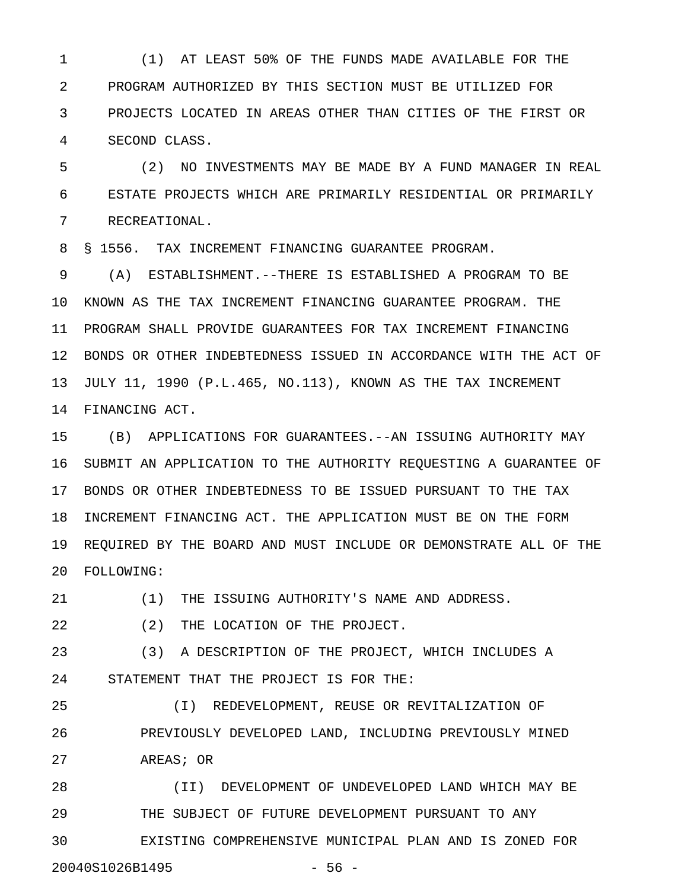(1) AT LEAST 50% OF THE FUNDS MADE AVAILABLE FOR THE PROGRAM AUTHORIZED BY THIS SECTION MUST BE UTILIZED FOR PROJECTS LOCATED IN AREAS OTHER THAN CITIES OF THE FIRST OR SECOND CLASS.

(2) NO INVESTMENTS MAY BE MADE BY A FUND MANAGER IN REAL ESTATE PROJECTS WHICH ARE PRIMARILY RESIDENTIAL OR PRIMARILY RECREATIONAL.

§ 1556. TAX INCREMENT FINANCING GUARANTEE PROGRAM.

(A) ESTABLISHMENT.--THERE IS ESTABLISHED A PROGRAM TO BE KNOWN AS THE TAX INCREMENT FINANCING GUARANTEE PROGRAM. THE PROGRAM SHALL PROVIDE GUARANTEES FOR TAX INCREMENT FINANCING BONDS OR OTHER INDEBTEDNESS ISSUED IN ACCORDANCE WITH THE ACT OF JULY 11, 1990 (P.L.465, NO.113), KNOWN AS THE TAX INCREMENT FINANCING ACT.

(B) APPLICATIONS FOR GUARANTEES.--AN ISSUING AUTHORITY MAY SUBMIT AN APPLICATION TO THE AUTHORITY REQUESTING A GUARANTEE OF BONDS OR OTHER INDEBTEDNESS TO BE ISSUED PURSUANT TO THE TAX INCREMENT FINANCING ACT. THE APPLICATION MUST BE ON THE FORM REQUIRED BY THE BOARD AND MUST INCLUDE OR DEMONSTRATE ALL OF THE FOLLOWING:

(1) THE ISSUING AUTHORITY'S NAME AND ADDRESS.

(2) THE LOCATION OF THE PROJECT.

(3) A DESCRIPTION OF THE PROJECT, WHICH INCLUDES A STATEMENT THAT THE PROJECT IS FOR THE:

(I) REDEVELOPMENT, REUSE OR REVITALIZATION OF PREVIOUSLY DEVELOPED LAND, INCLUDING PREVIOUSLY MINED AREAS; OR

(II) DEVELOPMENT OF UNDEVELOPED LAND WHICH MAY BE THE SUBJECT OF FUTURE DEVELOPMENT PURSUANT TO ANY EXISTING COMPREHENSIVE MUNICIPAL PLAN AND IS ZONED FOR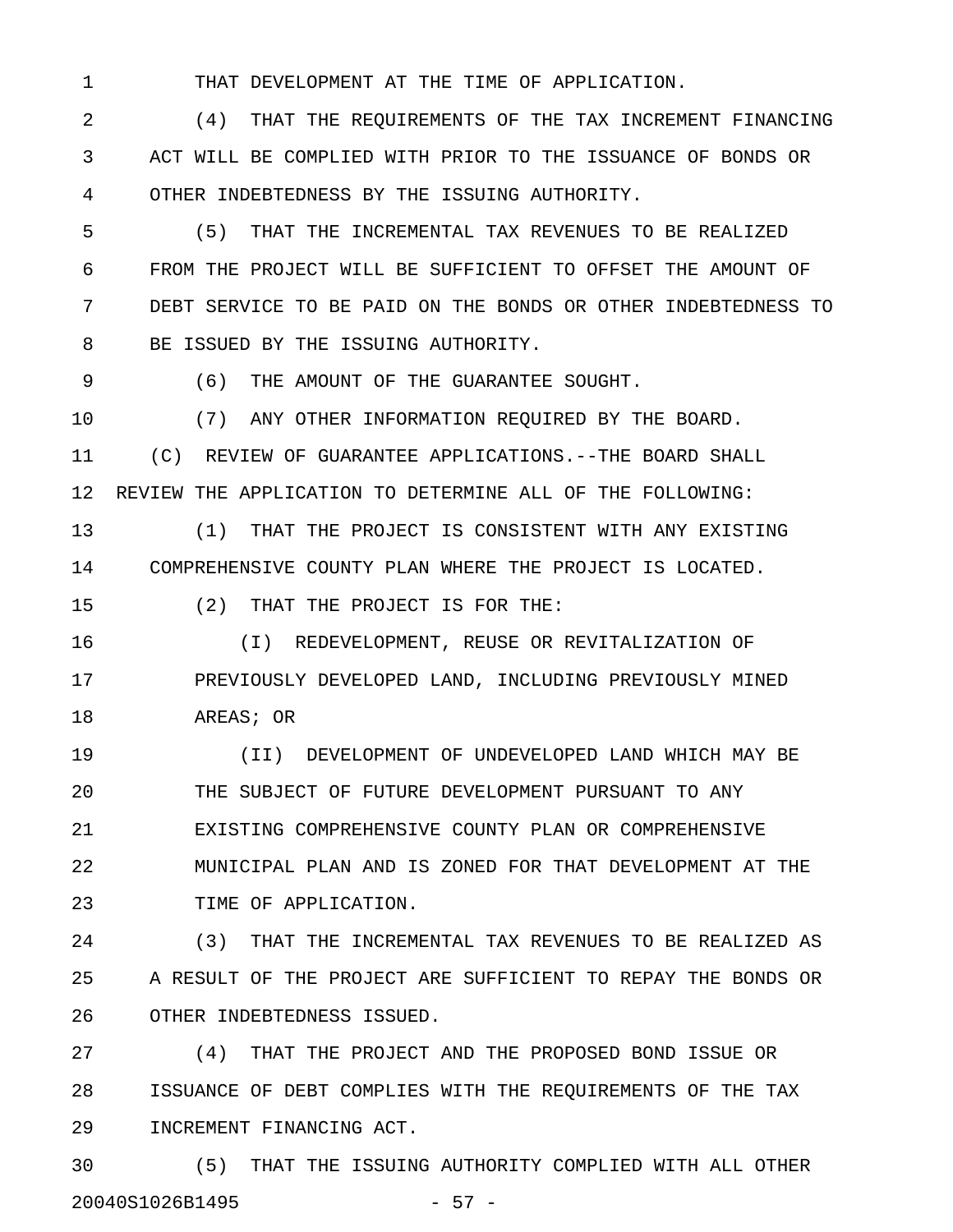THAT DEVELOPMENT AT THE TIME OF APPLICATION.

(4) THAT THE REQUIREMENTS OF THE TAX INCREMENT FINANCING ACT WILL BE COMPLIED WITH PRIOR TO THE ISSUANCE OF BONDS OR OTHER INDEBTEDNESS BY THE ISSUING AUTHORITY.

(5) THAT THE INCREMENTAL TAX REVENUES TO BE REALIZED FROM THE PROJECT WILL BE SUFFICIENT TO OFFSET THE AMOUNT OF DEBT SERVICE TO BE PAID ON THE BONDS OR OTHER INDEBTEDNESS TO BE ISSUED BY THE ISSUING AUTHORITY.

(6) THE AMOUNT OF THE GUARANTEE SOUGHT.

(7) ANY OTHER INFORMATION REQUIRED BY THE BOARD.

(C) REVIEW OF GUARANTEE APPLICATIONS.--THE BOARD SHALL REVIEW THE APPLICATION TO DETERMINE ALL OF THE FOLLOWING:

(1) THAT THE PROJECT IS CONSISTENT WITH ANY EXISTING COMPREHENSIVE COUNTY PLAN WHERE THE PROJECT IS LOCATED.

(2) THAT THE PROJECT IS FOR THE:

(I) REDEVELOPMENT, REUSE OR REVITALIZATION OF PREVIOUSLY DEVELOPED LAND, INCLUDING PREVIOUSLY MINED AREAS; OR

(II) DEVELOPMENT OF UNDEVELOPED LAND WHICH MAY BE THE SUBJECT OF FUTURE DEVELOPMENT PURSUANT TO ANY EXISTING COMPREHENSIVE COUNTY PLAN OR COMPREHENSIVE MUNICIPAL PLAN AND IS ZONED FOR THAT DEVELOPMENT AT THE TIME OF APPLICATION.

(3) THAT THE INCREMENTAL TAX REVENUES TO BE REALIZED AS A RESULT OF THE PROJECT ARE SUFFICIENT TO REPAY THE BONDS OR OTHER INDEBTEDNESS ISSUED.

(4) THAT THE PROJECT AND THE PROPOSED BOND ISSUE OR ISSUANCE OF DEBT COMPLIES WITH THE REQUIREMENTS OF THE TAX INCREMENT FINANCING ACT.

(5) THAT THE ISSUING AUTHORITY COMPLIED WITH ALL OTHER

20040S1026B1495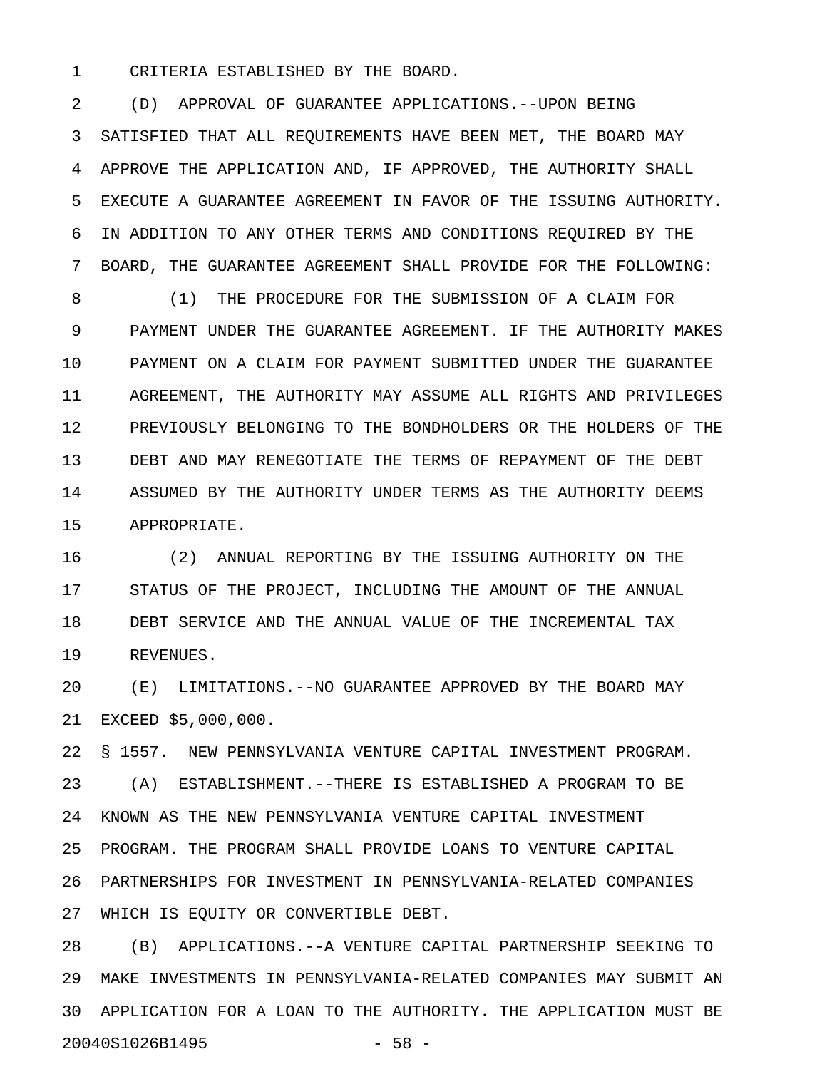CRITERIA ESTABLISHED BY THE BOARD.

(D) APPROVAL OF GUARANTEE APPLICATIONS.--UPON BEING SATISFIED THAT ALL REQUIREMENTS HAVE BEEN MET, THE BOARD MAY APPROVE THE APPLICATION AND, IF APPROVED, THE AUTHORITY SHALL EXECUTE A GUARANTEE AGREEMENT IN FAVOR OF THE ISSUING AUTHORITY. IN ADDITION TO ANY OTHER TERMS AND CONDITIONS REQUIRED BY THE BOARD, THE GUARANTEE AGREEMENT SHALL PROVIDE FOR THE FOLLOWING:

(1) THE PROCEDURE FOR THE SUBMISSION OF A CLAIM FOR PAYMENT UNDER THE GUARANTEE AGREEMENT. IF THE AUTHORITY MAKES PAYMENT ON A CLAIM FOR PAYMENT SUBMITTED UNDER THE GUARANTEE AGREEMENT, THE AUTHORITY MAY ASSUME ALL RIGHTS AND PRIVILEGES PREVIOUSLY BELONGING TO THE BONDHOLDERS OR THE HOLDERS OF THE DEBT AND MAY RENEGOTIATE THE TERMS OF REPAYMENT OF THE DEBT ASSUMED BY THE AUTHORITY UNDER TERMS AS THE AUTHORITY DEEMS APPROPRIATE.

(2) ANNUAL REPORTING BY THE ISSUING AUTHORITY ON THE STATUS OF THE PROJECT, INCLUDING THE AMOUNT OF THE ANNUAL DEBT SERVICE AND THE ANNUAL VALUE OF THE INCREMENTAL TAX REVENUES.

(E) LIMITATIONS.--NO GUARANTEE APPROVED BY THE BOARD MAY EXCEED $5,000,000.

§ 1557. NEW PENNSYLVANIA VENTURE CAPITAL INVESTMENT PROGRAM.

(A) ESTABLISHMENT.--THERE IS ESTABLISHED A PROGRAM TO BE KNOWN AS THE NEW PENNSYLVANIA VENTURE CAPITAL INVESTMENT PROGRAM. THE PROGRAM SHALL PROVIDE LOANS TO VENTURE CAPITAL PARTNERSHIPS FOR INVESTMENT IN PENNSYLVANIA-RELATED COMPANIES WHICH IS EQUITY OR CONVERTIBLE DEBT.

(B) APPLICATIONS.--A VENTURE CAPITAL PARTNERSHIP SEEKING TO MAKE INVESTMENTS IN PENNSYLVANIA-RELATED COMPANIES MAY SUBMIT AN APPLICATION FOR A LOAN TO THE AUTHORITY. THE APPLICATION MUST BE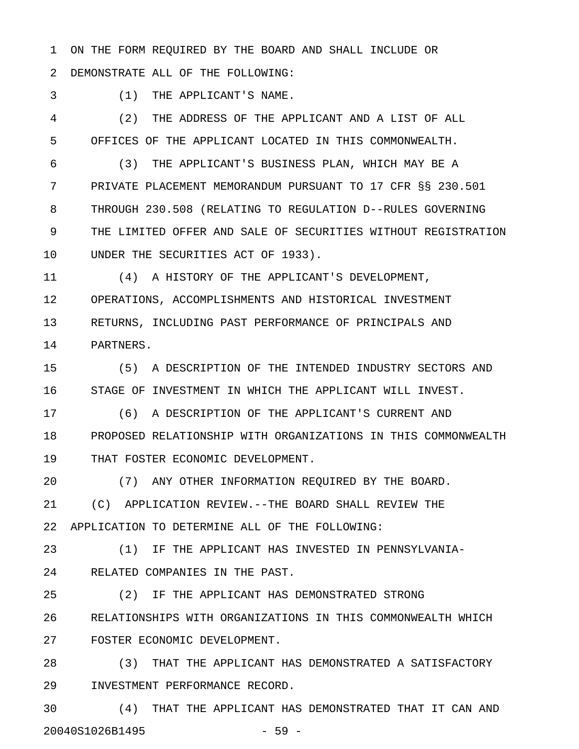ON THE FORM REQUIRED BY THE BOARD AND SHALL INCLUDE OR DEMONSTRATE ALL OF THE FOLLOWING:

(1) THE APPLICANT'S NAME.

(2) THE ADDRESS OF THE APPLICANT AND A LIST OF ALL OFFICES OF THE APPLICANT LOCATED IN THIS COMMONWEALTH.

(3) THE APPLICANT'S BUSINESS PLAN, WHICH MAY BE A PRIVATE PLACEMENT MEMORANDUM PURSUANT TO 17 CFR §§ 230.501 THROUGH 230.508 (RELATING TO REGULATION D--RULES GOVERNING THE LIMITED OFFER AND SALE OF SECURITIES WITHOUT REGISTRATION UNDER THE SECURITIES ACT OF 1933).

(4) A HISTORY OF THE APPLICANT'S DEVELOPMENT, OPERATIONS, ACCOMPLISHMENTS AND HISTORICAL INVESTMENT RETURNS, INCLUDING PAST PERFORMANCE OF PRINCIPALS AND PARTNERS.

(5) A DESCRIPTION OF THE INTENDED INDUSTRY SECTORS AND STAGE OF INVESTMENT IN WHICH THE APPLICANT WILL INVEST.

(6) A DESCRIPTION OF THE APPLICANT'S CURRENT AND PROPOSED RELATIONSHIP WITH ORGANIZATIONS IN THIS COMMONWEALTH THAT FOSTER ECONOMIC DEVELOPMENT.

(7) ANY OTHER INFORMATION REQUIRED BY THE BOARD.

(C) APPLICATION REVIEW.--THE BOARD SHALL REVIEW THE APPLICATION TO DETERMINE ALL OF THE FOLLOWING:

(1) IF THE APPLICANT HAS INVESTED IN PENNSYLVANIA-RELATED COMPANIES IN THE PAST.

(2) IF THE APPLICANT HAS DEMONSTRATED STRONG RELATIONSHIPS WITH ORGANIZATIONS IN THIS COMMONWEALTH WHICH FOSTER ECONOMIC DEVELOPMENT.

(3) THAT THE APPLICANT HAS DEMONSTRATED A SATISFACTORY INVESTMENT PERFORMANCE RECORD.

(4) THAT THE APPLICANT HAS DEMONSTRATED THAT IT CAN AND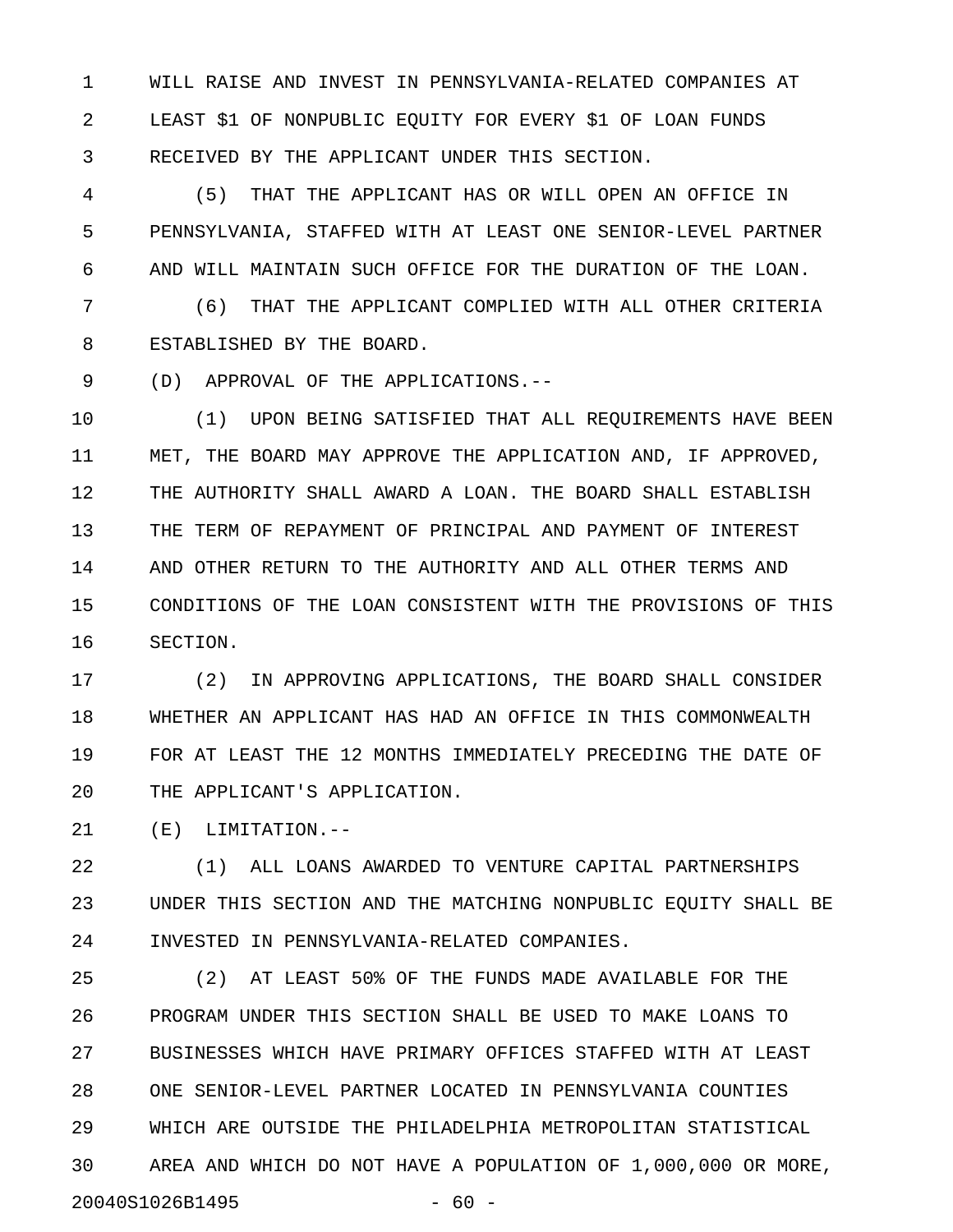WILL RAISE AND INVEST IN PENNSYLVANIA-RELATED COMPANIES AT LEAST $1 OF NONPUBLIC EQUITY FOR EVERY $1 OF LOAN FUNDS RECEIVED BY THE APPLICANT UNDER THIS SECTION.

(5) THAT THE APPLICANT HAS OR WILL OPEN AN OFFICE IN PENNSYLVANIA, STAFFED WITH AT LEAST ONE SENIOR-LEVEL PARTNER AND WILL MAINTAIN SUCH OFFICE FOR THE DURATION OF THE LOAN.

(6) THAT THE APPLICANT COMPLIED WITH ALL OTHER CRITERIA ESTABLISHED BY THE BOARD.

(D) APPROVAL OF THE APPLICATIONS.--

(1) UPON BEING SATISFIED THAT ALL REQUIREMENTS HAVE BEEN MET, THE BOARD MAY APPROVE THE APPLICATION AND, IF APPROVED, THE AUTHORITY SHALL AWARD A LOAN. THE BOARD SHALL ESTABLISH THE TERM OF REPAYMENT OF PRINCIPAL AND PAYMENT OF INTEREST AND OTHER RETURN TO THE AUTHORITY AND ALL OTHER TERMS AND CONDITIONS OF THE LOAN CONSISTENT WITH THE PROVISIONS OF THIS SECTION.

(2) IN APPROVING APPLICATIONS, THE BOARD SHALL CONSIDER WHETHER AN APPLICANT HAS HAD AN OFFICE IN THIS COMMONWEALTH FOR AT LEAST THE 12 MONTHS IMMEDIATELY PRECEDING THE DATE OF THE APPLICANT'S APPLICATION.

(E) LIMITATION.--

(1) ALL LOANS AWARDED TO VENTURE CAPITAL PARTNERSHIPS UNDER THIS SECTION AND THE MATCHING NONPUBLIC EQUITY SHALL BE INVESTED IN PENNSYLVANIA-RELATED COMPANIES.

(2) AT LEAST 50% OF THE FUNDS MADE AVAILABLE FOR THE PROGRAM UNDER THIS SECTION SHALL BE USED TO MAKE LOANS TO BUSINESSES WHICH HAVE PRIMARY OFFICES STAFFED WITH AT LEAST ONE SENIOR-LEVEL PARTNER LOCATED IN PENNSYLVANIA COUNTIES WHICH ARE OUTSIDE THE PHILADELPHIA METROPOLITAN STATISTICAL AREA AND WHICH DO NOT HAVE A POPULATION OF 1,000,000 OR MORE,

20040S1026B1495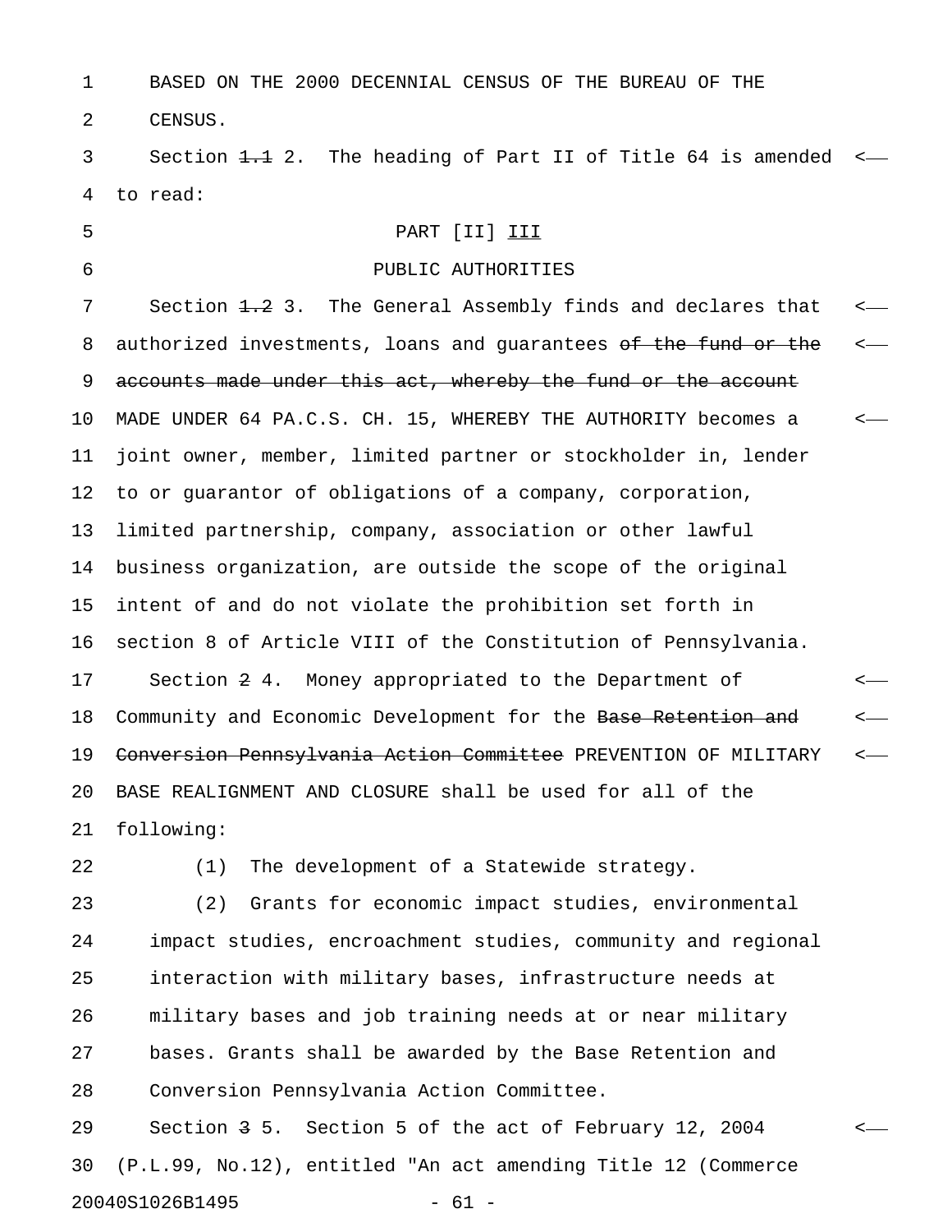BASED ON THE 2000 DECENNIAL CENSUS OF THE BUREAU OF THE CENSUS.

Section ~~1.1~~ 2. The heading of Part II of Title 64 is amended to read:

PART [II] <u>III</u>

PUBLIC AUTHORITIES

Section ~~1.2~~ 3. The General Assembly finds and declares that authorized investments, loans and guarantees ~~of the fund or the accounts made under this act, whereby the fund or the account~~ MADE UNDER 64 PA.C.S. CH. 15, WHEREBY THE AUTHORITY becomes a joint owner, member, limited partner or stockholder in, lender to or guarantor of obligations of a company, corporation, limited partnership, company, association or other lawful business organization, are outside the scope of the original intent of and do not violate the prohibition set forth in section 8 of Article VIII of the Constitution of Pennsylvania.

Section ~~2~~ 4. Money appropriated to the Department of Community and Economic Development for the ~~Base Retention and Conversion Pennsylvania Action Committee~~ PREVENTION OF MILITARY BASE REALIGNMENT AND CLOSURE shall be used for all of the following:

(1) The development of a Statewide strategy.

(2) Grants for economic impact studies, environmental impact studies, encroachment studies, community and regional interaction with military bases, infrastructure needs at military bases and job training needs at or near military bases. Grants shall be awarded by the Base Retention and Conversion Pennsylvania Action Committee.

Section ~~3~~ 5. Section 5 of the act of February 12, 2004 (P.L.99, No.12), entitled "An act amending Title 12 (Commerce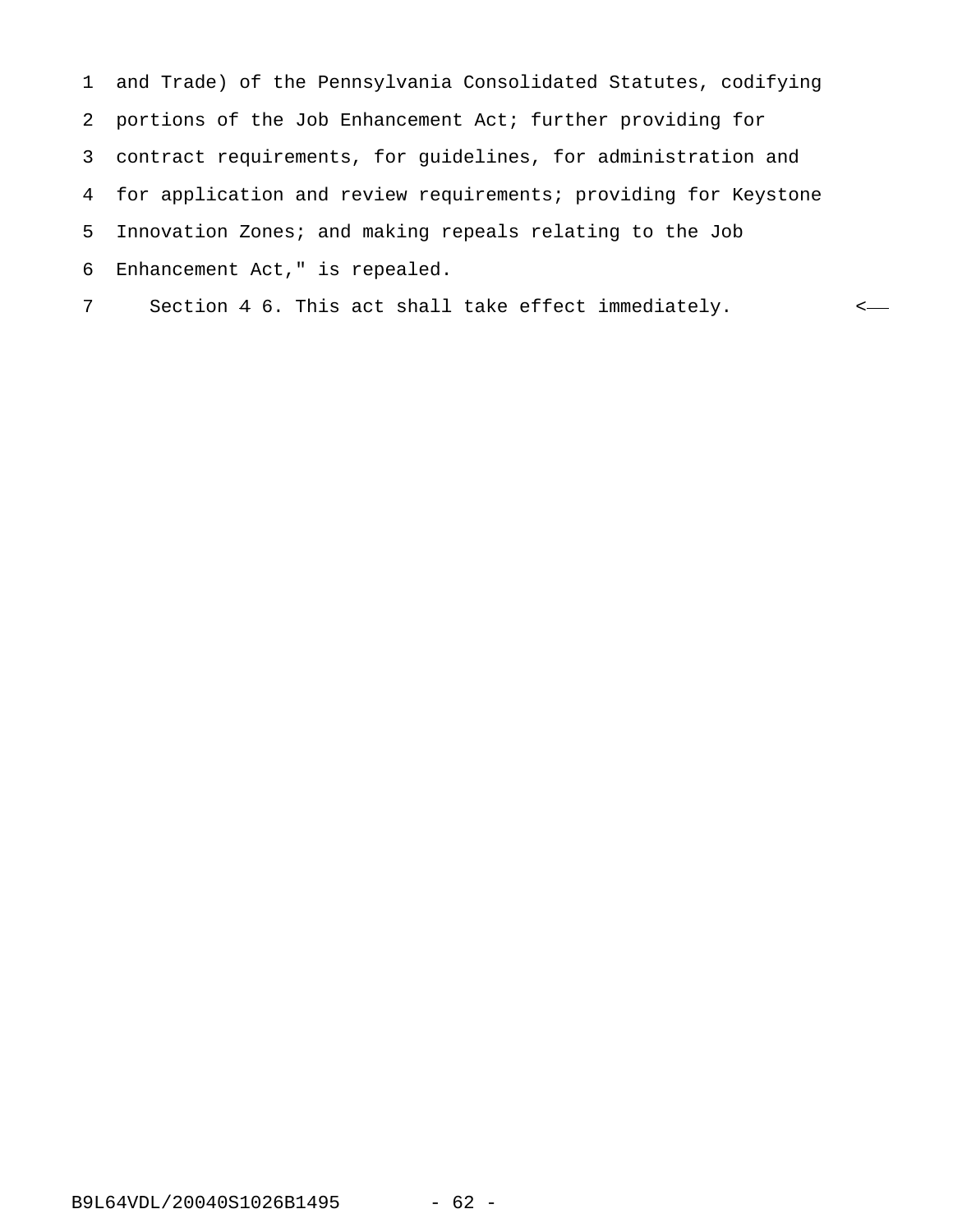and Trade) of the Pennsylvania Consolidated Statutes, codifying portions of the Job Enhancement Act; further providing for contract requirements, for guidelines, for administration and for application and review requirements; providing for Keystone Innovation Zones; and making repeals relating to the Job Enhancement Act," is repealed.

Section 4 6. This act shall take effect immediately.